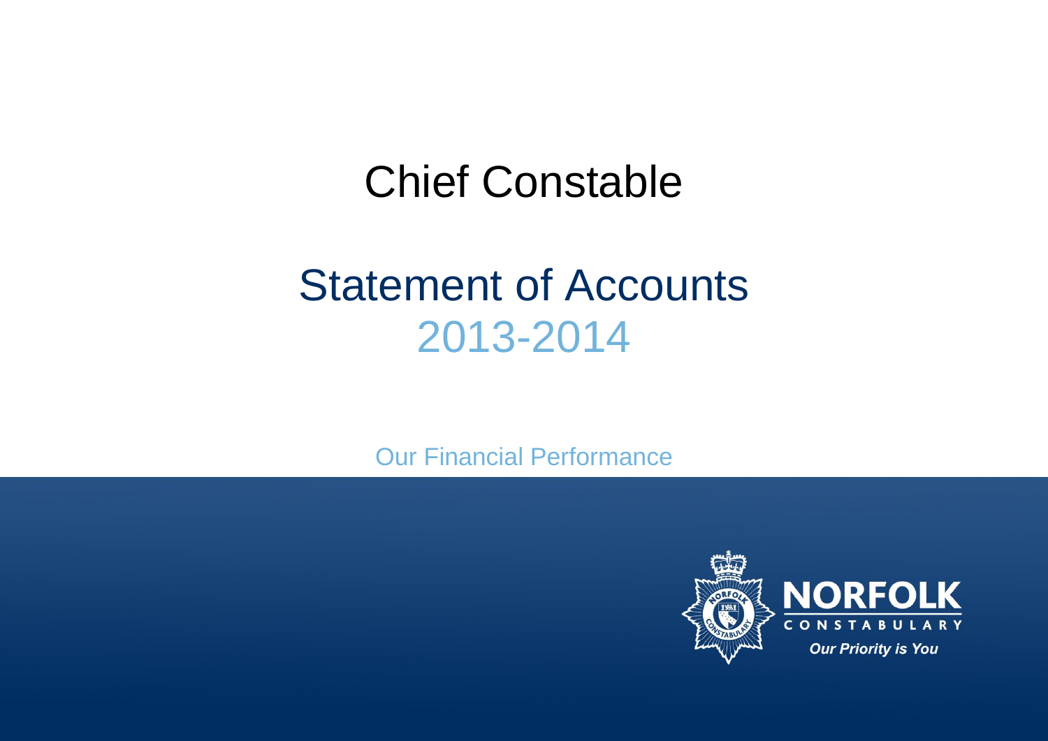# Chief Constable

# Statement of Accounts
## 2013-2014

Our Financial Performance

NORFOLK
CONSTABULARY
*Our Priority is You*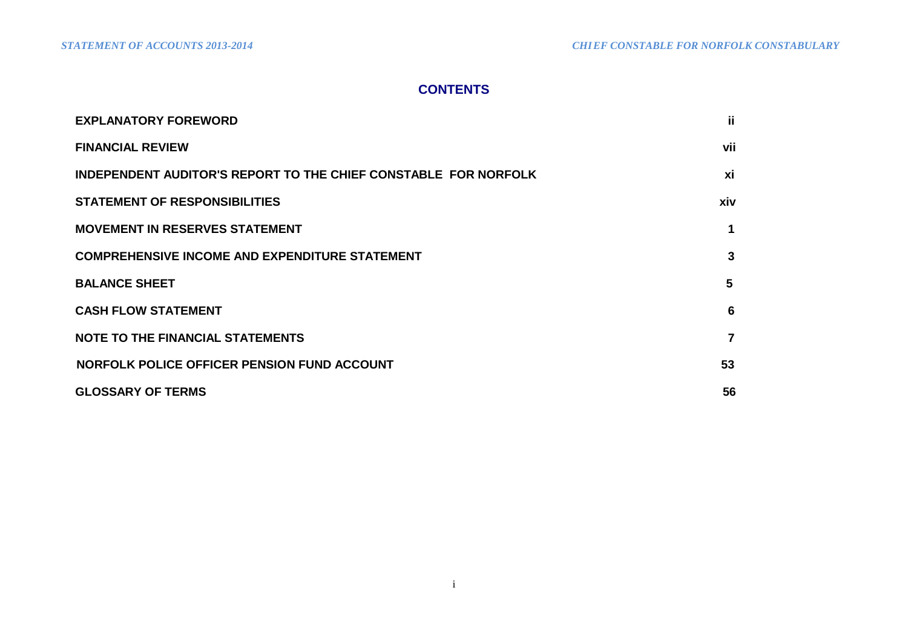## CONTENTS

| | |
|---|---|
| **EXPLANATORY FOREWORD** | **ii** |
| **FINANCIAL REVIEW** | **vii** |
| **INDEPENDENT AUDITOR'S REPORT TO THE CHIEF CONSTABLE FOR NORFOLK** | **xi** |
| **STATEMENT OF RESPONSIBILITIES** | **xiv** |
| **MOVEMENT IN RESERVES STATEMENT** | **1** |
| **COMPREHENSIVE INCOME AND EXPENDITURE STATEMENT** | **3** |
| **BALANCE SHEET** | **5** |
| **CASH FLOW STATEMENT** | **6** |
| **NOTE TO THE FINANCIAL STATEMENTS** | **7** |
| **NORFOLK POLICE OFFICER PENSION FUND ACCOUNT** | **53** |
| **GLOSSARY OF TERMS** | **56** |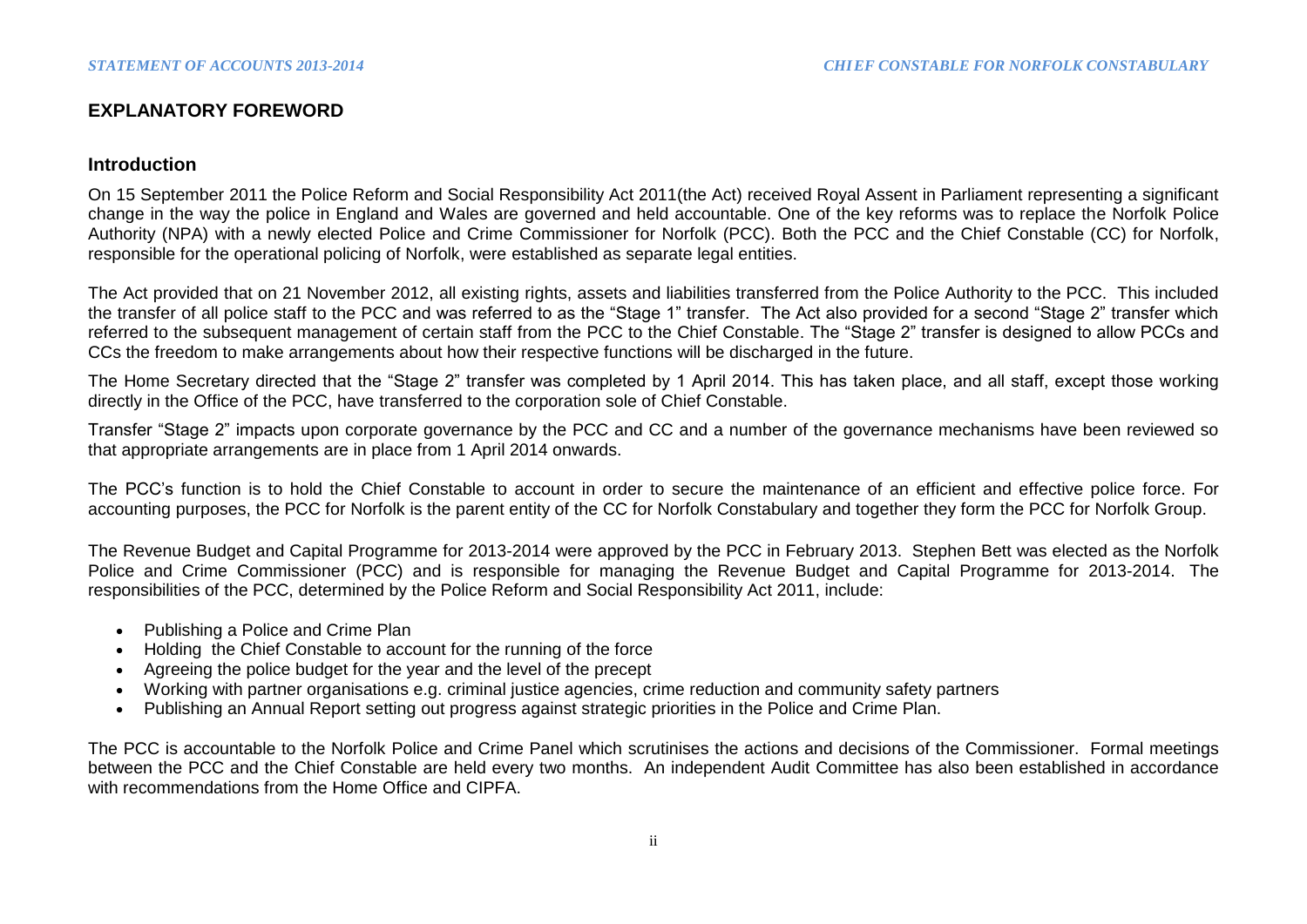# EXPLANATORY FOREWORD

## Introduction

On 15 September 2011 the Police Reform and Social Responsibility Act 2011(the Act) received Royal Assent in Parliament representing a significant change in the way the police in England and Wales are governed and held accountable. One of the key reforms was to replace the Norfolk Police Authority (NPA) with a newly elected Police and Crime Commissioner for Norfolk (PCC). Both the PCC and the Chief Constable (CC) for Norfolk, responsible for the operational policing of Norfolk, were established as separate legal entities.

The Act provided that on 21 November 2012, all existing rights, assets and liabilities transferred from the Police Authority to the PCC. This included the transfer of all police staff to the PCC and was referred to as the "Stage 1" transfer. The Act also provided for a second "Stage 2" transfer which referred to the subsequent management of certain staff from the PCC to the Chief Constable. The "Stage 2" transfer is designed to allow PCCs and CCs the freedom to make arrangements about how their respective functions will be discharged in the future.

The Home Secretary directed that the "Stage 2" transfer was completed by 1 April 2014. This has taken place, and all staff, except those working directly in the Office of the PCC, have transferred to the corporation sole of Chief Constable.

Transfer "Stage 2" impacts upon corporate governance by the PCC and CC and a number of the governance mechanisms have been reviewed so that appropriate arrangements are in place from 1 April 2014 onwards.

The PCC's function is to hold the Chief Constable to account in order to secure the maintenance of an efficient and effective police force. For accounting purposes, the PCC for Norfolk is the parent entity of the CC for Norfolk Constabulary and together they form the PCC for Norfolk Group.

The Revenue Budget and Capital Programme for 2013-2014 were approved by the PCC in February 2013. Stephen Bett was elected as the Norfolk Police and Crime Commissioner (PCC) and is responsible for managing the Revenue Budget and Capital Programme for 2013-2014. The responsibilities of the PCC, determined by the Police Reform and Social Responsibility Act 2011, include:

- Publishing a Police and Crime Plan
- Holding the Chief Constable to account for the running of the force
- Agreeing the police budget for the year and the level of the precept
- Working with partner organisations e.g. criminal justice agencies, crime reduction and community safety partners
- Publishing an Annual Report setting out progress against strategic priorities in the Police and Crime Plan.

The PCC is accountable to the Norfolk Police and Crime Panel which scrutinises the actions and decisions of the Commissioner. Formal meetings between the PCC and the Chief Constable are held every two months. An independent Audit Committee has also been established in accordance with recommendations from the Home Office and CIPFA.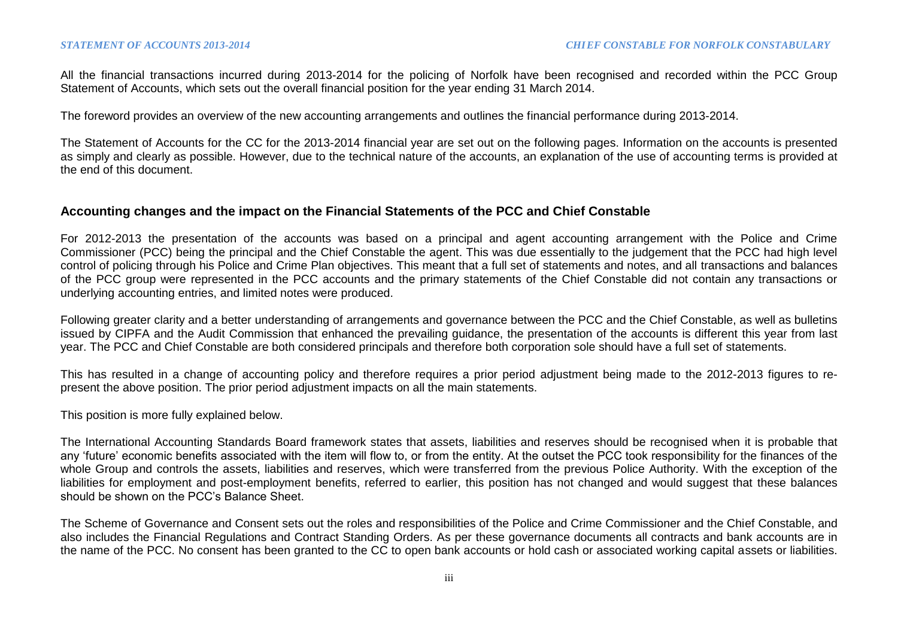All the financial transactions incurred during 2013-2014 for the policing of Norfolk have been recognised and recorded within the PCC Group Statement of Accounts, which sets out the overall financial position for the year ending 31 March 2014.

The foreword provides an overview of the new accounting arrangements and outlines the financial performance during 2013-2014.

The Statement of Accounts for the CC for the 2013-2014 financial year are set out on the following pages. Information on the accounts is presented as simply and clearly as possible. However, due to the technical nature of the accounts, an explanation of the use of accounting terms is provided at the end of this document.

## Accounting changes and the impact on the Financial Statements of the PCC and Chief Constable

For 2012-2013 the presentation of the accounts was based on a principal and agent accounting arrangement with the Police and Crime Commissioner (PCC) being the principal and the Chief Constable the agent. This was due essentially to the judgement that the PCC had high level control of policing through his Police and Crime Plan objectives. This meant that a full set of statements and notes, and all transactions and balances of the PCC group were represented in the PCC accounts and the primary statements of the Chief Constable did not contain any transactions or underlying accounting entries, and limited notes were produced.

Following greater clarity and a better understanding of arrangements and governance between the PCC and the Chief Constable, as well as bulletins issued by CIPFA and the Audit Commission that enhanced the prevailing guidance, the presentation of the accounts is different this year from last year. The PCC and Chief Constable are both considered principals and therefore both corporation sole should have a full set of statements.

This has resulted in a change of accounting policy and therefore requires a prior period adjustment being made to the 2012-2013 figures to re-present the above position. The prior period adjustment impacts on all the main statements.

This position is more fully explained below.

The International Accounting Standards Board framework states that assets, liabilities and reserves should be recognised when it is probable that any 'future' economic benefits associated with the item will flow to, or from the entity. At the outset the PCC took responsibility for the finances of the whole Group and controls the assets, liabilities and reserves, which were transferred from the previous Police Authority. With the exception of the liabilities for employment and post-employment benefits, referred to earlier, this position has not changed and would suggest that these balances should be shown on the PCC's Balance Sheet.

The Scheme of Governance and Consent sets out the roles and responsibilities of the Police and Crime Commissioner and the Chief Constable, and also includes the Financial Regulations and Contract Standing Orders. As per these governance documents all contracts and bank accounts are in the name of the PCC. No consent has been granted to the CC to open bank accounts or hold cash or associated working capital assets or liabilities.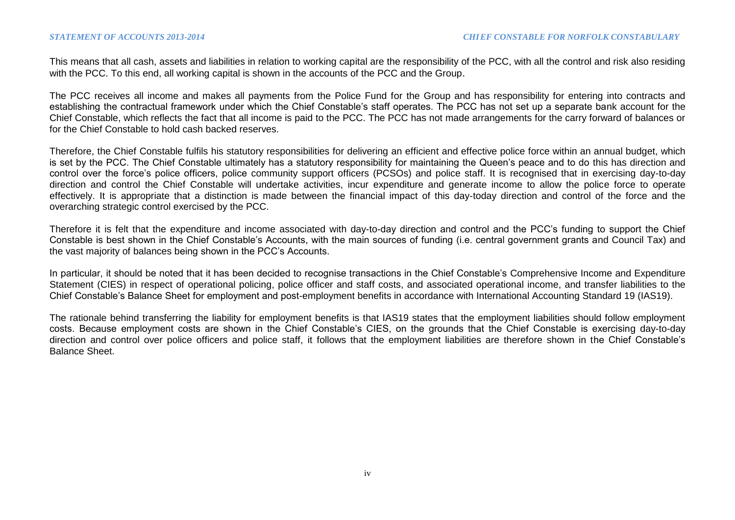This means that all cash, assets and liabilities in relation to working capital are the responsibility of the PCC, with all the control and risk also residing with the PCC. To this end, all working capital is shown in the accounts of the PCC and the Group.

The PCC receives all income and makes all payments from the Police Fund for the Group and has responsibility for entering into contracts and establishing the contractual framework under which the Chief Constable's staff operates. The PCC has not set up a separate bank account for the Chief Constable, which reflects the fact that all income is paid to the PCC. The PCC has not made arrangements for the carry forward of balances or for the Chief Constable to hold cash backed reserves.

Therefore, the Chief Constable fulfils his statutory responsibilities for delivering an efficient and effective police force within an annual budget, which is set by the PCC. The Chief Constable ultimately has a statutory responsibility for maintaining the Queen's peace and to do this has direction and control over the force's police officers, police community support officers (PCSOs) and police staff. It is recognised that in exercising day-to-day direction and control the Chief Constable will undertake activities, incur expenditure and generate income to allow the police force to operate effectively. It is appropriate that a distinction is made between the financial impact of this day-today direction and control of the force and the overarching strategic control exercised by the PCC.

Therefore it is felt that the expenditure and income associated with day-to-day direction and control and the PCC's funding to support the Chief Constable is best shown in the Chief Constable's Accounts, with the main sources of funding (i.e. central government grants and Council Tax) and the vast majority of balances being shown in the PCC's Accounts.

In particular, it should be noted that it has been decided to recognise transactions in the Chief Constable's Comprehensive Income and Expenditure Statement (CIES) in respect of operational policing, police officer and staff costs, and associated operational income, and transfer liabilities to the Chief Constable's Balance Sheet for employment and post-employment benefits in accordance with International Accounting Standard 19 (IAS19).

The rationale behind transferring the liability for employment benefits is that IAS19 states that the employment liabilities should follow employment costs. Because employment costs are shown in the Chief Constable's CIES, on the grounds that the Chief Constable is exercising day-to-day direction and control over police officers and police staff, it follows that the employment liabilities are therefore shown in the Chief Constable's Balance Sheet.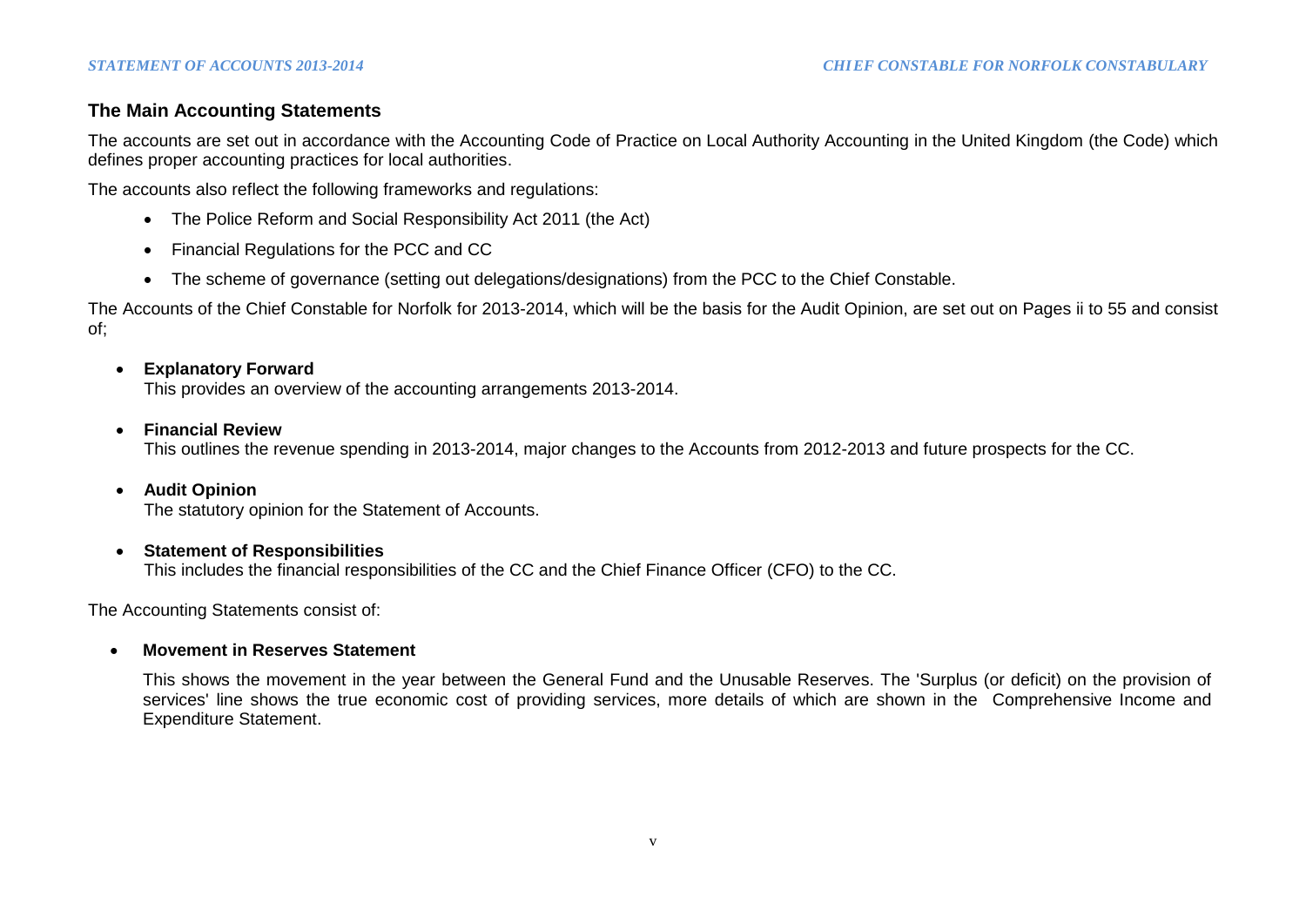## The Main Accounting Statements

The accounts are set out in accordance with the Accounting Code of Practice on Local Authority Accounting in the United Kingdom (the Code) which defines proper accounting practices for local authorities.

The accounts also reflect the following frameworks and regulations:

- The Police Reform and Social Responsibility Act 2011 (the Act)
- Financial Regulations for the PCC and CC
- The scheme of governance (setting out delegations/designations) from the PCC to the Chief Constable.

The Accounts of the Chief Constable for Norfolk for 2013-2014, which will be the basis for the Audit Opinion, are set out on Pages ii to 55 and consist of;

- **Explanatory Forward**
  This provides an overview of the accounting arrangements 2013-2014.

- **Financial Review**
  This outlines the revenue spending in 2013-2014, major changes to the Accounts from 2012-2013 and future prospects for the CC.

- **Audit Opinion**
  The statutory opinion for the Statement of Accounts.

- **Statement of Responsibilities**
  This includes the financial responsibilities of the CC and the Chief Finance Officer (CFO) to the CC.

The Accounting Statements consist of:

- **Movement in Reserves Statement**

  This shows the movement in the year between the General Fund and the Unusable Reserves. The 'Surplus (or deficit) on the provision of services' line shows the true economic cost of providing services, more details of which are shown in the Comprehensive Income and Expenditure Statement.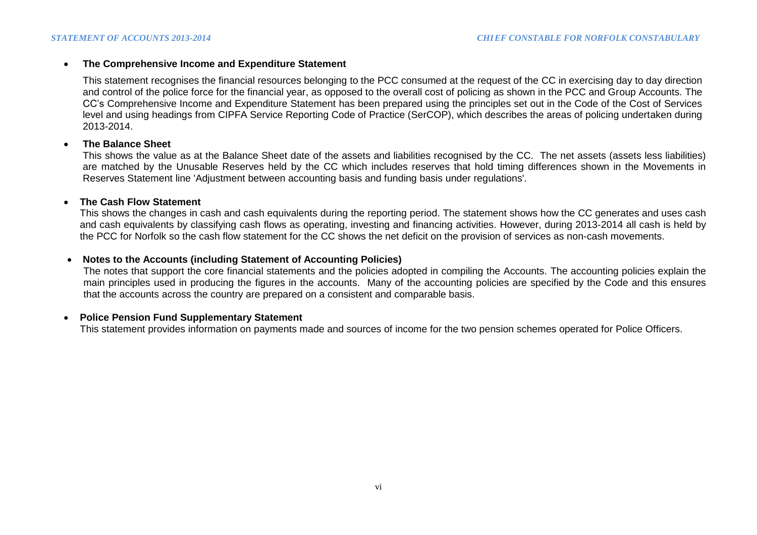- **The Comprehensive Income and Expenditure Statement**

  This statement recognises the financial resources belonging to the PCC consumed at the request of the CC in exercising day to day direction and control of the police force for the financial year, as opposed to the overall cost of policing as shown in the PCC and Group Accounts. The CC's Comprehensive Income and Expenditure Statement has been prepared using the principles set out in the Code of the Cost of Services level and using headings from CIPFA Service Reporting Code of Practice (SerCOP), which describes the areas of policing undertaken during 2013-2014.

- **The Balance Sheet**

  This shows the value as at the Balance Sheet date of the assets and liabilities recognised by the CC. The net assets (assets less liabilities) are matched by the Unusable Reserves held by the CC which includes reserves that hold timing differences shown in the Movements in Reserves Statement line 'Adjustment between accounting basis and funding basis under regulations'.

- **The Cash Flow Statement**

  This shows the changes in cash and cash equivalents during the reporting period. The statement shows how the CC generates and uses cash and cash equivalents by classifying cash flows as operating, investing and financing activities. However, during 2013-2014 all cash is held by the PCC for Norfolk so the cash flow statement for the CC shows the net deficit on the provision of services as non-cash movements.

- **Notes to the Accounts (including Statement of Accounting Policies)**

  The notes that support the core financial statements and the policies adopted in compiling the Accounts. The accounting policies explain the main principles used in producing the figures in the accounts. Many of the accounting policies are specified by the Code and this ensures that the accounts across the country are prepared on a consistent and comparable basis.

- **Police Pension Fund Supplementary Statement**

  This statement provides information on payments made and sources of income for the two pension schemes operated for Police Officers.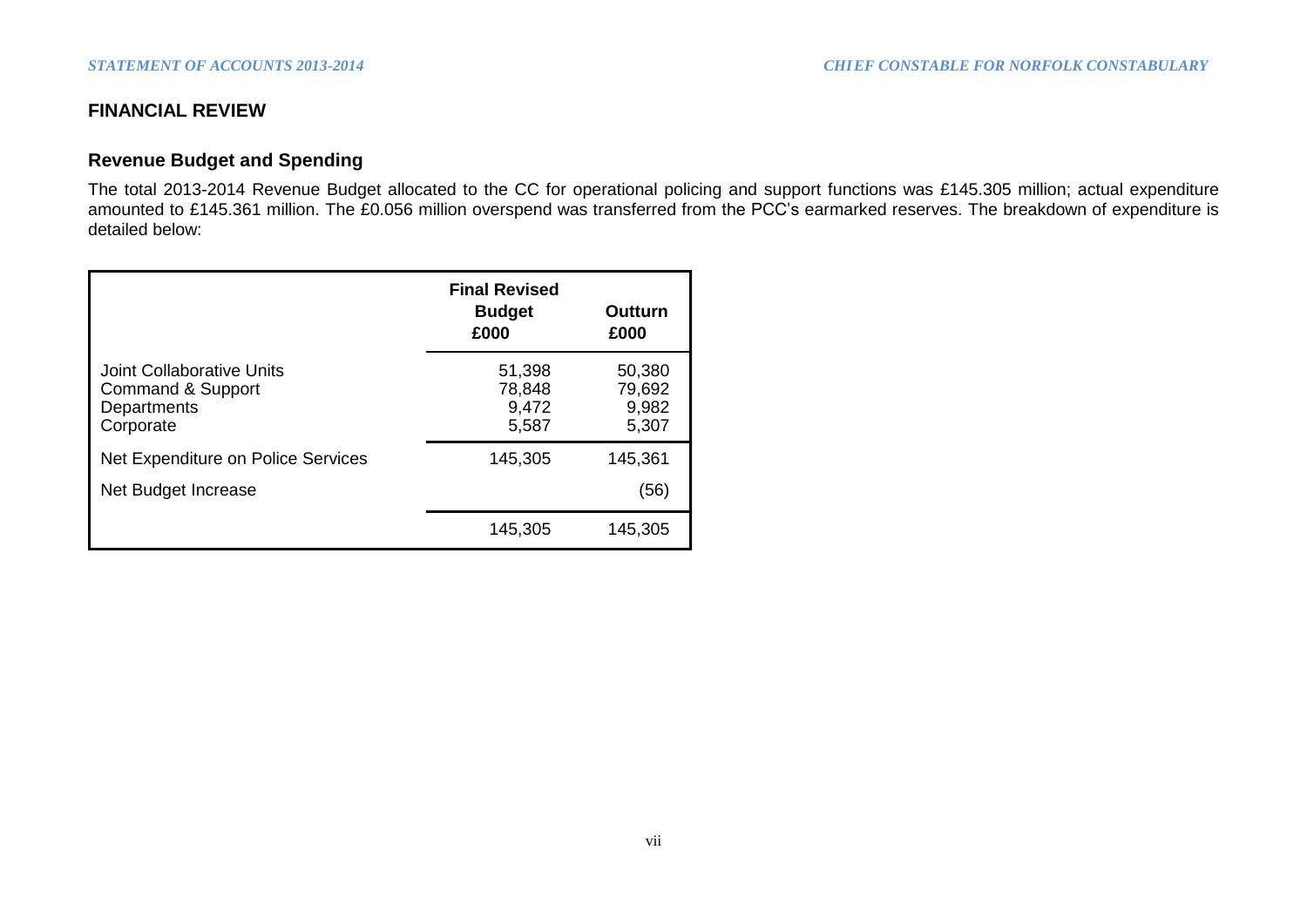## FINANCIAL REVIEW

### Revenue Budget and Spending

The total 2013-2014 Revenue Budget allocated to the CC for operational policing and support functions was £145.305 million; actual expenditure amounted to £145.361 million. The £0.056 million overspend was transferred from the PCC's earmarked reserves. The breakdown of expenditure is detailed below:

| | Final Revised Budget £000 | Outturn £000 |
|---|---|---|
| Joint Collaborative Units | 51,398 | 50,380 |
| Command & Support | 78,848 | 79,692 |
| Departments | 9,472 | 9,982 |
| Corporate | 5,587 | 5,307 |
| Net Expenditure on Police Services | 145,305 | 145,361 |
| Net Budget Increase | | (56) |
| | 145,305 | 145,305 |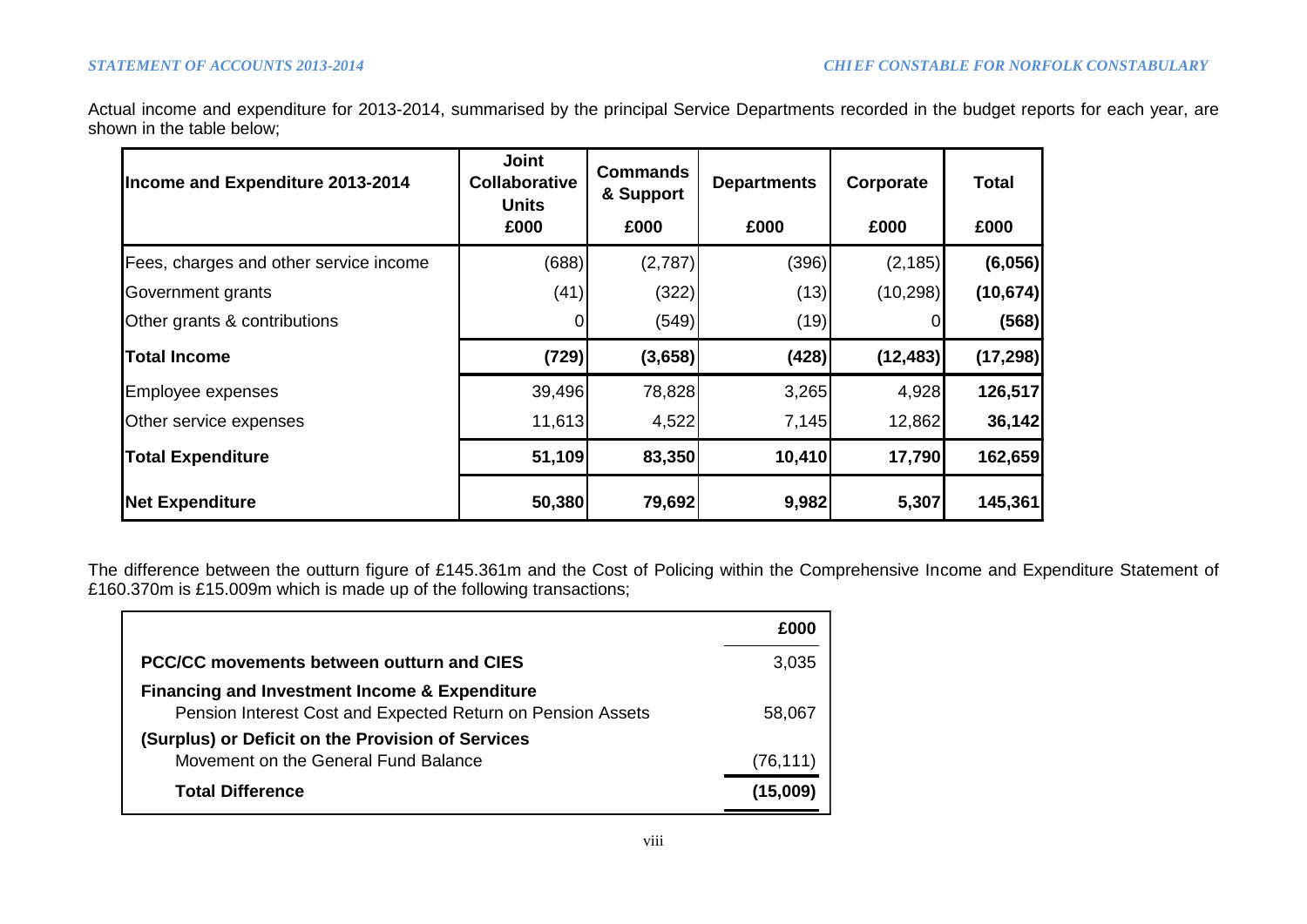Actual income and expenditure for 2013-2014, summarised by the principal Service Departments recorded in the budget reports for each year, are shown in the table below;

| Income and Expenditure 2013-2014 | Joint Collaborative Units £000 | Commands & Support £000 | Departments £000 | Corporate £000 | Total £000 |
|---|---|---|---|---|---|
| Fees, charges and other service income | (688) | (2,787) | (396) | (2,185) | **(6,056)** |
| Government grants | (41) | (322) | (13) | (10,298) | **(10,674)** |
| Other grants & contributions | 0 | (549) | (19) | 0 | **(568)** |
| **Total Income** | **(729)** | **(3,658)** | **(428)** | **(12,483)** | **(17,298)** |
| Employee expenses | 39,496 | 78,828 | 3,265 | 4,928 | **126,517** |
| Other service expenses | 11,613 | 4,522 | 7,145 | 12,862 | **36,142** |
| **Total Expenditure** | **51,109** | **83,350** | **10,410** | **17,790** | **162,659** |
| **Net Expenditure** | **50,380** | **79,692** | **9,982** | **5,307** | **145,361** |

The difference between the outturn figure of £145.361m and the Cost of Policing within the Comprehensive Income and Expenditure Statement of £160.370m is £15.009m which is made up of the following transactions;

| | £000 |
|---|---|
| **PCC/CC movements between outturn and CIES** | 3,035 |
| **Financing and Investment Income & Expenditure** | |
| Pension Interest Cost and Expected Return on Pension Assets | 58,067 |
| **(Surplus) or Deficit on the Provision of Services** | |
| Movement on the General Fund Balance | (76,111) |
| **Total Difference** | **(15,009)** |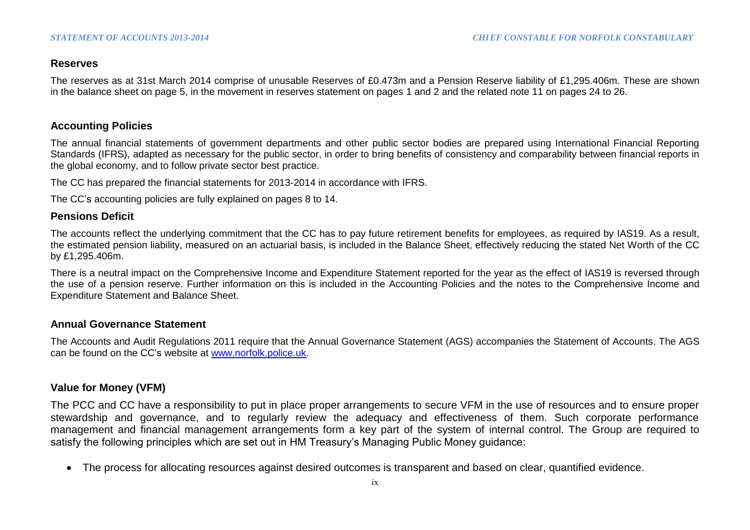## Reserves

The reserves as at 31st March 2014 comprise of unusable Reserves of £0.473m and a Pension Reserve liability of £1,295.406m. These are shown in the balance sheet on page 5, in the movement in reserves statement on pages 1 and 2 and the related note 11 on pages 24 to 26.

## Accounting Policies

The annual financial statements of government departments and other public sector bodies are prepared using International Financial Reporting Standards (IFRS), adapted as necessary for the public sector, in order to bring benefits of consistency and comparability between financial reports in the global economy, and to follow private sector best practice.

The CC has prepared the financial statements for 2013-2014 in accordance with IFRS.

The CC's accounting policies are fully explained on pages 8 to 14.

## Pensions Deficit

The accounts reflect the underlying commitment that the CC has to pay future retirement benefits for employees, as required by IAS19. As a result, the estimated pension liability, measured on an actuarial basis, is included in the Balance Sheet, effectively reducing the stated Net Worth of the CC by £1,295.406m.

There is a neutral impact on the Comprehensive Income and Expenditure Statement reported for the year as the effect of IAS19 is reversed through the use of a pension reserve. Further information on this is included in the Accounting Policies and the notes to the Comprehensive Income and Expenditure Statement and Balance Sheet.

## Annual Governance Statement

The Accounts and Audit Regulations 2011 require that the Annual Governance Statement (AGS) accompanies the Statement of Accounts. The AGS can be found on the CC's website at [www.norfolk.police.uk](www.norfolk.police.uk).

## Value for Money (VFM)

The PCC and CC have a responsibility to put in place proper arrangements to secure VFM in the use of resources and to ensure proper stewardship and governance, and to regularly review the adequacy and effectiveness of them. Such corporate performance management and financial management arrangements form a key part of the system of internal control. The Group are required to satisfy the following principles which are set out in HM Treasury's Managing Public Money guidance:

- The process for allocating resources against desired outcomes is transparent and based on clear, quantified evidence.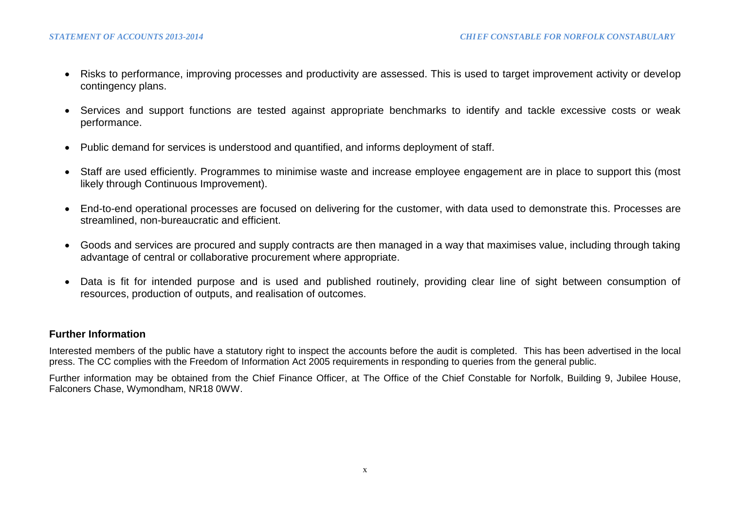- Risks to performance, improving processes and productivity are assessed. This is used to target improvement activity or develop contingency plans.

- Services and support functions are tested against appropriate benchmarks to identify and tackle excessive costs or weak performance.

- Public demand for services is understood and quantified, and informs deployment of staff.

- Staff are used efficiently. Programmes to minimise waste and increase employee engagement are in place to support this (most likely through Continuous Improvement).

- End-to-end operational processes are focused on delivering for the customer, with data used to demonstrate this. Processes are streamlined, non-bureaucratic and efficient.

- Goods and services are procured and supply contracts are then managed in a way that maximises value, including through taking advantage of central or collaborative procurement where appropriate.

- Data is fit for intended purpose and is used and published routinely, providing clear line of sight between consumption of resources, production of outputs, and realisation of outcomes.

## Further Information

Interested members of the public have a statutory right to inspect the accounts before the audit is completed. This has been advertised in the local press. The CC complies with the Freedom of Information Act 2005 requirements in responding to queries from the general public.

Further information may be obtained from the Chief Finance Officer, at The Office of the Chief Constable for Norfolk, Building 9, Jubilee House, Falconers Chase, Wymondham, NR18 0WW.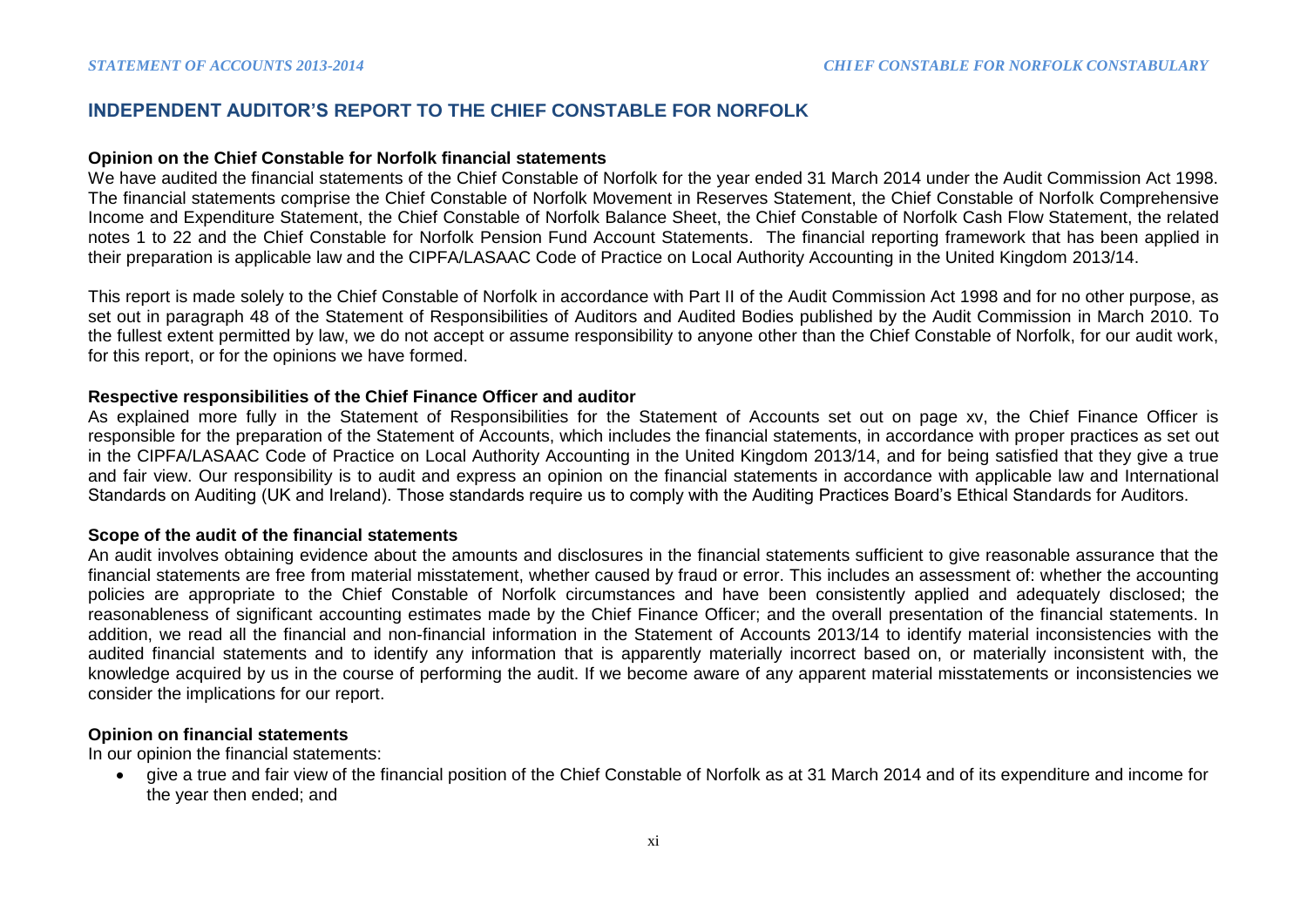## INDEPENDENT AUDITOR'S REPORT TO THE CHIEF CONSTABLE FOR NORFOLK

**Opinion on the Chief Constable for Norfolk financial statements**

We have audited the financial statements of the Chief Constable of Norfolk for the year ended 31 March 2014 under the Audit Commission Act 1998. The financial statements comprise the Chief Constable of Norfolk Movement in Reserves Statement, the Chief Constable of Norfolk Comprehensive Income and Expenditure Statement, the Chief Constable of Norfolk Balance Sheet, the Chief Constable of Norfolk Cash Flow Statement, the related notes 1 to 22 and the Chief Constable for Norfolk Pension Fund Account Statements. The financial reporting framework that has been applied in their preparation is applicable law and the CIPFA/LASAAC Code of Practice on Local Authority Accounting in the United Kingdom 2013/14.

This report is made solely to the Chief Constable of Norfolk in accordance with Part II of the Audit Commission Act 1998 and for no other purpose, as set out in paragraph 48 of the Statement of Responsibilities of Auditors and Audited Bodies published by the Audit Commission in March 2010. To the fullest extent permitted by law, we do not accept or assume responsibility to anyone other than the Chief Constable of Norfolk, for our audit work, for this report, or for the opinions we have formed.

**Respective responsibilities of the Chief Finance Officer and auditor**

As explained more fully in the Statement of Responsibilities for the Statement of Accounts set out on page xv, the Chief Finance Officer is responsible for the preparation of the Statement of Accounts, which includes the financial statements, in accordance with proper practices as set out in the CIPFA/LASAAC Code of Practice on Local Authority Accounting in the United Kingdom 2013/14, and for being satisfied that they give a true and fair view. Our responsibility is to audit and express an opinion on the financial statements in accordance with applicable law and International Standards on Auditing (UK and Ireland). Those standards require us to comply with the Auditing Practices Board's Ethical Standards for Auditors.

**Scope of the audit of the financial statements**

An audit involves obtaining evidence about the amounts and disclosures in the financial statements sufficient to give reasonable assurance that the financial statements are free from material misstatement, whether caused by fraud or error. This includes an assessment of: whether the accounting policies are appropriate to the Chief Constable of Norfolk circumstances and have been consistently applied and adequately disclosed; the reasonableness of significant accounting estimates made by the Chief Finance Officer; and the overall presentation of the financial statements. In addition, we read all the financial and non-financial information in the Statement of Accounts 2013/14 to identify material inconsistencies with the audited financial statements and to identify any information that is apparently materially incorrect based on, or materially inconsistent with, the knowledge acquired by us in the course of performing the audit. If we become aware of any apparent material misstatements or inconsistencies we consider the implications for our report.

**Opinion on financial statements**

In our opinion the financial statements:

- give a true and fair view of the financial position of the Chief Constable of Norfolk as at 31 March 2014 and of its expenditure and income for the year then ended; and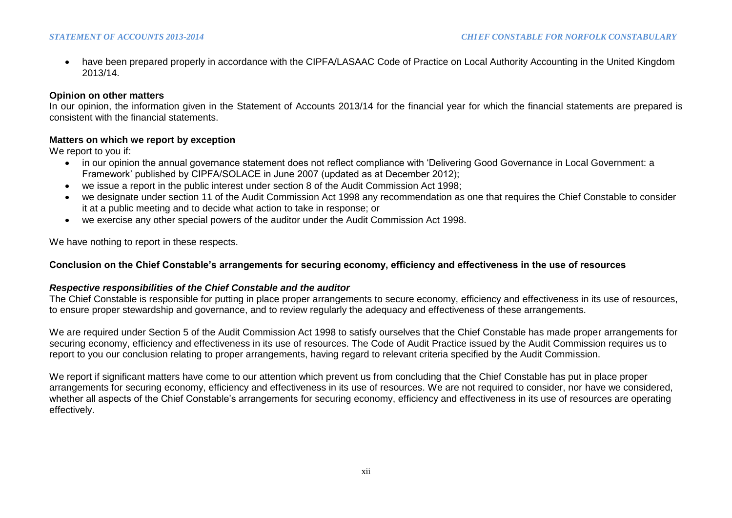- have been prepared properly in accordance with the CIPFA/LASAAC Code of Practice on Local Authority Accounting in the United Kingdom 2013/14.

**Opinion on other matters**

In our opinion, the information given in the Statement of Accounts 2013/14 for the financial year for which the financial statements are prepared is consistent with the financial statements.

**Matters on which we report by exception**

We report to you if:

- in our opinion the annual governance statement does not reflect compliance with 'Delivering Good Governance in Local Government: a Framework' published by CIPFA/SOLACE in June 2007 (updated as at December 2012);
- we issue a report in the public interest under section 8 of the Audit Commission Act 1998;
- we designate under section 11 of the Audit Commission Act 1998 any recommendation as one that requires the Chief Constable to consider it at a public meeting and to decide what action to take in response; or
- we exercise any other special powers of the auditor under the Audit Commission Act 1998.

We have nothing to report in these respects.

**Conclusion on the Chief Constable's arrangements for securing economy, efficiency and effectiveness in the use of resources**

***Respective responsibilities of the Chief Constable and the auditor***

The Chief Constable is responsible for putting in place proper arrangements to secure economy, efficiency and effectiveness in its use of resources, to ensure proper stewardship and governance, and to review regularly the adequacy and effectiveness of these arrangements.

We are required under Section 5 of the Audit Commission Act 1998 to satisfy ourselves that the Chief Constable has made proper arrangements for securing economy, efficiency and effectiveness in its use of resources. The Code of Audit Practice issued by the Audit Commission requires us to report to you our conclusion relating to proper arrangements, having regard to relevant criteria specified by the Audit Commission.

We report if significant matters have come to our attention which prevent us from concluding that the Chief Constable has put in place proper arrangements for securing economy, efficiency and effectiveness in its use of resources. We are not required to consider, nor have we considered, whether all aspects of the Chief Constable's arrangements for securing economy, efficiency and effectiveness in its use of resources are operating effectively.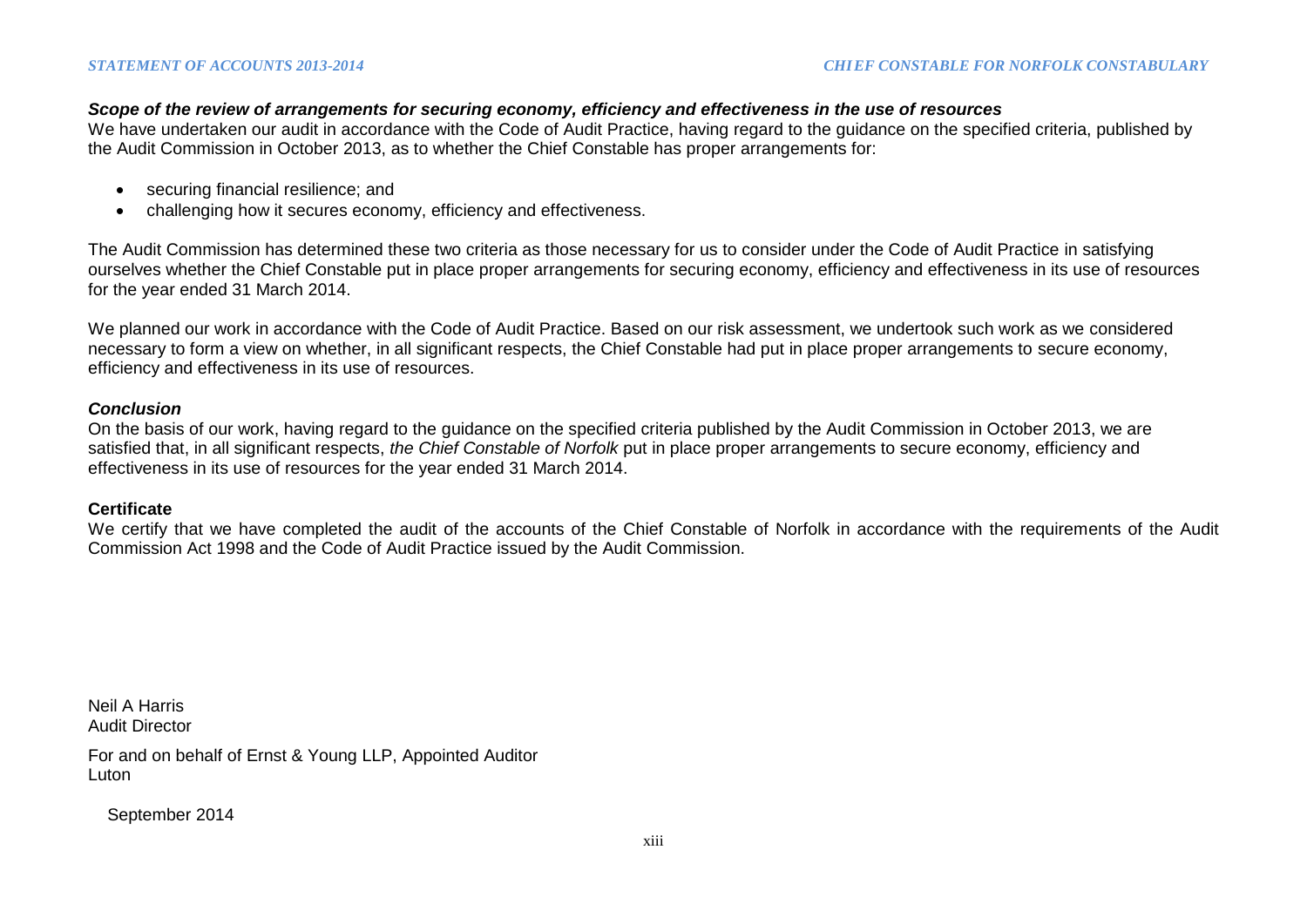***Scope of the review of arrangements for securing economy, efficiency and effectiveness in the use of resources***

We have undertaken our audit in accordance with the Code of Audit Practice, having regard to the guidance on the specified criteria, published by the Audit Commission in October 2013, as to whether the Chief Constable has proper arrangements for:

- securing financial resilience; and
- challenging how it secures economy, efficiency and effectiveness.

The Audit Commission has determined these two criteria as those necessary for us to consider under the Code of Audit Practice in satisfying ourselves whether the Chief Constable put in place proper arrangements for securing economy, efficiency and effectiveness in its use of resources for the year ended 31 March 2014.

We planned our work in accordance with the Code of Audit Practice. Based on our risk assessment, we undertook such work as we considered necessary to form a view on whether, in all significant respects, the Chief Constable had put in place proper arrangements to secure economy, efficiency and effectiveness in its use of resources.

***Conclusion***

On the basis of our work, having regard to the guidance on the specified criteria published by the Audit Commission in October 2013, we are satisfied that, in all significant respects, *the Chief Constable of Norfolk* put in place proper arrangements to secure economy, efficiency and effectiveness in its use of resources for the year ended 31 March 2014.

**Certificate**

We certify that we have completed the audit of the accounts of the Chief Constable of Norfolk in accordance with the requirements of the Audit Commission Act 1998 and the Code of Audit Practice issued by the Audit Commission.

Neil A Harris
Audit Director

For and on behalf of Ernst & Young LLP, Appointed Auditor
Luton

September 2014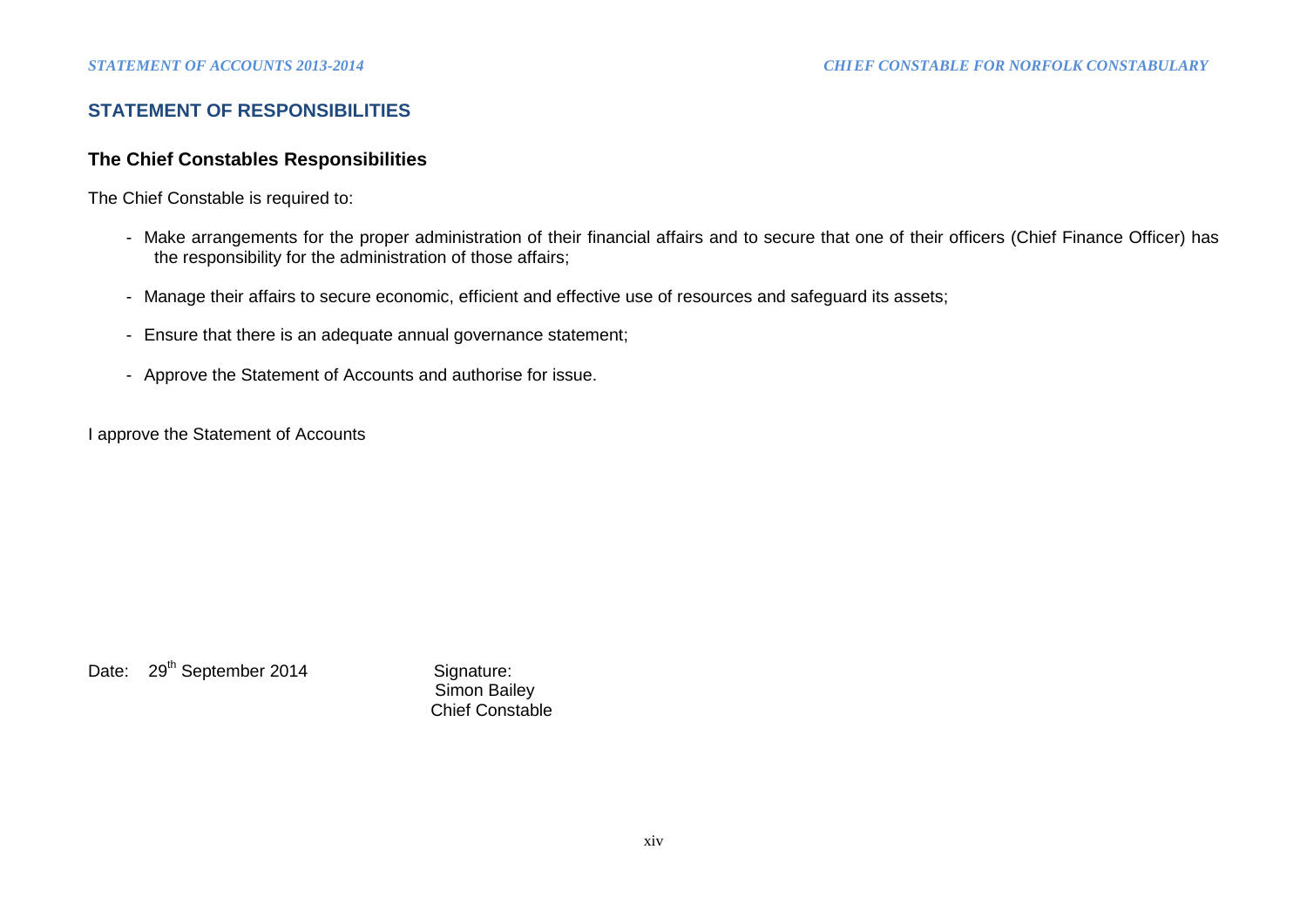## STATEMENT OF RESPONSIBILITIES

### The Chief Constables Responsibilities

The Chief Constable is required to:

- Make arrangements for the proper administration of their financial affairs and to secure that one of their officers (Chief Finance Officer) has the responsibility for the administration of those affairs;
- Manage their affairs to secure economic, efficient and effective use of resources and safeguard its assets;
- Ensure that there is an adequate annual governance statement;
- Approve the Statement of Accounts and authorise for issue.

I approve the Statement of Accounts

Date: 29th September 2014

Signature:
Simon Bailey
Chief Constable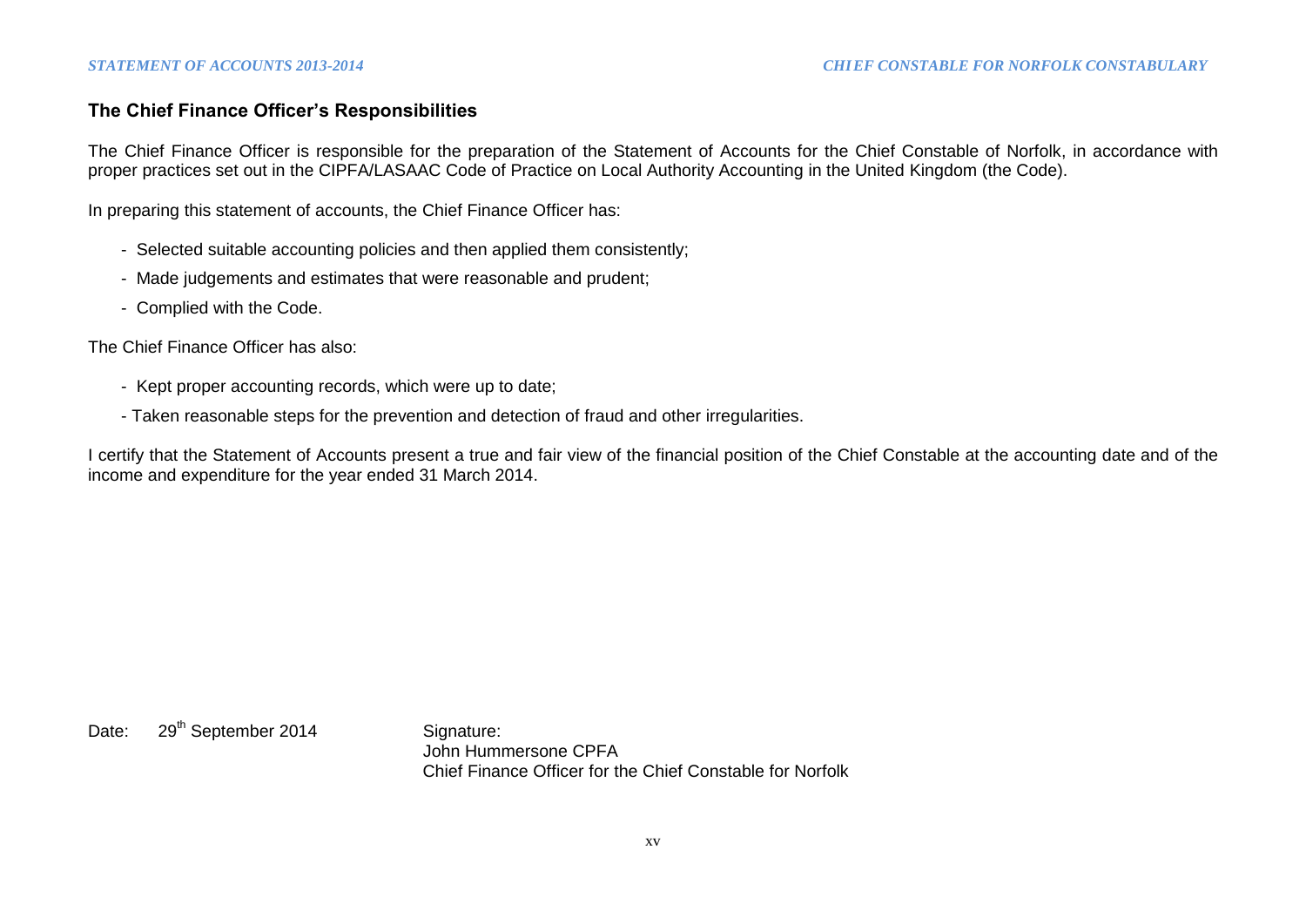## The Chief Finance Officer's Responsibilities

The Chief Finance Officer is responsible for the preparation of the Statement of Accounts for the Chief Constable of Norfolk, in accordance with proper practices set out in the CIPFA/LASAAC Code of Practice on Local Authority Accounting in the United Kingdom (the Code).

In preparing this statement of accounts, the Chief Finance Officer has:

- Selected suitable accounting policies and then applied them consistently;
- Made judgements and estimates that were reasonable and prudent;
- Complied with the Code.

The Chief Finance Officer has also:

- Kept proper accounting records, which were up to date;
- Taken reasonable steps for the prevention and detection of fraud and other irregularities.

I certify that the Statement of Accounts present a true and fair view of the financial position of the Chief Constable at the accounting date and of the income and expenditure for the year ended 31 March 2014.

Date: 29th September 2014

Signature:
John Hummersone CPFA
Chief Finance Officer for the Chief Constable for Norfolk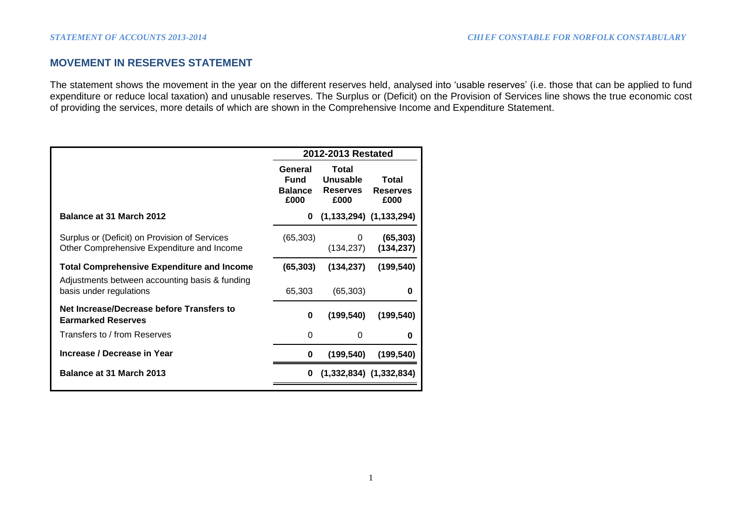## MOVEMENT IN RESERVES STATEMENT

The statement shows the movement in the year on the different reserves held, analysed into 'usable reserves' (i.e. those that can be applied to fund expenditure or reduce local taxation) and unusable reserves. The Surplus or (Deficit) on the Provision of Services line shows the true economic cost of providing the services, more details of which are shown in the Comprehensive Income and Expenditure Statement.

| | 2012-2013 Restated | | |
|---|---|---|---|
| | General Fund Balance £000 | Total Unusable Reserves £000 | Total Reserves £000 |
| **Balance at 31 March 2012** | **0** | **(1,133,294)** | **(1,133,294)** |
| Surplus or (Deficit) on Provision of Services | (65,303) | 0 | **(65,303)** |
| Other Comprehensive Expenditure and Income | | (134,237) | **(134,237)** |
| **Total Comprehensive Expenditure and Income** | **(65,303)** | **(134,237)** | **(199,540)** |
| Adjustments between accounting basis & funding basis under regulations | 65,303 | (65,303) | **0** |
| **Net Increase/Decrease before Transfers to Earmarked Reserves** | **0** | **(199,540)** | **(199,540)** |
| Transfers to / from Reserves | 0 | 0 | **0** |
| **Increase / Decrease in Year** | **0** | **(199,540)** | **(199,540)** |
| **Balance at 31 March 2013** | **0** | **(1,332,834)** | **(1,332,834)** |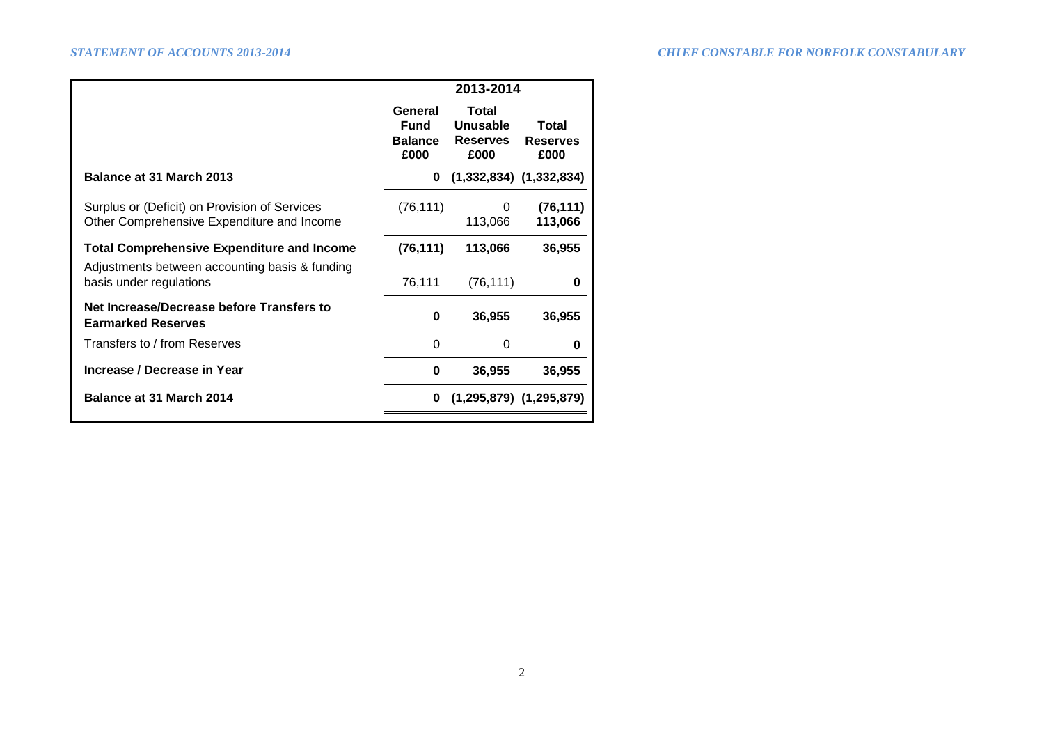| | 2013-2014 | | |
|---|---|---|---|
| | **General Fund Balance £000** | **Total Unusable Reserves £000** | **Total Reserves £000** |
| **Balance at 31 March 2013** | **0** | **(1,332,834)** | **(1,332,834)** |
| Surplus or (Deficit) on Provision of Services | (76,111) | 0 | **(76,111)** |
| Other Comprehensive Expenditure and Income | | 113,066 | **113,066** |
| **Total Comprehensive Expenditure and Income** | **(76,111)** | **113,066** | **36,955** |
| Adjustments between accounting basis & funding basis under regulations | 76,111 | (76,111) | **0** |
| **Net Increase/Decrease before Transfers to Earmarked Reserves** | **0** | **36,955** | **36,955** |
| Transfers to / from Reserves | 0 | 0 | **0** |
| **Increase / Decrease in Year** | **0** | **36,955** | **36,955** |
| **Balance at 31 March 2014** | **0** | **(1,295,879)** | **(1,295,879)** |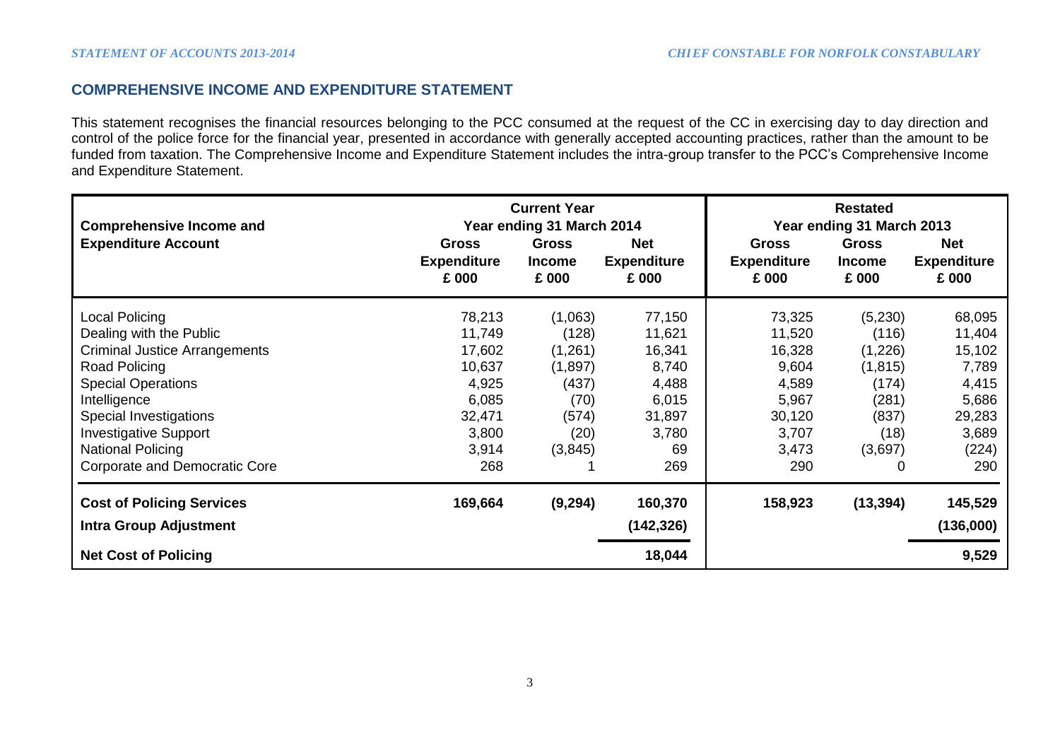## COMPREHENSIVE INCOME AND EXPENDITURE STATEMENT

This statement recognises the financial resources belonging to the PCC consumed at the request of the CC in exercising day to day direction and control of the police force for the financial year, presented in accordance with generally accepted accounting practices, rather than the amount to be funded from taxation. The Comprehensive Income and Expenditure Statement includes the intra-group transfer to the PCC's Comprehensive Income and Expenditure Statement.

| Comprehensive Income and Expenditure Account | Current Year Year ending 31 March 2014 | | | Restated Year ending 31 March 2013 | | |
|---|---|---|---|---|---|---|
| | Gross Expenditure £ 000 | Gross Income £ 000 | Net Expenditure £ 000 | Gross Expenditure £ 000 | Gross Income £ 000 | Net Expenditure £ 000 |
| Local Policing | 78,213 | (1,063) | 77,150 | 73,325 | (5,230) | 68,095 |
| Dealing with the Public | 11,749 | (128) | 11,621 | 11,520 | (116) | 11,404 |
| Criminal Justice Arrangements | 17,602 | (1,261) | 16,341 | 16,328 | (1,226) | 15,102 |
| Road Policing | 10,637 | (1,897) | 8,740 | 9,604 | (1,815) | 7,789 |
| Special Operations | 4,925 | (437) | 4,488 | 4,589 | (174) | 4,415 |
| Intelligence | 6,085 | (70) | 6,015 | 5,967 | (281) | 5,686 |
| Special Investigations | 32,471 | (574) | 31,897 | 30,120 | (837) | 29,283 |
| Investigative Support | 3,800 | (20) | 3,780 | 3,707 | (18) | 3,689 |
| National Policing | 3,914 | (3,845) | 69 | 3,473 | (3,697) | (224) |
| Corporate and Democratic Core | 268 | 1 | 269 | 290 | 0 | 290 |
| **Cost of Policing Services** | **169,664** | **(9,294)** | **160,370** | **158,923** | **(13,394)** | **145,529** |
| **Intra Group Adjustment** | | | **(142,326)** | | | **(136,000)** |
| **Net Cost of Policing** | | | **18,044** | | | **9,529** |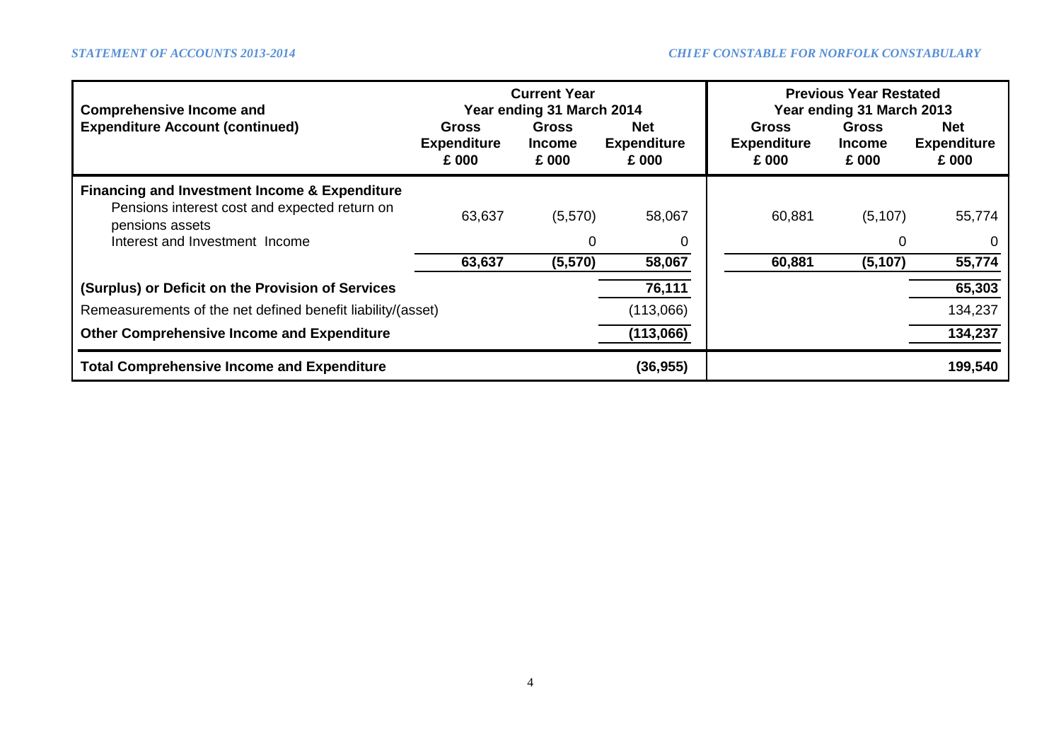| Comprehensive Income and Expenditure Account (continued) | Current Year Year ending 31 March 2014 | | | Previous Year Restated Year ending 31 March 2013 | | |
|---|---|---|---|---|---|---|
| | Gross Expenditure £ 000 | Gross Income £ 000 | Net Expenditure £ 000 | Gross Expenditure £ 000 | Gross Income £ 000 | Net Expenditure £ 000 |
| **Financing and Investment Income & Expenditure** | | | | | | |
| Pensions interest cost and expected return on pensions assets | 63,637 | (5,570) | 58,067 | 60,881 | (5,107) | 55,774 |
| Interest and Investment Income | | 0 | 0 | | 0 | 0 |
| | **63,637** | **(5,570)** | **58,067** | **60,881** | **(5,107)** | **55,774** |
| **(Surplus) or Deficit on the Provision of Services** | | | **76,111** | | | **65,303** |
| Remeasurements of the net defined benefit liability/(asset) | | | (113,066) | | | 134,237 |
| **Other Comprehensive Income and Expenditure** | | | **(113,066)** | | | **134,237** |
| **Total Comprehensive Income and Expenditure** | | | **(36,955)** | | | **199,540** |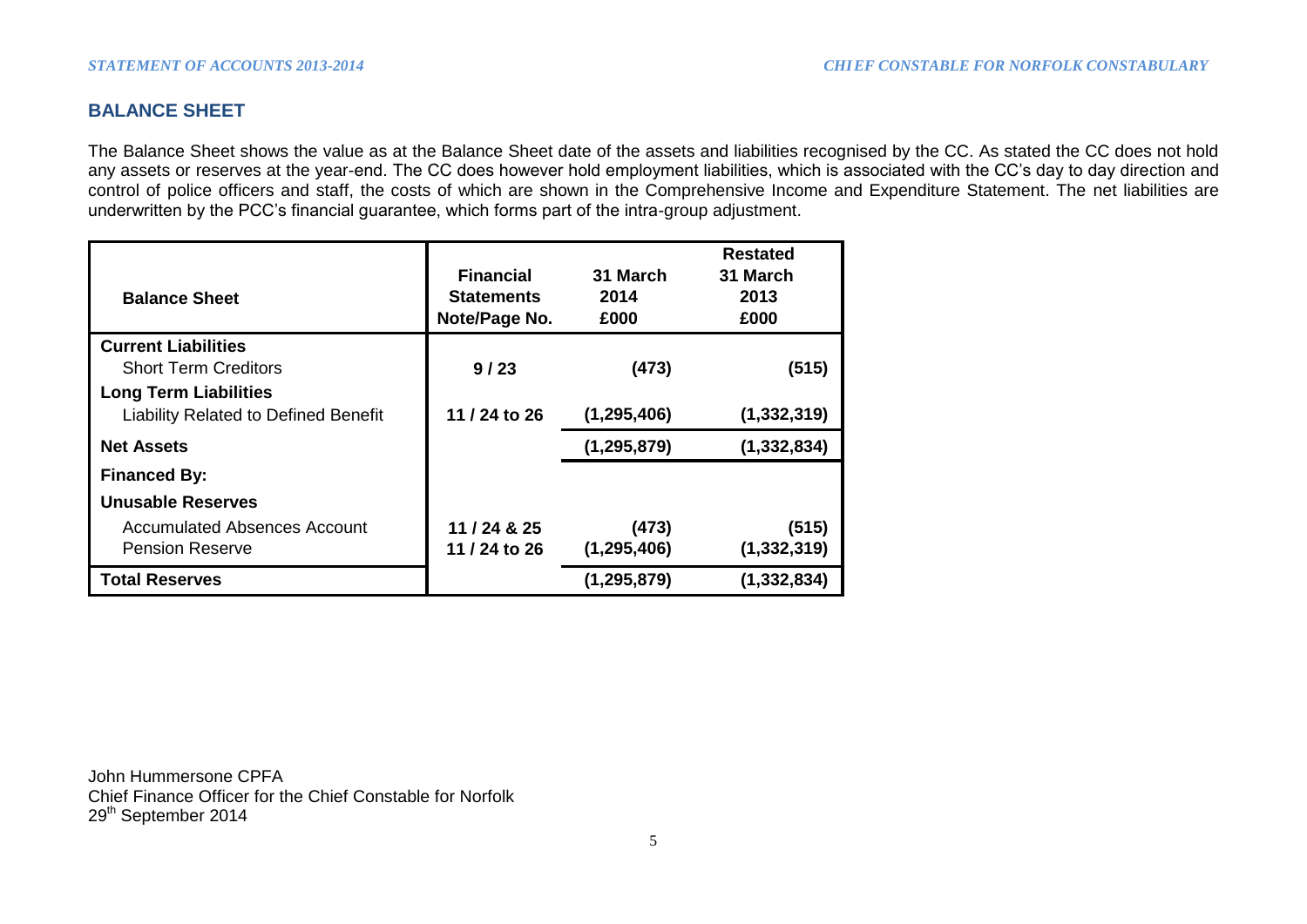## BALANCE SHEET

The Balance Sheet shows the value as at the Balance Sheet date of the assets and liabilities recognised by the CC. As stated the CC does not hold any assets or reserves at the year-end. The CC does however hold employment liabilities, which is associated with the CC's day to day direction and control of police officers and staff, the costs of which are shown in the Comprehensive Income and Expenditure Statement. The net liabilities are underwritten by the PCC's financial guarantee, which forms part of the intra-group adjustment.

| Balance Sheet | Financial Statements Note/Page No. | 31 March 2014 £000 | Restated 31 March 2013 £000 |
|---|---|---|---|
| **Current Liabilities** | | | |
| Short Term Creditors | **9 / 23** | **(473)** | **(515)** |
| **Long Term Liabilities** | | | |
| Liability Related to Defined Benefit | **11 / 24 to 26** | **(1,295,406)** | **(1,332,319)** |
| **Net Assets** | | **(1,295,879)** | **(1,332,834)** |
| **Financed By:** | | | |
| **Unusable Reserves** | | | |
| Accumulated Absences Account | **11 / 24 & 25** | **(473)** | **(515)** |
| Pension Reserve | **11 / 24 to 26** | **(1,295,406)** | **(1,332,319)** |
| **Total Reserves** | | **(1,295,879)** | **(1,332,834)** |

John Hummersone CPFA
Chief Finance Officer for the Chief Constable for Norfolk
29th September 2014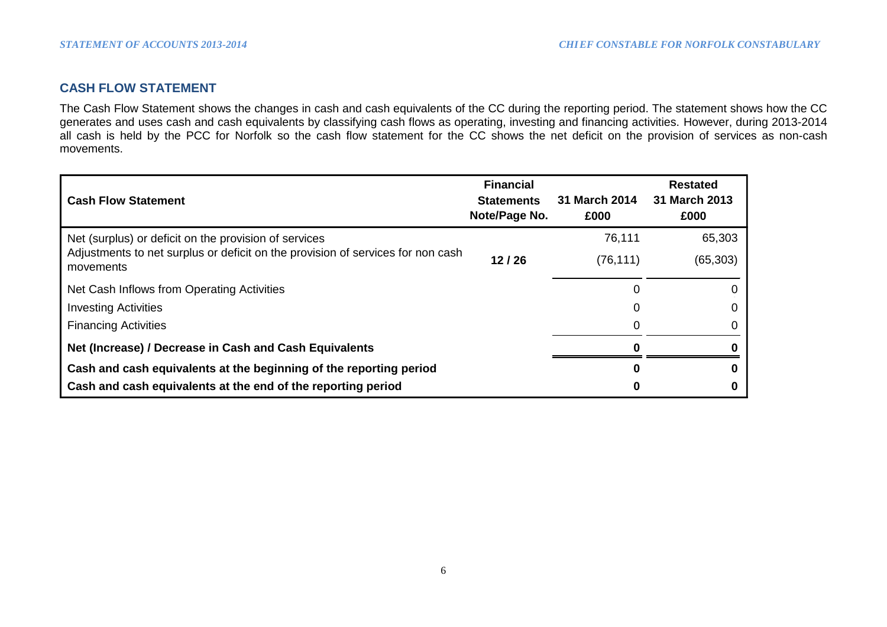## CASH FLOW STATEMENT

The Cash Flow Statement shows the changes in cash and cash equivalents of the CC during the reporting period. The statement shows how the CC generates and uses cash and cash equivalents by classifying cash flows as operating, investing and financing activities. However, during 2013-2014 all cash is held by the PCC for Norfolk so the cash flow statement for the CC shows the net deficit on the provision of services as non-cash movements.

| Cash Flow Statement | Financial Statements Note/Page No. | 31 March 2014 £000 | Restated 31 March 2013 £000 |
|---|---|---|---|
| Net (surplus) or deficit on the provision of services | | 76,111 | 65,303 |
| Adjustments to net surplus or deficit on the provision of services for non cash movements | **12 / 26** | (76,111) | (65,303) |
| Net Cash Inflows from Operating Activities | | 0 | 0 |
| Investing Activities | | 0 | 0 |
| Financing Activities | | 0 | 0 |
| **Net (Increase) / Decrease in Cash and Cash Equivalents** | | **0** | **0** |
| **Cash and cash equivalents at the beginning of the reporting period** | | **0** | **0** |
| **Cash and cash equivalents at the end of the reporting period** | | **0** | **0** |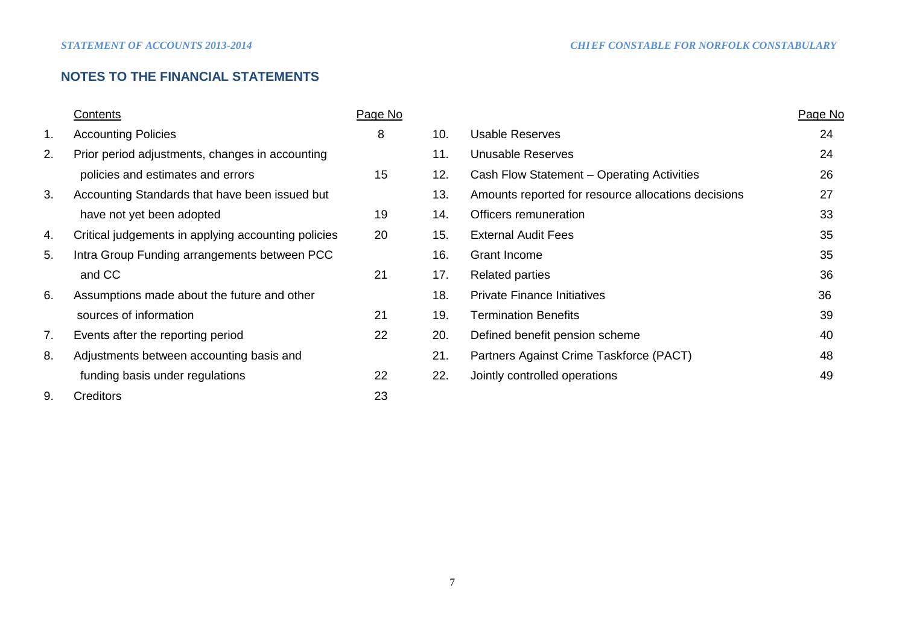## NOTES TO THE FINANCIAL STATEMENTS

| | Contents | Page No | | | Page No |
|---|---|---|---|---|---|
| 1. | Accounting Policies | 8 | 10. | Usable Reserves | 24 |
| 2. | Prior period adjustments, changes in accounting policies and estimates and errors | 15 | 11. | Unusable Reserves | 24 |
| | | | 12. | Cash Flow Statement – Operating Activities | 26 |
| 3. | Accounting Standards that have been issued but have not yet been adopted | 19 | 13. | Amounts reported for resource allocations decisions | 27 |
| | | | 14. | Officers remuneration | 33 |
| 4. | Critical judgements in applying accounting policies | 20 | 15. | External Audit Fees | 35 |
| 5. | Intra Group Funding arrangements between PCC and CC | 21 | 16. | Grant Income | 35 |
| | | | 17. | Related parties | 36 |
| 6. | Assumptions made about the future and other sources of information | 21 | 18. | Private Finance Initiatives | 36 |
| | | | 19. | Termination Benefits | 39 |
| 7. | Events after the reporting period | 22 | 20. | Defined benefit pension scheme | 40 |
| 8. | Adjustments between accounting basis and funding basis under regulations | 22 | 21. | Partners Against Crime Taskforce (PACT) | 48 |
| | | | 22. | Jointly controlled operations | 49 |
| 9. | Creditors | 23 | | | |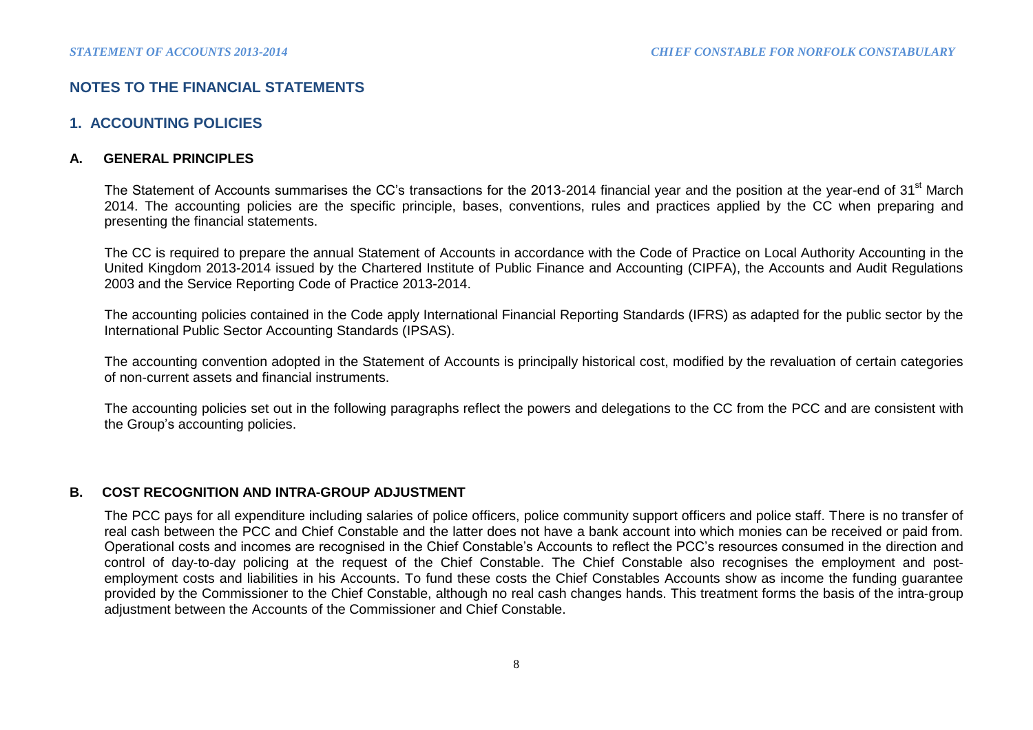## NOTES TO THE FINANCIAL STATEMENTS

## 1. ACCOUNTING POLICIES

### A. GENERAL PRINCIPLES

The Statement of Accounts summarises the CC's transactions for the 2013-2014 financial year and the position at the year-end of 31st March 2014. The accounting policies are the specific principle, bases, conventions, rules and practices applied by the CC when preparing and presenting the financial statements.

The CC is required to prepare the annual Statement of Accounts in accordance with the Code of Practice on Local Authority Accounting in the United Kingdom 2013-2014 issued by the Chartered Institute of Public Finance and Accounting (CIPFA), the Accounts and Audit Regulations 2003 and the Service Reporting Code of Practice 2013-2014.

The accounting policies contained in the Code apply International Financial Reporting Standards (IFRS) as adapted for the public sector by the International Public Sector Accounting Standards (IPSAS).

The accounting convention adopted in the Statement of Accounts is principally historical cost, modified by the revaluation of certain categories of non-current assets and financial instruments.

The accounting policies set out in the following paragraphs reflect the powers and delegations to the CC from the PCC and are consistent with the Group's accounting policies.

### B. COST RECOGNITION AND INTRA-GROUP ADJUSTMENT

The PCC pays for all expenditure including salaries of police officers, police community support officers and police staff. There is no transfer of real cash between the PCC and Chief Constable and the latter does not have a bank account into which monies can be received or paid from. Operational costs and incomes are recognised in the Chief Constable's Accounts to reflect the PCC's resources consumed in the direction and control of day-to-day policing at the request of the Chief Constable. The Chief Constable also recognises the employment and post-employment costs and liabilities in his Accounts. To fund these costs the Chief Constables Accounts show as income the funding guarantee provided by the Commissioner to the Chief Constable, although no real cash changes hands. This treatment forms the basis of the intra-group adjustment between the Accounts of the Commissioner and Chief Constable.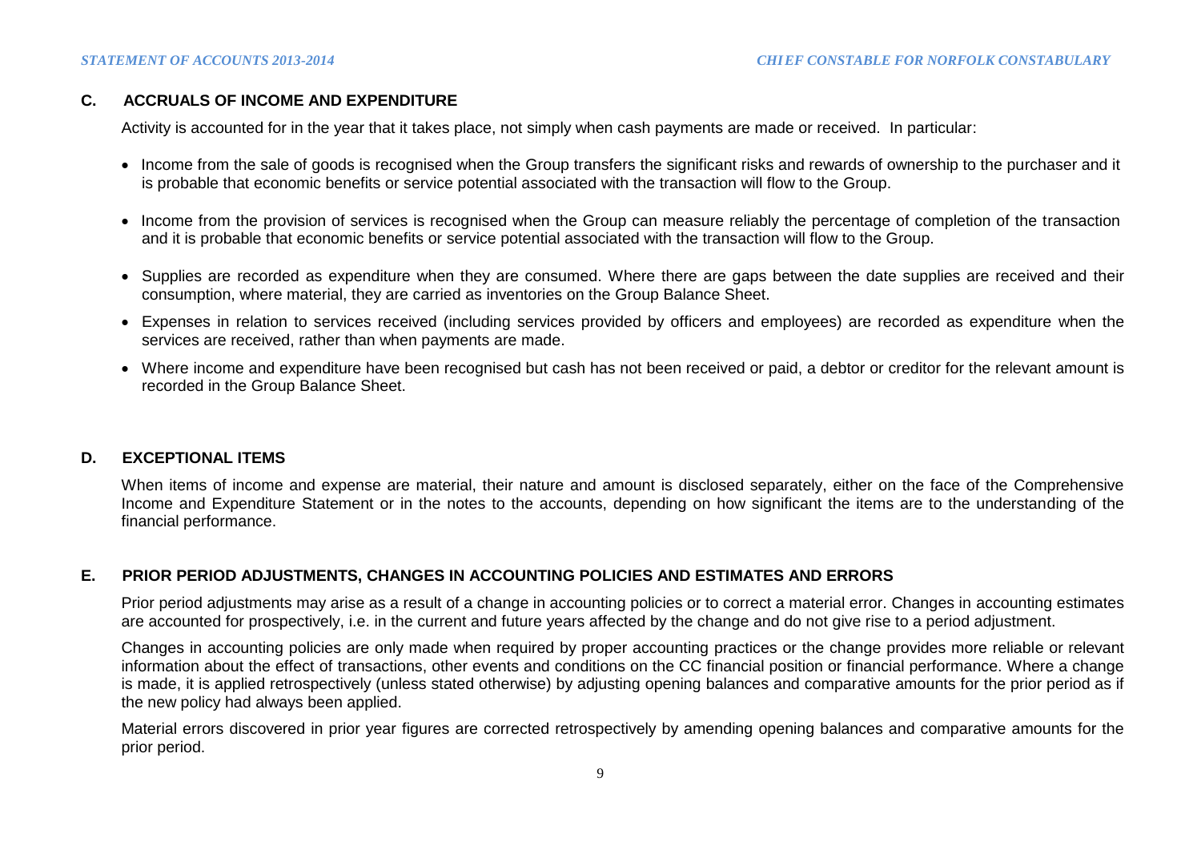## C. ACCRUALS OF INCOME AND EXPENDITURE

Activity is accounted for in the year that it takes place, not simply when cash payments are made or received. In particular:

- Income from the sale of goods is recognised when the Group transfers the significant risks and rewards of ownership to the purchaser and it is probable that economic benefits or service potential associated with the transaction will flow to the Group.
- Income from the provision of services is recognised when the Group can measure reliably the percentage of completion of the transaction and it is probable that economic benefits or service potential associated with the transaction will flow to the Group.
- Supplies are recorded as expenditure when they are consumed. Where there are gaps between the date supplies are received and their consumption, where material, they are carried as inventories on the Group Balance Sheet.
- Expenses in relation to services received (including services provided by officers and employees) are recorded as expenditure when the services are received, rather than when payments are made.
- Where income and expenditure have been recognised but cash has not been received or paid, a debtor or creditor for the relevant amount is recorded in the Group Balance Sheet.

## D. EXCEPTIONAL ITEMS

When items of income and expense are material, their nature and amount is disclosed separately, either on the face of the Comprehensive Income and Expenditure Statement or in the notes to the accounts, depending on how significant the items are to the understanding of the financial performance.

## E. PRIOR PERIOD ADJUSTMENTS, CHANGES IN ACCOUNTING POLICIES AND ESTIMATES AND ERRORS

Prior period adjustments may arise as a result of a change in accounting policies or to correct a material error. Changes in accounting estimates are accounted for prospectively, i.e. in the current and future years affected by the change and do not give rise to a period adjustment.

Changes in accounting policies are only made when required by proper accounting practices or the change provides more reliable or relevant information about the effect of transactions, other events and conditions on the CC financial position or financial performance. Where a change is made, it is applied retrospectively (unless stated otherwise) by adjusting opening balances and comparative amounts for the prior period as if the new policy had always been applied.

Material errors discovered in prior year figures are corrected retrospectively by amending opening balances and comparative amounts for the prior period.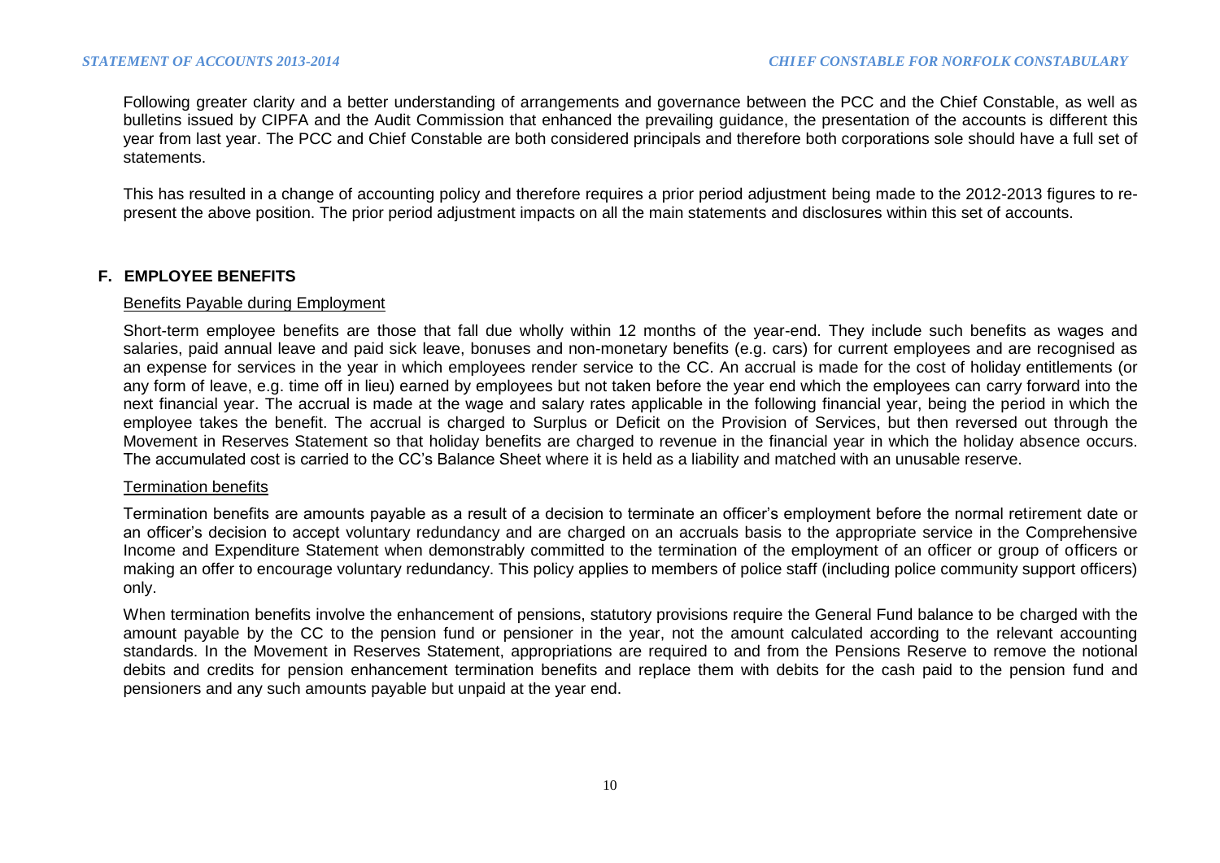Following greater clarity and a better understanding of arrangements and governance between the PCC and the Chief Constable, as well as bulletins issued by CIPFA and the Audit Commission that enhanced the prevailing guidance, the presentation of the accounts is different this year from last year. The PCC and Chief Constable are both considered principals and therefore both corporations sole should have a full set of statements.

This has resulted in a change of accounting policy and therefore requires a prior period adjustment being made to the 2012-2013 figures to re-present the above position. The prior period adjustment impacts on all the main statements and disclosures within this set of accounts.

## F. EMPLOYEE BENEFITS

### Benefits Payable during Employment

Short-term employee benefits are those that fall due wholly within 12 months of the year-end. They include such benefits as wages and salaries, paid annual leave and paid sick leave, bonuses and non-monetary benefits (e.g. cars) for current employees and are recognised as an expense for services in the year in which employees render service to the CC. An accrual is made for the cost of holiday entitlements (or any form of leave, e.g. time off in lieu) earned by employees but not taken before the year end which the employees can carry forward into the next financial year. The accrual is made at the wage and salary rates applicable in the following financial year, being the period in which the employee takes the benefit. The accrual is charged to Surplus or Deficit on the Provision of Services, but then reversed out through the Movement in Reserves Statement so that holiday benefits are charged to revenue in the financial year in which the holiday absence occurs. The accumulated cost is carried to the CC's Balance Sheet where it is held as a liability and matched with an unusable reserve.

### Termination benefits

Termination benefits are amounts payable as a result of a decision to terminate an officer's employment before the normal retirement date or an officer's decision to accept voluntary redundancy and are charged on an accruals basis to the appropriate service in the Comprehensive Income and Expenditure Statement when demonstrably committed to the termination of the employment of an officer or group of officers or making an offer to encourage voluntary redundancy. This policy applies to members of police staff (including police community support officers) only.

When termination benefits involve the enhancement of pensions, statutory provisions require the General Fund balance to be charged with the amount payable by the CC to the pension fund or pensioner in the year, not the amount calculated according to the relevant accounting standards. In the Movement in Reserves Statement, appropriations are required to and from the Pensions Reserve to remove the notional debits and credits for pension enhancement termination benefits and replace them with debits for the cash paid to the pension fund and pensioners and any such amounts payable but unpaid at the year end.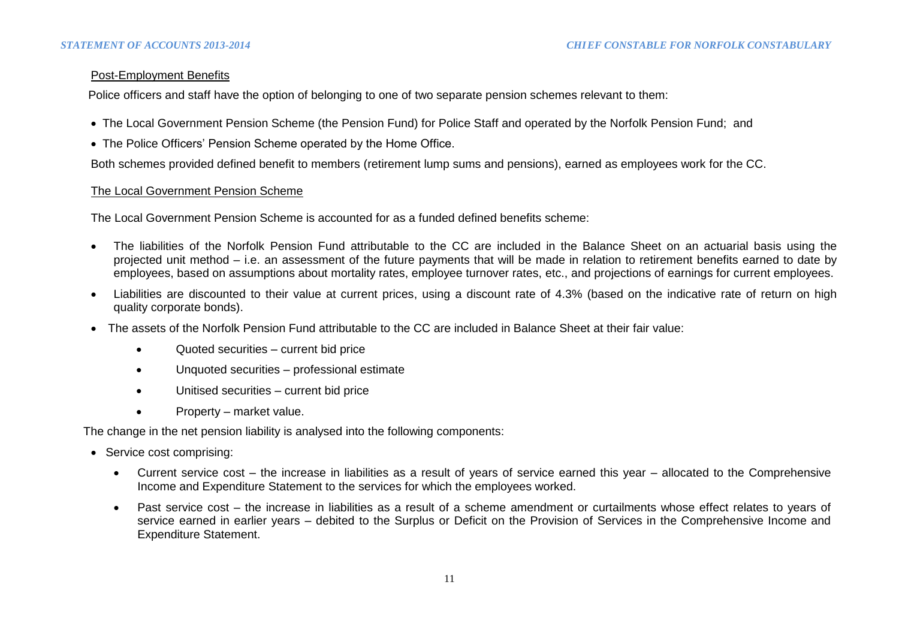## Post-Employment Benefits

Police officers and staff have the option of belonging to one of two separate pension schemes relevant to them:

- The Local Government Pension Scheme (the Pension Fund) for Police Staff and operated by the Norfolk Pension Fund; and
- The Police Officers' Pension Scheme operated by the Home Office.

Both schemes provided defined benefit to members (retirement lump sums and pensions), earned as employees work for the CC.

## The Local Government Pension Scheme

The Local Government Pension Scheme is accounted for as a funded defined benefits scheme:

- The liabilities of the Norfolk Pension Fund attributable to the CC are included in the Balance Sheet on an actuarial basis using the projected unit method – i.e. an assessment of the future payments that will be made in relation to retirement benefits earned to date by employees, based on assumptions about mortality rates, employee turnover rates, etc., and projections of earnings for current employees.
- Liabilities are discounted to their value at current prices, using a discount rate of 4.3% (based on the indicative rate of return on high quality corporate bonds).
- The assets of the Norfolk Pension Fund attributable to the CC are included in Balance Sheet at their fair value:
  - Quoted securities – current bid price
  - Unquoted securities – professional estimate
  - Unitised securities – current bid price
  - Property – market value.

The change in the net pension liability is analysed into the following components:

- Service cost comprising:
  - Current service cost – the increase in liabilities as a result of years of service earned this year – allocated to the Comprehensive Income and Expenditure Statement to the services for which the employees worked.
  - Past service cost – the increase in liabilities as a result of a scheme amendment or curtailments whose effect relates to years of service earned in earlier years – debited to the Surplus or Deficit on the Provision of Services in the Comprehensive Income and Expenditure Statement.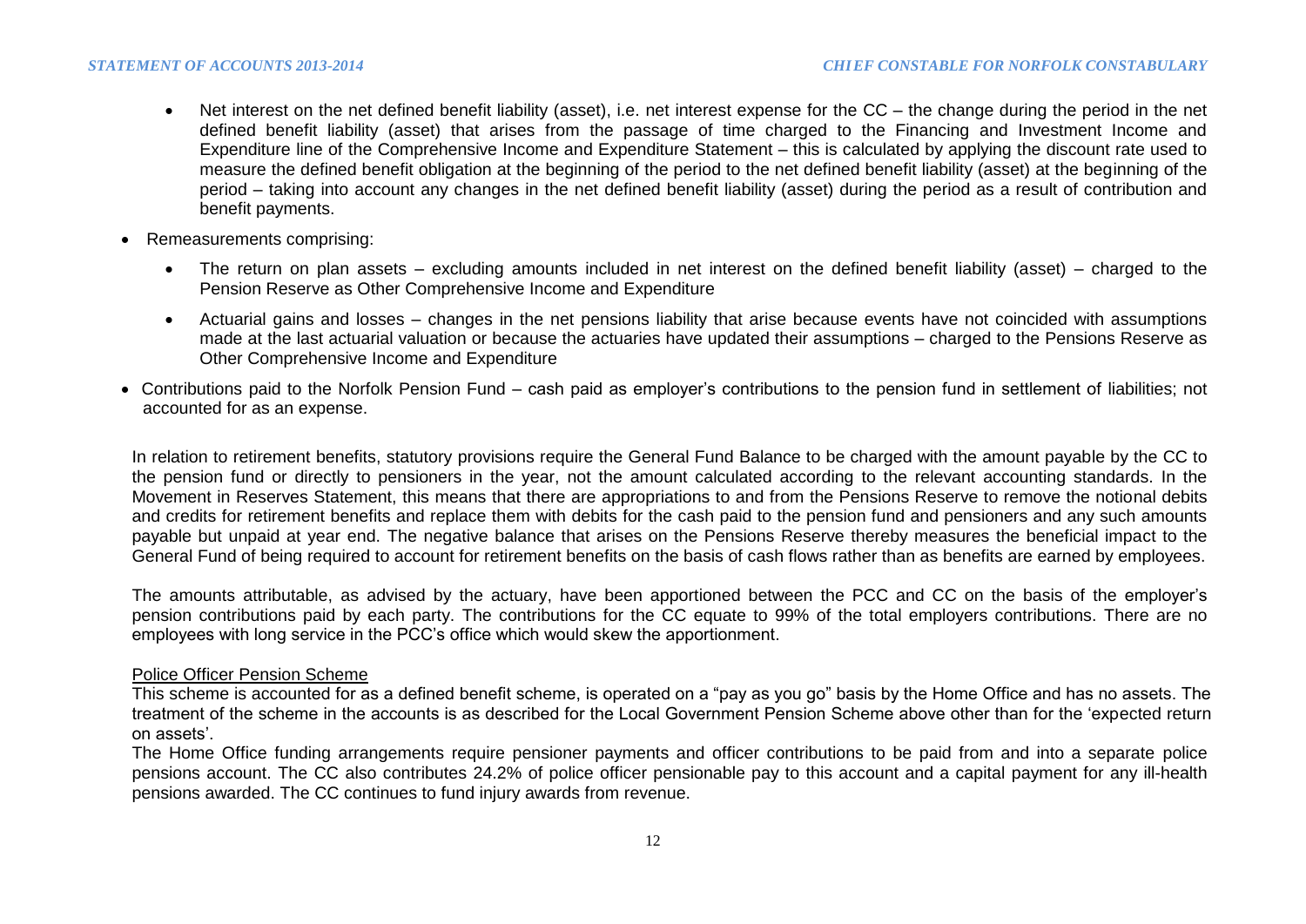- Net interest on the net defined benefit liability (asset), i.e. net interest expense for the CC – the change during the period in the net defined benefit liability (asset) that arises from the passage of time charged to the Financing and Investment Income and Expenditure line of the Comprehensive Income and Expenditure Statement – this is calculated by applying the discount rate used to measure the defined benefit obligation at the beginning of the period to the net defined benefit liability (asset) at the beginning of the period – taking into account any changes in the net defined benefit liability (asset) during the period as a result of contribution and benefit payments.

- Remeasurements comprising:
  - The return on plan assets – excluding amounts included in net interest on the defined benefit liability (asset) – charged to the Pension Reserve as Other Comprehensive Income and Expenditure
  - Actuarial gains and losses – changes in the net pensions liability that arise because events have not coincided with assumptions made at the last actuarial valuation or because the actuaries have updated their assumptions – charged to the Pensions Reserve as Other Comprehensive Income and Expenditure

- Contributions paid to the Norfolk Pension Fund – cash paid as employer's contributions to the pension fund in settlement of liabilities; not accounted for as an expense.

In relation to retirement benefits, statutory provisions require the General Fund Balance to be charged with the amount payable by the CC to the pension fund or directly to pensioners in the year, not the amount calculated according to the relevant accounting standards. In the Movement in Reserves Statement, this means that there are appropriations to and from the Pensions Reserve to remove the notional debits and credits for retirement benefits and replace them with debits for the cash paid to the pension fund and pensioners and any such amounts payable but unpaid at year end. The negative balance that arises on the Pensions Reserve thereby measures the beneficial impact to the General Fund of being required to account for retirement benefits on the basis of cash flows rather than as benefits are earned by employees.

The amounts attributable, as advised by the actuary, have been apportioned between the PCC and CC on the basis of the employer's pension contributions paid by each party. The contributions for the CC equate to 99% of the total employers contributions. There are no employees with long service in the PCC's office which would skew the apportionment.

Police Officer Pension Scheme

This scheme is accounted for as a defined benefit scheme, is operated on a "pay as you go" basis by the Home Office and has no assets. The treatment of the scheme in the accounts is as described for the Local Government Pension Scheme above other than for the 'expected return on assets'.

The Home Office funding arrangements require pensioner payments and officer contributions to be paid from and into a separate police pensions account. The CC also contributes 24.2% of police officer pensionable pay to this account and a capital payment for any ill-health pensions awarded. The CC continues to fund injury awards from revenue.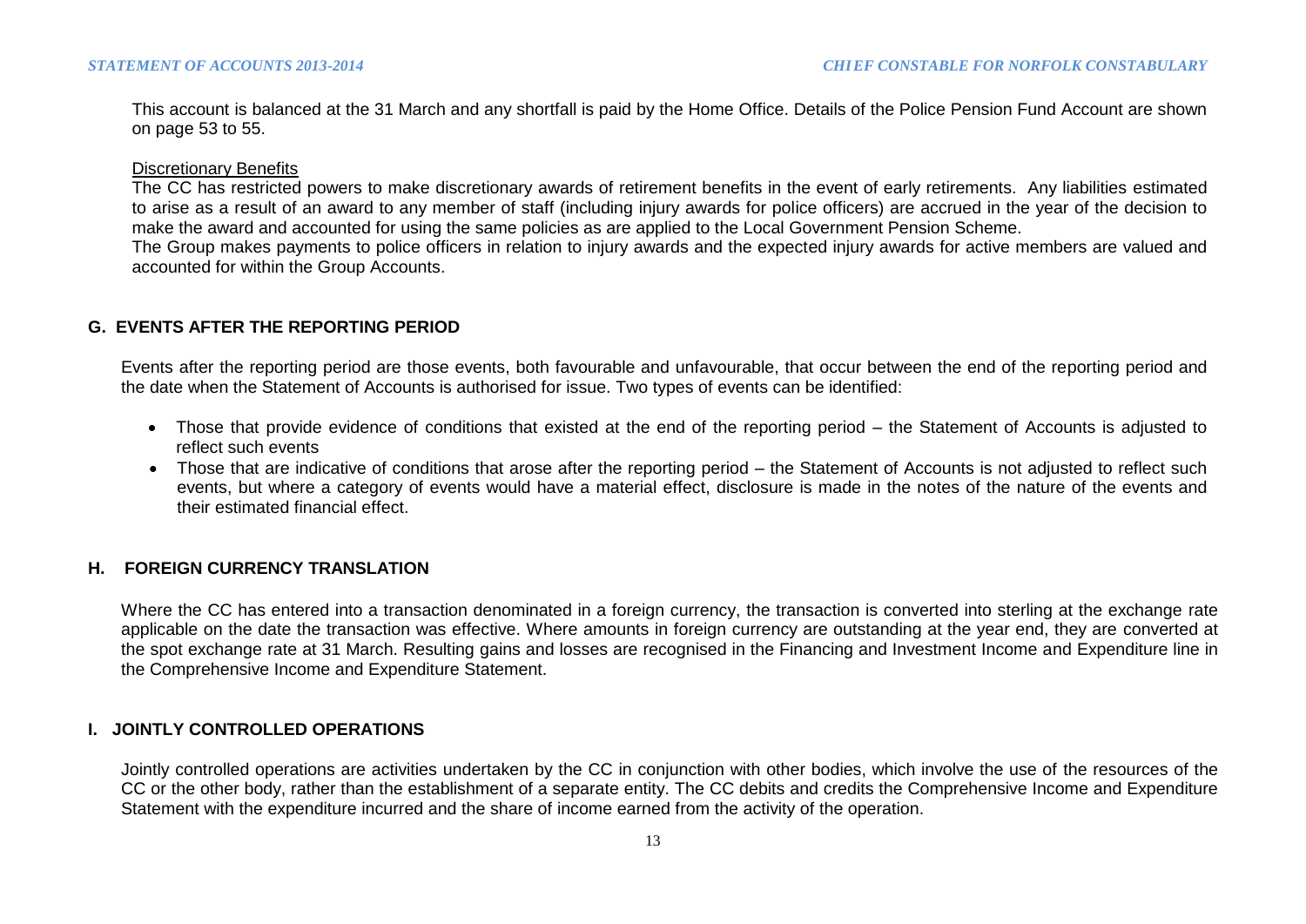This account is balanced at the 31 March and any shortfall is paid by the Home Office. Details of the Police Pension Fund Account are shown on page 53 to 55.

Discretionary Benefits

The CC has restricted powers to make discretionary awards of retirement benefits in the event of early retirements. Any liabilities estimated to arise as a result of an award to any member of staff (including injury awards for police officers) are accrued in the year of the decision to make the award and accounted for using the same policies as are applied to the Local Government Pension Scheme.

The Group makes payments to police officers in relation to injury awards and the expected injury awards for active members are valued and accounted for within the Group Accounts.

## G. EVENTS AFTER THE REPORTING PERIOD

Events after the reporting period are those events, both favourable and unfavourable, that occur between the end of the reporting period and the date when the Statement of Accounts is authorised for issue. Two types of events can be identified:

- Those that provide evidence of conditions that existed at the end of the reporting period – the Statement of Accounts is adjusted to reflect such events
- Those that are indicative of conditions that arose after the reporting period – the Statement of Accounts is not adjusted to reflect such events, but where a category of events would have a material effect, disclosure is made in the notes of the nature of the events and their estimated financial effect.

## H. FOREIGN CURRENCY TRANSLATION

Where the CC has entered into a transaction denominated in a foreign currency, the transaction is converted into sterling at the exchange rate applicable on the date the transaction was effective. Where amounts in foreign currency are outstanding at the year end, they are converted at the spot exchange rate at 31 March. Resulting gains and losses are recognised in the Financing and Investment Income and Expenditure line in the Comprehensive Income and Expenditure Statement.

## I. JOINTLY CONTROLLED OPERATIONS

Jointly controlled operations are activities undertaken by the CC in conjunction with other bodies, which involve the use of the resources of the CC or the other body, rather than the establishment of a separate entity. The CC debits and credits the Comprehensive Income and Expenditure Statement with the expenditure incurred and the share of income earned from the activity of the operation.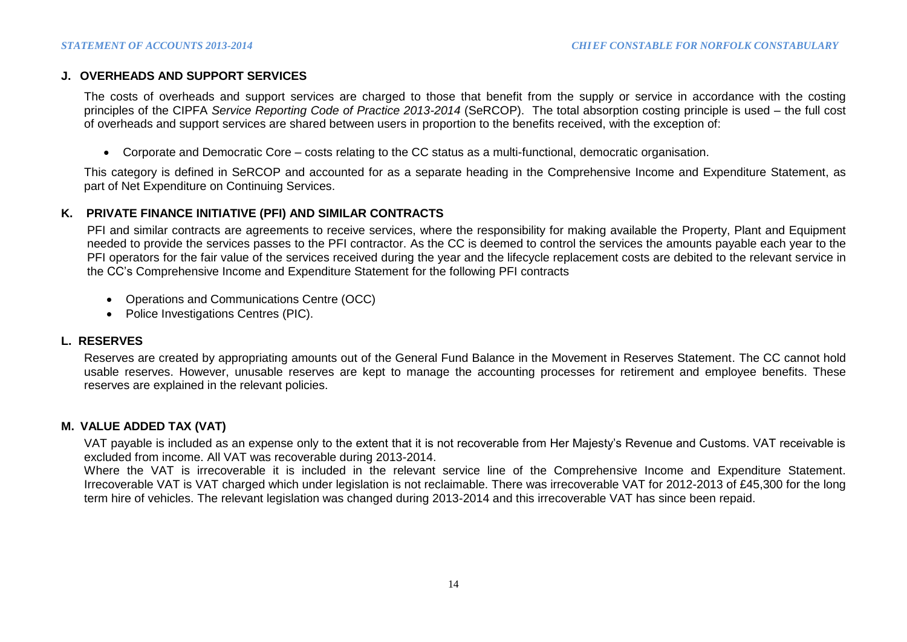## J. OVERHEADS AND SUPPORT SERVICES

The costs of overheads and support services are charged to those that benefit from the supply or service in accordance with the costing principles of the CIPFA *Service Reporting Code of Practice 2013-2014* (SeRCOP). The total absorption costing principle is used – the full cost of overheads and support services are shared between users in proportion to the benefits received, with the exception of:

- Corporate and Democratic Core – costs relating to the CC status as a multi-functional, democratic organisation.

This category is defined in SeRCOP and accounted for as a separate heading in the Comprehensive Income and Expenditure Statement, as part of Net Expenditure on Continuing Services.

## K. PRIVATE FINANCE INITIATIVE (PFI) AND SIMILAR CONTRACTS

PFI and similar contracts are agreements to receive services, where the responsibility for making available the Property, Plant and Equipment needed to provide the services passes to the PFI contractor. As the CC is deemed to control the services the amounts payable each year to the PFI operators for the fair value of the services received during the year and the lifecycle replacement costs are debited to the relevant service in the CC's Comprehensive Income and Expenditure Statement for the following PFI contracts

- Operations and Communications Centre (OCC)
- Police Investigations Centres (PIC).

## L. RESERVES

Reserves are created by appropriating amounts out of the General Fund Balance in the Movement in Reserves Statement. The CC cannot hold usable reserves. However, unusable reserves are kept to manage the accounting processes for retirement and employee benefits. These reserves are explained in the relevant policies.

## M. VALUE ADDED TAX (VAT)

VAT payable is included as an expense only to the extent that it is not recoverable from Her Majesty's Revenue and Customs. VAT receivable is excluded from income. All VAT was recoverable during 2013-2014.

Where the VAT is irrecoverable it is included in the relevant service line of the Comprehensive Income and Expenditure Statement. Irrecoverable VAT is VAT charged which under legislation is not reclaimable. There was irrecoverable VAT for 2012-2013 of £45,300 for the long term hire of vehicles. The relevant legislation was changed during 2013-2014 and this irrecoverable VAT has since been repaid.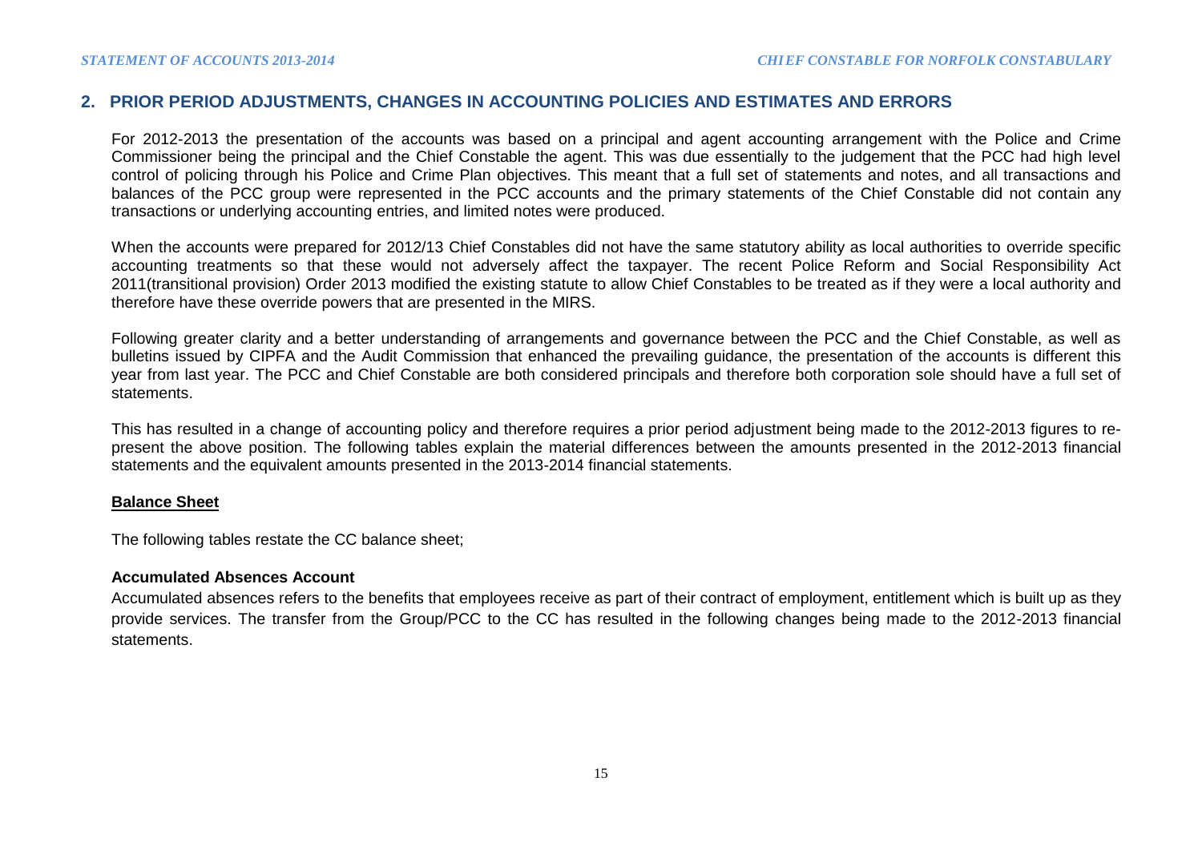## 2. PRIOR PERIOD ADJUSTMENTS, CHANGES IN ACCOUNTING POLICIES AND ESTIMATES AND ERRORS

For 2012-2013 the presentation of the accounts was based on a principal and agent accounting arrangement with the Police and Crime Commissioner being the principal and the Chief Constable the agent. This was due essentially to the judgement that the PCC had high level control of policing through his Police and Crime Plan objectives. This meant that a full set of statements and notes, and all transactions and balances of the PCC group were represented in the PCC accounts and the primary statements of the Chief Constable did not contain any transactions or underlying accounting entries, and limited notes were produced.

When the accounts were prepared for 2012/13 Chief Constables did not have the same statutory ability as local authorities to override specific accounting treatments so that these would not adversely affect the taxpayer. The recent Police Reform and Social Responsibility Act 2011(transitional provision) Order 2013 modified the existing statute to allow Chief Constables to be treated as if they were a local authority and therefore have these override powers that are presented in the MIRS.

Following greater clarity and a better understanding of arrangements and governance between the PCC and the Chief Constable, as well as bulletins issued by CIPFA and the Audit Commission that enhanced the prevailing guidance, the presentation of the accounts is different this year from last year. The PCC and Chief Constable are both considered principals and therefore both corporation sole should have a full set of statements.

This has resulted in a change of accounting policy and therefore requires a prior period adjustment being made to the 2012-2013 figures to re-present the above position. The following tables explain the material differences between the amounts presented in the 2012-2013 financial statements and the equivalent amounts presented in the 2013-2014 financial statements.

**Balance Sheet**

The following tables restate the CC balance sheet;

**Accumulated Absences Account**

Accumulated absences refers to the benefits that employees receive as part of their contract of employment, entitlement which is built up as they provide services. The transfer from the Group/PCC to the CC has resulted in the following changes being made to the 2012-2013 financial statements.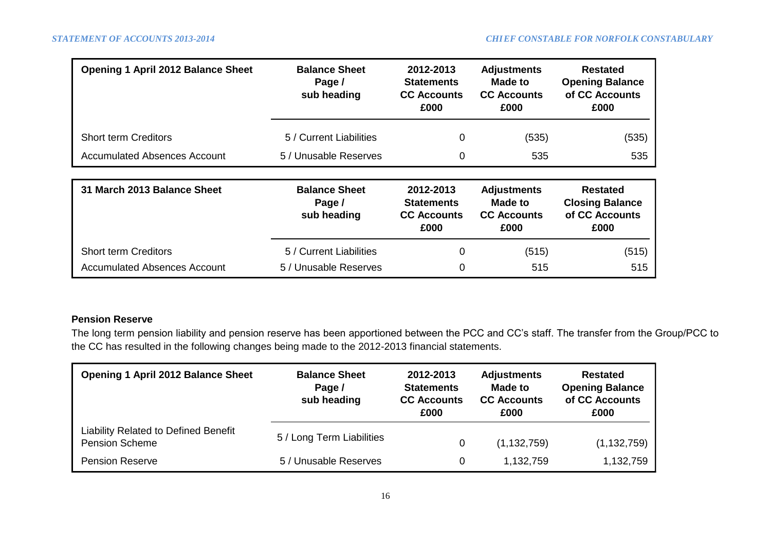| Opening 1 April 2012 Balance Sheet | Balance Sheet Page / sub heading | 2012-2013 Statements CC Accounts £000 | Adjustments Made to CC Accounts £000 | Restated Opening Balance of CC Accounts £000 |
|---|---|---|---|---|
| Short term Creditors | 5 / Current Liabilities | 0 | (535) | (535) |
| Accumulated Absences Account | 5 / Unusable Reserves | 0 | 535 | 535 |

| 31 March 2013 Balance Sheet | Balance Sheet Page / sub heading | 2012-2013 Statements CC Accounts £000 | Adjustments Made to CC Accounts £000 | Restated Closing Balance of CC Accounts £000 |
|---|---|---|---|---|
| Short term Creditors | 5 / Current Liabilities | 0 | (515) | (515) |
| Accumulated Absences Account | 5 / Unusable Reserves | 0 | 515 | 515 |

**Pension Reserve**

The long term pension liability and pension reserve has been apportioned between the PCC and CC's staff. The transfer from the Group/PCC to the CC has resulted in the following changes being made to the 2012-2013 financial statements.

| Opening 1 April 2012 Balance Sheet | Balance Sheet Page / sub heading | 2012-2013 Statements CC Accounts £000 | Adjustments Made to CC Accounts £000 | Restated Opening Balance of CC Accounts £000 |
|---|---|---|---|---|
| Liability Related to Defined Benefit Pension Scheme | 5 / Long Term Liabilities | 0 | (1,132,759) | (1,132,759) |
| Pension Reserve | 5 / Unusable Reserves | 0 | 1,132,759 | 1,132,759 |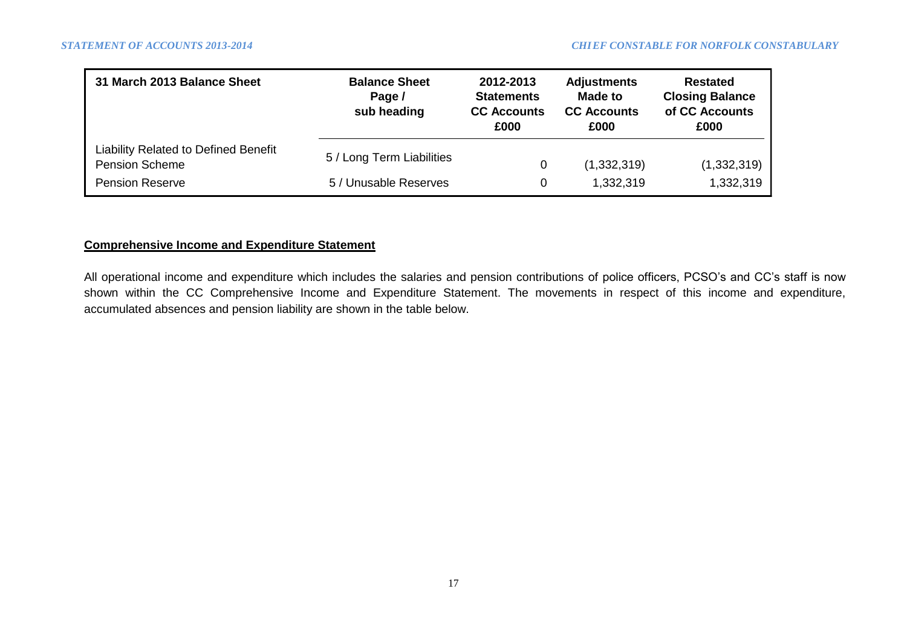| 31 March 2013 Balance Sheet | Balance Sheet Page / sub heading | 2012-2013 Statements CC Accounts £000 | Adjustments Made to CC Accounts £000 | Restated Closing Balance of CC Accounts £000 |
|---|---|---|---|---|
| Liability Related to Defined Benefit Pension Scheme | 5 / Long Term Liabilities | 0 | (1,332,319) | (1,332,319) |
| Pension Reserve | 5 / Unusable Reserves | 0 | 1,332,319 | 1,332,319 |

**Comprehensive Income and Expenditure Statement**

All operational income and expenditure which includes the salaries and pension contributions of police officers, PCSO's and CC's staff is now shown within the CC Comprehensive Income and Expenditure Statement. The movements in respect of this income and expenditure, accumulated absences and pension liability are shown in the table below.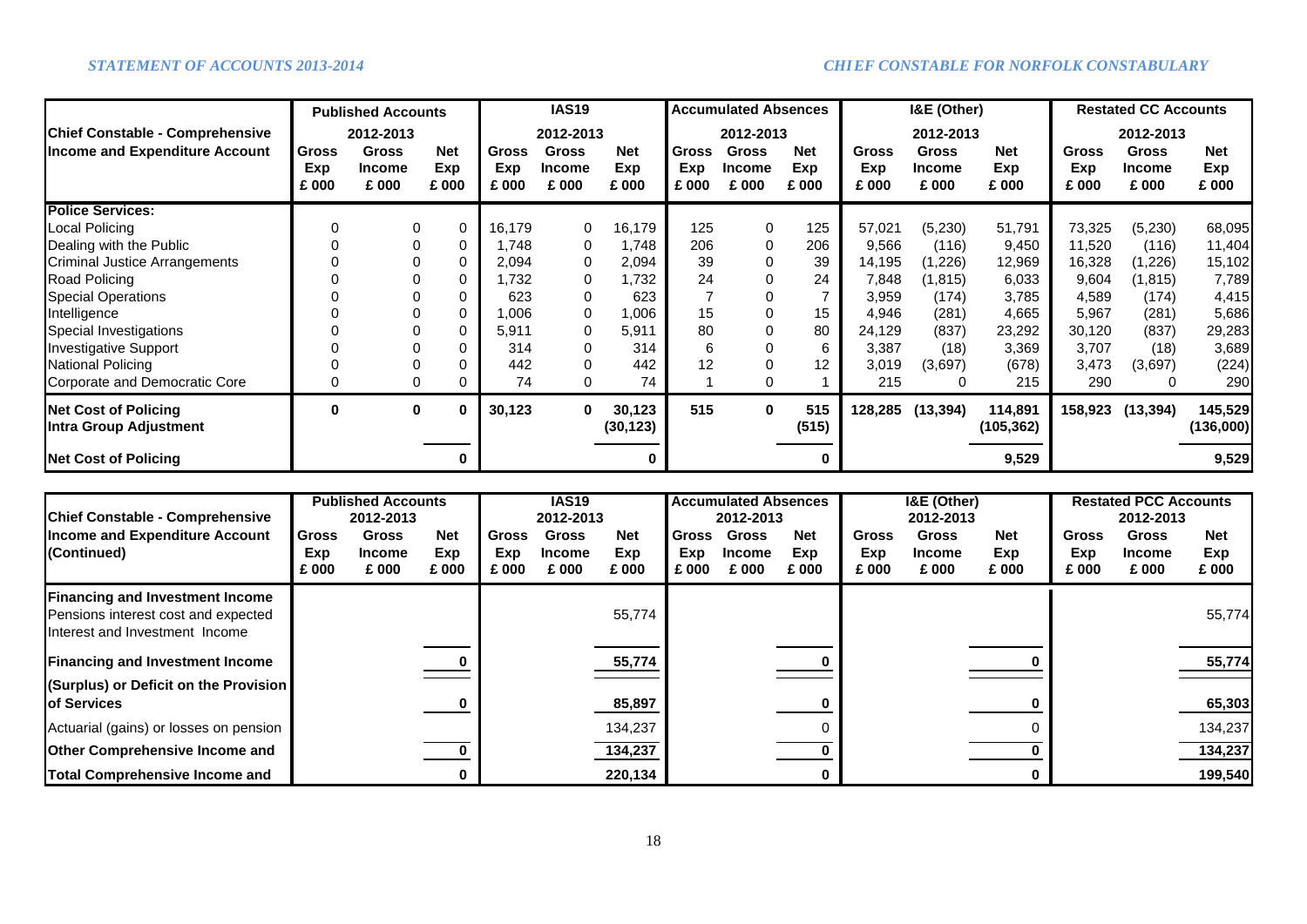| Chief Constable - Comprehensive Income and Expenditure Account | Published Accounts 2012-2013 | | | IAS19 2012-2013 | | | Accumulated Absences 2012-2013 | | | I&E (Other) 2012-2013 | | | Restated CC Accounts 2012-2013 | | |
|---|---|---|---|---|---|---|---|---|---|---|---|---|---|---|---|
| | Gross Exp £ 000 | Gross Income £ 000 | Net Exp £ 000 | Gross Exp £ 000 | Gross Income £ 000 | Net Exp £ 000 | Gross Exp £ 000 | Gross Income £ 000 | Net Exp £ 000 | Gross Exp £ 000 | Gross Income £ 000 | Net Exp £ 000 | Gross Exp £ 000 | Gross Income £ 000 | Net Exp £ 000 |
| **Police Services:** | | | | | | | | | | | | | | | |
| Local Policing | 0 | 0 | 0 | 16,179 | 0 | 16,179 | 125 | 0 | 125 | 57,021 | (5,230) | 51,791 | 73,325 | (5,230) | 68,095 |
| Dealing with the Public | 0 | 0 | 0 | 1,748 | 0 | 1,748 | 206 | 0 | 206 | 9,566 | (116) | 9,450 | 11,520 | (116) | 11,404 |
| Criminal Justice Arrangements | 0 | 0 | 0 | 2,094 | 0 | 2,094 | 39 | 0 | 39 | 14,195 | (1,226) | 12,969 | 16,328 | (1,226) | 15,102 |
| Road Policing | 0 | 0 | 0 | 1,732 | 0 | 1,732 | 24 | 0 | 24 | 7,848 | (1,815) | 6,033 | 9,604 | (1,815) | 7,789 |
| Special Operations | 0 | 0 | 0 | 623 | 0 | 623 | 7 | 0 | 7 | 3,959 | (174) | 3,785 | 4,589 | (174) | 4,415 |
| Intelligence | 0 | 0 | 0 | 1,006 | 0 | 1,006 | 15 | 0 | 15 | 4,946 | (281) | 4,665 | 5,967 | (281) | 5,686 |
| Special Investigations | 0 | 0 | 0 | 5,911 | 0 | 5,911 | 80 | 0 | 80 | 24,129 | (837) | 23,292 | 30,120 | (837) | 29,283 |
| Investigative Support | 0 | 0 | 0 | 314 | 0 | 314 | 6 | 0 | 6 | 3,387 | (18) | 3,369 | 3,707 | (18) | 3,689 |
| National Policing | 0 | 0 | 0 | 442 | 0 | 442 | 12 | 0 | 12 | 3,019 | (3,697) | (678) | 3,473 | (3,697) | (224) |
| Corporate and Democratic Core | 0 | 0 | 0 | 74 | 0 | 74 | 1 | 0 | 1 | 215 | 0 | 215 | 290 | 0 | 290 |
| **Net Cost of Policing** | **0** | **0** | **0** | **30,123** | **0** | **30,123** | **515** | **0** | **515** | **128,285** | **(13,394)** | **114,891** | **158,923** | **(13,394)** | **145,529** |
| **Intra Group Adjustment** | | | | | | **(30,123)** | | | **(515)** | | | **(105,362)** | | | **(136,000)** |
| **Net Cost of Policing** | | | **0** | | | **0** | | | **0** | | | **9,529** | | | **9,529** |

| Chief Constable - Comprehensive Income and Expenditure Account (Continued) | Published Accounts 2012-2013 | | | IAS19 2012-2013 | | | Accumulated Absences 2012-2013 | | | I&E (Other) 2012-2013 | | | Restated PCC Accounts 2012-2013 | | |
|---|---|---|---|---|---|---|---|---|---|---|---|---|---|---|---|
| | Gross Exp £ 000 | Gross Income £ 000 | Net Exp £ 000 | Gross Exp £ 000 | Gross Income £ 000 | Net Exp £ 000 | Gross Exp £ 000 | Gross Income £ 000 | Net Exp £ 000 | Gross Exp £ 000 | Gross Income £ 000 | Net Exp £ 000 | Gross Exp £ 000 | Gross Income £ 000 | Net Exp £ 000 |
| **Financing and Investment Income** | | | | | | | | | | | | | | | |
| Pensions interest cost and expected Interest and Investment Income | | | | | | 55,774 | | | | | | | | | 55,774 |
| **Financing and Investment Income** | | | **0** | | | **55,774** | | | **0** | | | **0** | | | **55,774** |
| **(Surplus) or Deficit on the Provision of Services** | | | **0** | | | **85,897** | | | **0** | | | **0** | | | **65,303** |
| Actuarial (gains) or losses on pension | | | | | | 134,237 | | | 0 | | | 0 | | | 134,237 |
| **Other Comprehensive Income and** | | | **0** | | | **134,237** | | | **0** | | | **0** | | | **134,237** |
| **Total Comprehensive Income and** | | | **0** | | | **220,134** | | | **0** | | | **0** | | | **199,540** |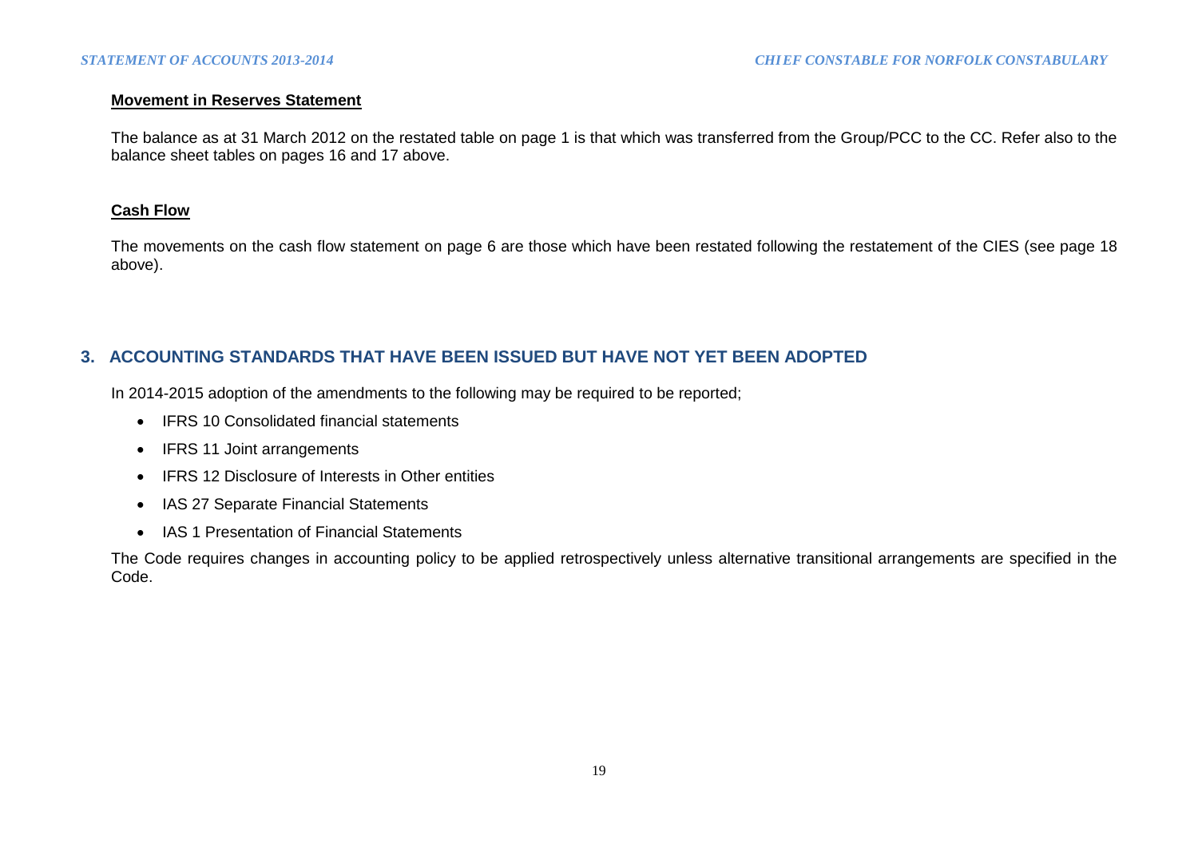**Movement in Reserves Statement**

The balance as at 31 March 2012 on the restated table on page 1 is that which was transferred from the Group/PCC to the CC. Refer also to the balance sheet tables on pages 16 and 17 above.

**Cash Flow**

The movements on the cash flow statement on page 6 are those which have been restated following the restatement of the CIES (see page 18 above).

## 3. ACCOUNTING STANDARDS THAT HAVE BEEN ISSUED BUT HAVE NOT YET BEEN ADOPTED

In 2014-2015 adoption of the amendments to the following may be required to be reported;

- IFRS 10 Consolidated financial statements
- IFRS 11 Joint arrangements
- IFRS 12 Disclosure of Interests in Other entities
- IAS 27 Separate Financial Statements
- IAS 1 Presentation of Financial Statements

The Code requires changes in accounting policy to be applied retrospectively unless alternative transitional arrangements are specified in the Code.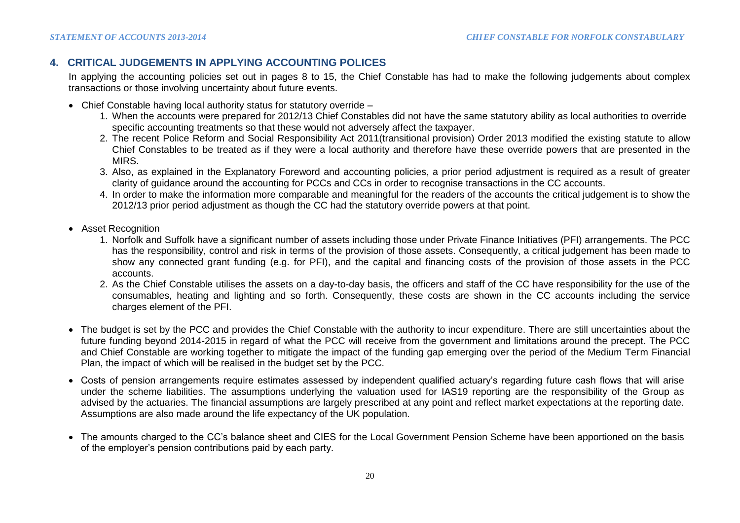## 4. CRITICAL JUDGEMENTS IN APPLYING ACCOUNTING POLICES

In applying the accounting policies set out in pages 8 to 15, the Chief Constable has had to make the following judgements about complex transactions or those involving uncertainty about future events.

- Chief Constable having local authority status for statutory override –
    1. When the accounts were prepared for 2012/13 Chief Constables did not have the same statutory ability as local authorities to override specific accounting treatments so that these would not adversely affect the taxpayer.
    2. The recent Police Reform and Social Responsibility Act 2011(transitional provision) Order 2013 modified the existing statute to allow Chief Constables to be treated as if they were a local authority and therefore have these override powers that are presented in the MIRS.
    3. Also, as explained in the Explanatory Foreword and accounting policies, a prior period adjustment is required as a result of greater clarity of guidance around the accounting for PCCs and CCs in order to recognise transactions in the CC accounts.
    4. In order to make the information more comparable and meaningful for the readers of the accounts the critical judgement is to show the 2012/13 prior period adjustment as though the CC had the statutory override powers at that point.

- Asset Recognition
    1. Norfolk and Suffolk have a significant number of assets including those under Private Finance Initiatives (PFI) arrangements. The PCC has the responsibility, control and risk in terms of the provision of those assets. Consequently, a critical judgement has been made to show any connected grant funding (e.g. for PFI), and the capital and financing costs of the provision of those assets in the PCC accounts.
    2. As the Chief Constable utilises the assets on a day-to-day basis, the officers and staff of the CC have responsibility for the use of the consumables, heating and lighting and so forth. Consequently, these costs are shown in the CC accounts including the service charges element of the PFI.

- The budget is set by the PCC and provides the Chief Constable with the authority to incur expenditure. There are still uncertainties about the future funding beyond 2014-2015 in regard of what the PCC will receive from the government and limitations around the precept. The PCC and Chief Constable are working together to mitigate the impact of the funding gap emerging over the period of the Medium Term Financial Plan, the impact of which will be realised in the budget set by the PCC.

- Costs of pension arrangements require estimates assessed by independent qualified actuary's regarding future cash flows that will arise under the scheme liabilities. The assumptions underlying the valuation used for IAS19 reporting are the responsibility of the Group as advised by the actuaries. The financial assumptions are largely prescribed at any point and reflect market expectations at the reporting date. Assumptions are also made around the life expectancy of the UK population.

- The amounts charged to the CC's balance sheet and CIES for the Local Government Pension Scheme have been apportioned on the basis of the employer's pension contributions paid by each party.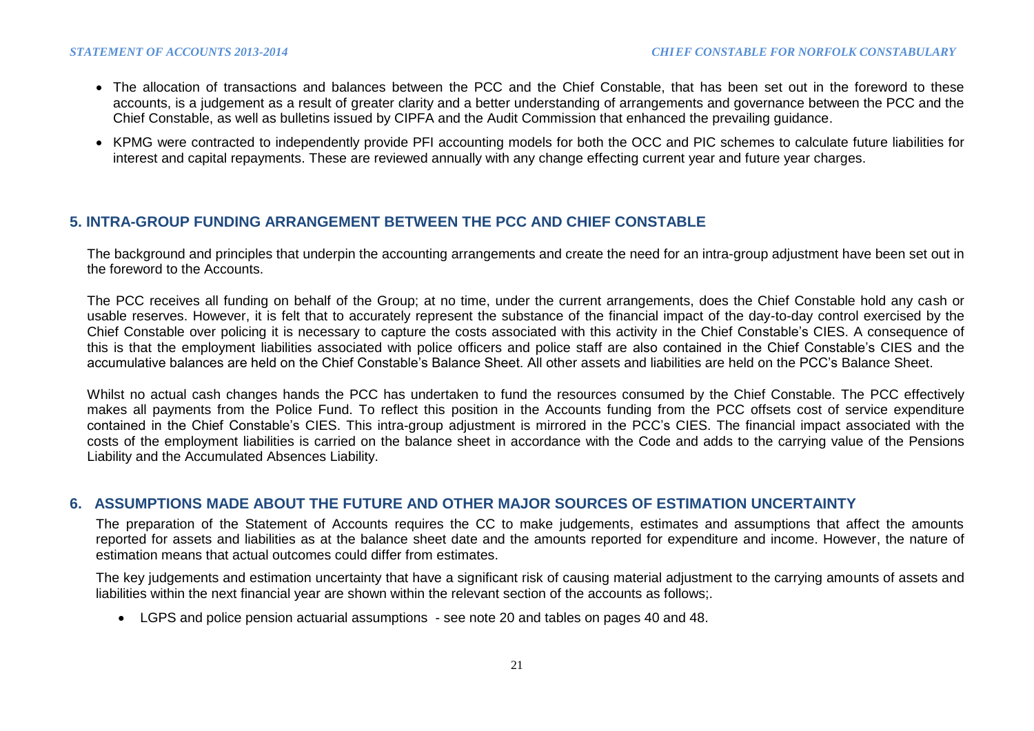- The allocation of transactions and balances between the PCC and the Chief Constable, that has been set out in the foreword to these accounts, is a judgement as a result of greater clarity and a better understanding of arrangements and governance between the PCC and the Chief Constable, as well as bulletins issued by CIPFA and the Audit Commission that enhanced the prevailing guidance.
- KPMG were contracted to independently provide PFI accounting models for both the OCC and PIC schemes to calculate future liabilities for interest and capital repayments. These are reviewed annually with any change effecting current year and future year charges.

## 5. INTRA-GROUP FUNDING ARRANGEMENT BETWEEN THE PCC AND CHIEF CONSTABLE

The background and principles that underpin the accounting arrangements and create the need for an intra-group adjustment have been set out in the foreword to the Accounts.

The PCC receives all funding on behalf of the Group; at no time, under the current arrangements, does the Chief Constable hold any cash or usable reserves. However, it is felt that to accurately represent the substance of the financial impact of the day-to-day control exercised by the Chief Constable over policing it is necessary to capture the costs associated with this activity in the Chief Constable's CIES. A consequence of this is that the employment liabilities associated with police officers and police staff are also contained in the Chief Constable's CIES and the accumulative balances are held on the Chief Constable's Balance Sheet. All other assets and liabilities are held on the PCC's Balance Sheet.

Whilst no actual cash changes hands the PCC has undertaken to fund the resources consumed by the Chief Constable. The PCC effectively makes all payments from the Police Fund. To reflect this position in the Accounts funding from the PCC offsets cost of service expenditure contained in the Chief Constable's CIES. This intra-group adjustment is mirrored in the PCC's CIES. The financial impact associated with the costs of the employment liabilities is carried on the balance sheet in accordance with the Code and adds to the carrying value of the Pensions Liability and the Accumulated Absences Liability.

## 6. ASSUMPTIONS MADE ABOUT THE FUTURE AND OTHER MAJOR SOURCES OF ESTIMATION UNCERTAINTY

The preparation of the Statement of Accounts requires the CC to make judgements, estimates and assumptions that affect the amounts reported for assets and liabilities as at the balance sheet date and the amounts reported for expenditure and income. However, the nature of estimation means that actual outcomes could differ from estimates.

The key judgements and estimation uncertainty that have a significant risk of causing material adjustment to the carrying amounts of assets and liabilities within the next financial year are shown within the relevant section of the accounts as follows;.

- LGPS and police pension actuarial assumptions - see note 20 and tables on pages 40 and 48.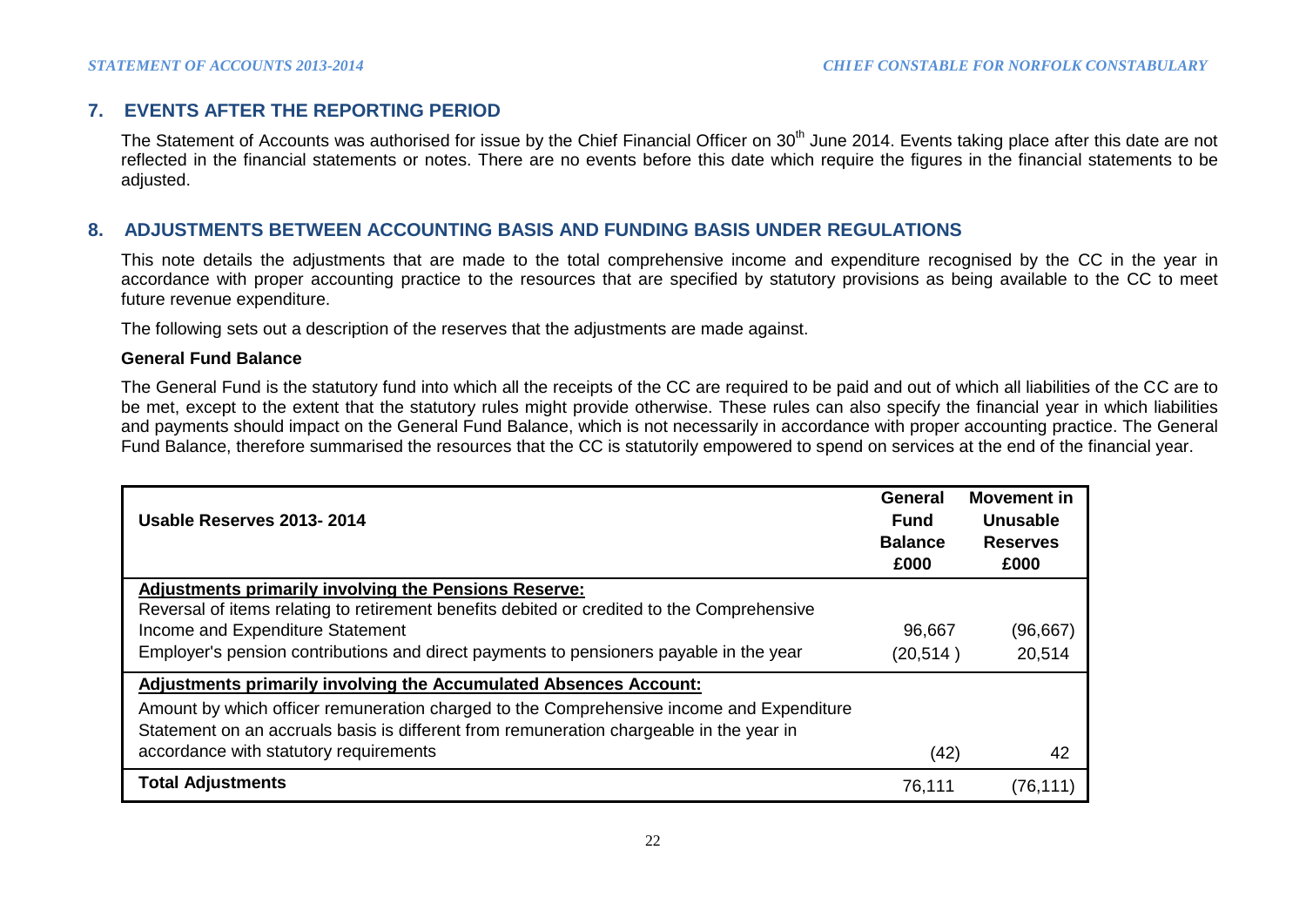## 7. EVENTS AFTER THE REPORTING PERIOD

The Statement of Accounts was authorised for issue by the Chief Financial Officer on 30th June 2014. Events taking place after this date are not reflected in the financial statements or notes. There are no events before this date which require the figures in the financial statements to be adjusted.

## 8. ADJUSTMENTS BETWEEN ACCOUNTING BASIS AND FUNDING BASIS UNDER REGULATIONS

This note details the adjustments that are made to the total comprehensive income and expenditure recognised by the CC in the year in accordance with proper accounting practice to the resources that are specified by statutory provisions as being available to the CC to meet future revenue expenditure.

The following sets out a description of the reserves that the adjustments are made against.

**General Fund Balance**

The General Fund is the statutory fund into which all the receipts of the CC are required to be paid and out of which all liabilities of the CC are to be met, except to the extent that the statutory rules might provide otherwise. These rules can also specify the financial year in which liabilities and payments should impact on the General Fund Balance, which is not necessarily in accordance with proper accounting practice. The General Fund Balance, therefore summarised the resources that the CC is statutorily empowered to spend on services at the end of the financial year.

| Usable Reserves 2013- 2014 | General Fund Balance £000 | Movement in Unusable Reserves £000 |
|---|---|---|
| **Adjustments primarily involving the Pensions Reserve:** | | |
| Reversal of items relating to retirement benefits debited or credited to the Comprehensive Income and Expenditure Statement | 96,667 | (96,667) |
| Employer's pension contributions and direct payments to pensioners payable in the year | (20,514 ) | 20,514 |
| **Adjustments primarily involving the Accumulated Absences Account:** | | |
| Amount by which officer remuneration charged to the Comprehensive income and Expenditure Statement on an accruals basis is different from remuneration chargeable in the year in accordance with statutory requirements | (42) | 42 |
| **Total Adjustments** | 76,111 | (76,111) |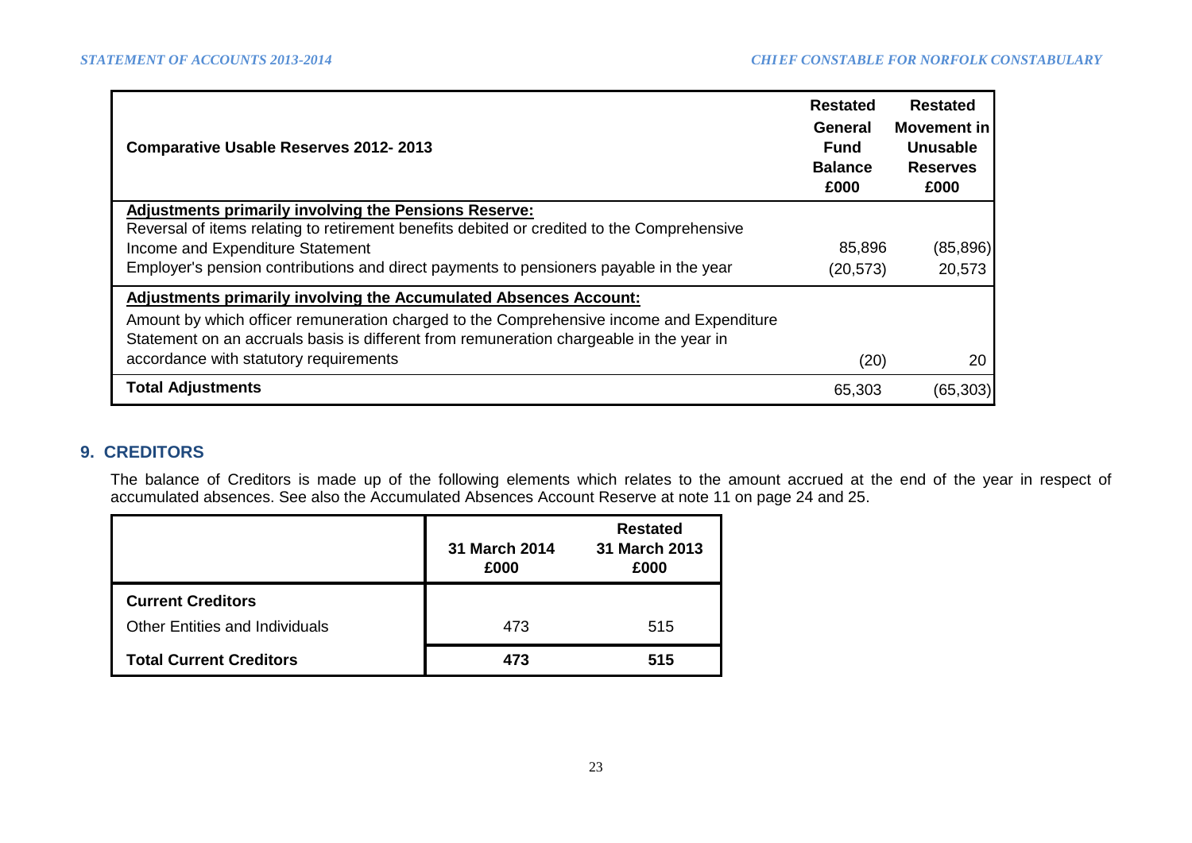| Comparative Usable Reserves 2012- 2013 | Restated General Fund Balance £000 | Restated Movement in Unusable Reserves £000 |
|---|---|---|
| **Adjustments primarily involving the Pensions Reserve:** | | |
| Reversal of items relating to retirement benefits debited or credited to the Comprehensive Income and Expenditure Statement | 85,896 | (85,896) |
| Employer's pension contributions and direct payments to pensioners payable in the year | (20,573) | 20,573 |
| **Adjustments primarily involving the Accumulated Absences Account:** | | |
| Amount by which officer remuneration charged to the Comprehensive income and Expenditure Statement on an accruals basis is different from remuneration chargeable in the year in accordance with statutory requirements | (20) | 20 |
| **Total Adjustments** | 65,303 | (65,303) |

## 9. CREDITORS

The balance of Creditors is made up of the following elements which relates to the amount accrued at the end of the year in respect of accumulated absences. See also the Accumulated Absences Account Reserve at note 11 on page 24 and 25.

| | 31 March 2014 £000 | Restated 31 March 2013 £000 |
|---|---|---|
| **Current Creditors** | | |
| Other Entities and Individuals | 473 | 515 |
| **Total Current Creditors** | **473** | **515** |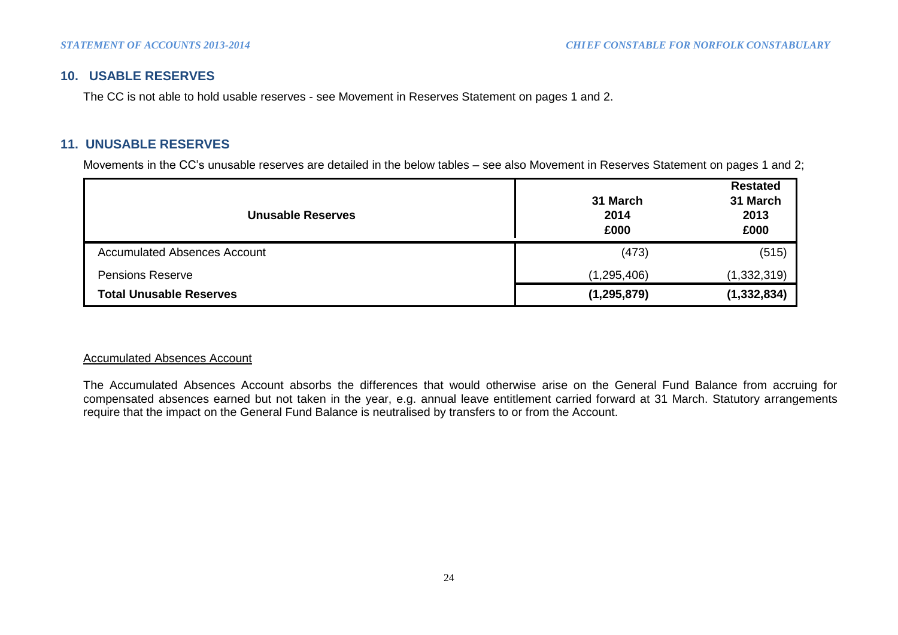## 10. USABLE RESERVES

The CC is not able to hold usable reserves - see Movement in Reserves Statement on pages 1 and 2.

## 11. UNUSABLE RESERVES

Movements in the CC's unusable reserves are detailed in the below tables – see also Movement in Reserves Statement on pages 1 and 2;

| **Unusable Reserves** | **31 March 2014 £000** | **Restated 31 March 2013 £000** |
|---|---|---|
| Accumulated Absences Account | (473) | (515) |
| Pensions Reserve | (1,295,406) | (1,332,319) |
| **Total Unusable Reserves** | **(1,295,879)** | **(1,332,834)** |

Accumulated Absences Account

The Accumulated Absences Account absorbs the differences that would otherwise arise on the General Fund Balance from accruing for compensated absences earned but not taken in the year, e.g. annual leave entitlement carried forward at 31 March. Statutory arrangements require that the impact on the General Fund Balance is neutralised by transfers to or from the Account.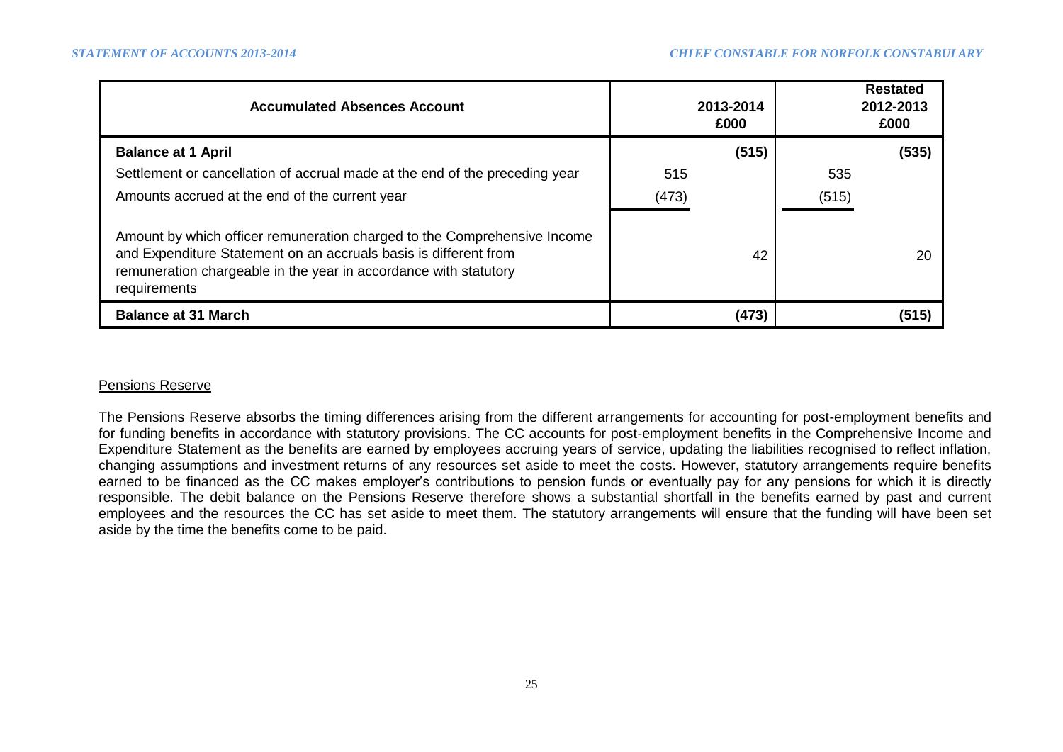| Accumulated Absences Account | 2013-2014 £000 | | Restated 2012-2013 £000 | |
|---|---|---|---|---|
| **Balance at 1 April** | | **(515)** | | **(535)** |
| Settlement or cancellation of accrual made at the end of the preceding year | 515 | | 535 | |
| Amounts accrued at the end of the current year | (473) | | (515) | |
| Amount by which officer remuneration charged to the Comprehensive Income and Expenditure Statement on an accruals basis is different from remuneration chargeable in the year in accordance with statutory requirements | | 42 | | 20 |
| **Balance at 31 March** | | **(473)** | | **(515)** |

Pensions Reserve

The Pensions Reserve absorbs the timing differences arising from the different arrangements for accounting for post-employment benefits and for funding benefits in accordance with statutory provisions. The CC accounts for post-employment benefits in the Comprehensive Income and Expenditure Statement as the benefits are earned by employees accruing years of service, updating the liabilities recognised to reflect inflation, changing assumptions and investment returns of any resources set aside to meet the costs. However, statutory arrangements require benefits earned to be financed as the CC makes employer's contributions to pension funds or eventually pay for any pensions for which it is directly responsible. The debit balance on the Pensions Reserve therefore shows a substantial shortfall in the benefits earned by past and current employees and the resources the CC has set aside to meet them. The statutory arrangements will ensure that the funding will have been set aside by the time the benefits come to be paid.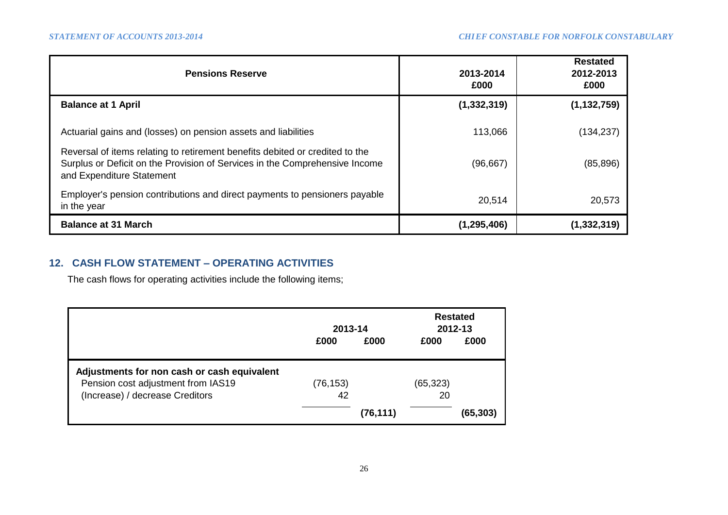| Pensions Reserve | 2013-2014<br>£000 | Restated<br>2012-2013<br>£000 |
|---|---|---|
| **Balance at 1 April** | **(1,332,319)** | **(1,132,759)** |
| Actuarial gains and (losses) on pension assets and liabilities | 113,066 | (134,237) |
| Reversal of items relating to retirement benefits debited or credited to the Surplus or Deficit on the Provision of Services in the Comprehensive Income and Expenditure Statement | (96,667) | (85,896) |
| Employer's pension contributions and direct payments to pensioners payable in the year | 20,514 | 20,573 |
| **Balance at 31 March** | **(1,295,406)** | **(1,332,319)** |

## 12. CASH FLOW STATEMENT – OPERATING ACTIVITIES

The cash flows for operating activities include the following items;

| | 2013-14 | | Restated 2012-13 | |
|---|---|---|---|---|
| | £000 | £000 | £000 | £000 |
| **Adjustments for non cash or cash equivalent** | | | | |
| Pension cost adjustment from IAS19 | (76,153) | | (65,323) | |
| (Increase) / decrease Creditors | 42 | | 20 | |
| | | **(76,111)** | | **(65,303)** |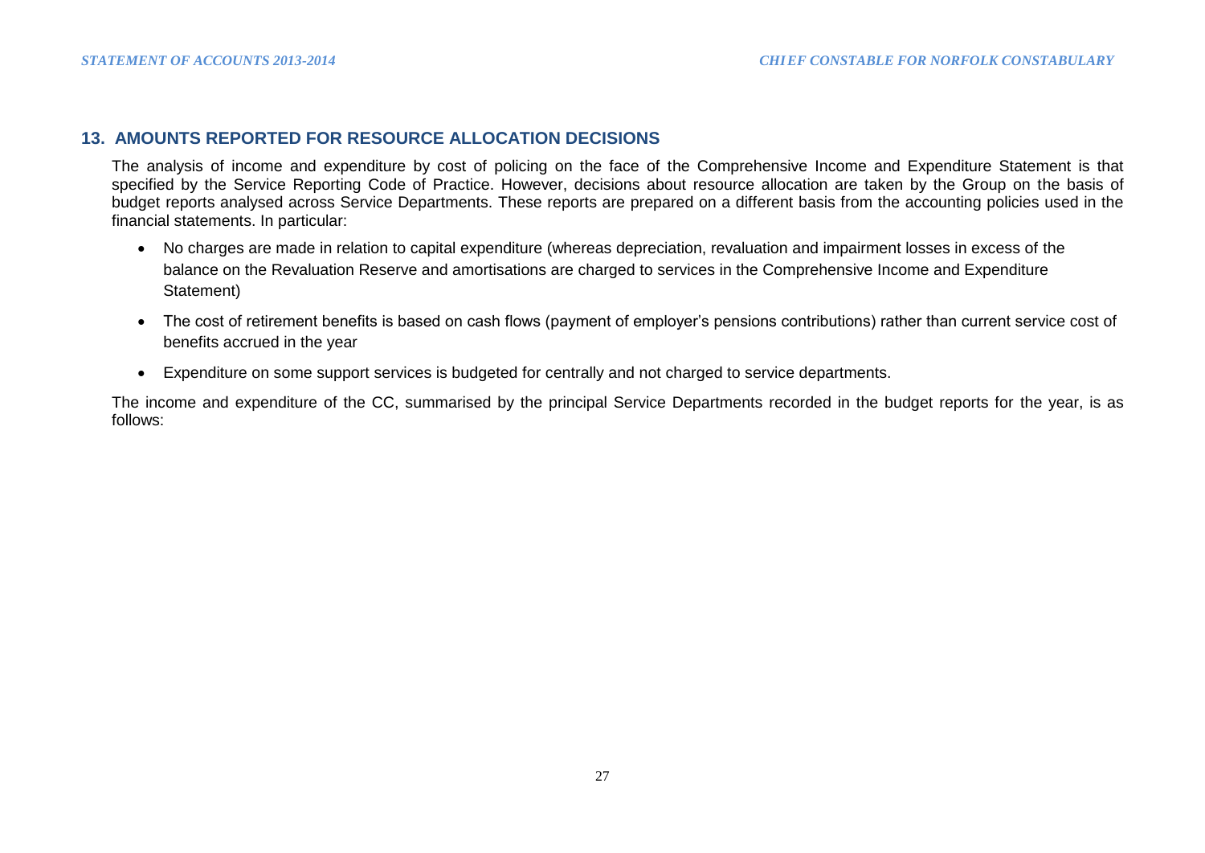## 13. AMOUNTS REPORTED FOR RESOURCE ALLOCATION DECISIONS

The analysis of income and expenditure by cost of policing on the face of the Comprehensive Income and Expenditure Statement is that specified by the Service Reporting Code of Practice. However, decisions about resource allocation are taken by the Group on the basis of budget reports analysed across Service Departments. These reports are prepared on a different basis from the accounting policies used in the financial statements. In particular:

- No charges are made in relation to capital expenditure (whereas depreciation, revaluation and impairment losses in excess of the balance on the Revaluation Reserve and amortisations are charged to services in the Comprehensive Income and Expenditure Statement)
- The cost of retirement benefits is based on cash flows (payment of employer's pensions contributions) rather than current service cost of benefits accrued in the year
- Expenditure on some support services is budgeted for centrally and not charged to service departments.

The income and expenditure of the CC, summarised by the principal Service Departments recorded in the budget reports for the year, is as follows: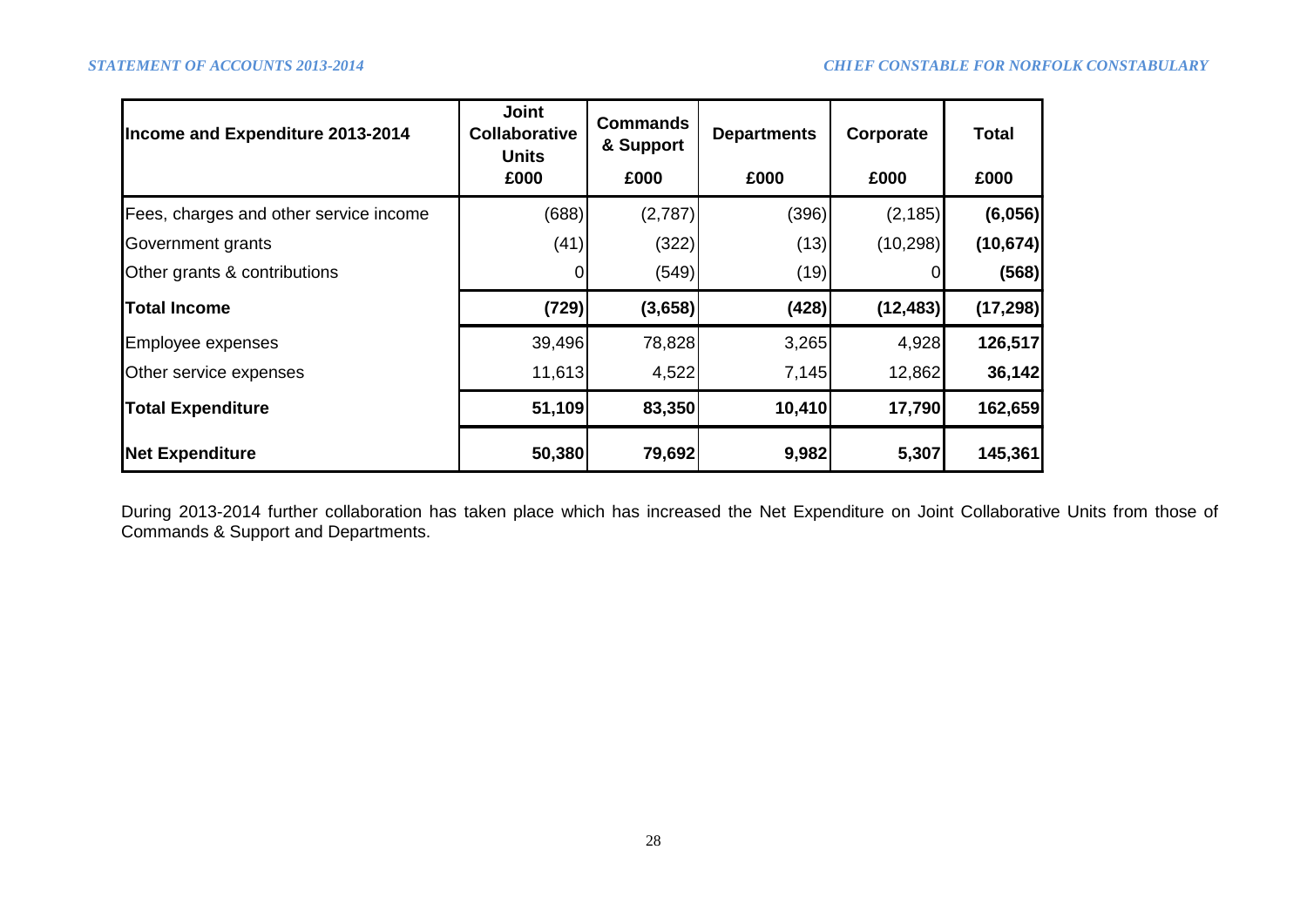| Income and Expenditure 2013-2014 | Joint Collaborative Units | Commands & Support | Departments | Corporate | Total |
|---|---|---|---|---|---|
| | £000 | £000 | £000 | £000 | £000 |
| Fees, charges and other service income | (688) | (2,787) | (396) | (2,185) | **(6,056)** |
| Government grants | (41) | (322) | (13) | (10,298) | **(10,674)** |
| Other grants & contributions | 0 | (549) | (19) | 0 | **(568)** |
| **Total Income** | **(729)** | **(3,658)** | **(428)** | **(12,483)** | **(17,298)** |
| Employee expenses | 39,496 | 78,828 | 3,265 | 4,928 | **126,517** |
| Other service expenses | 11,613 | 4,522 | 7,145 | 12,862 | **36,142** |
| **Total Expenditure** | **51,109** | **83,350** | **10,410** | **17,790** | **162,659** |
| **Net Expenditure** | **50,380** | **79,692** | **9,982** | **5,307** | **145,361** |

During 2013-2014 further collaboration has taken place which has increased the Net Expenditure on Joint Collaborative Units from those of Commands & Support and Departments.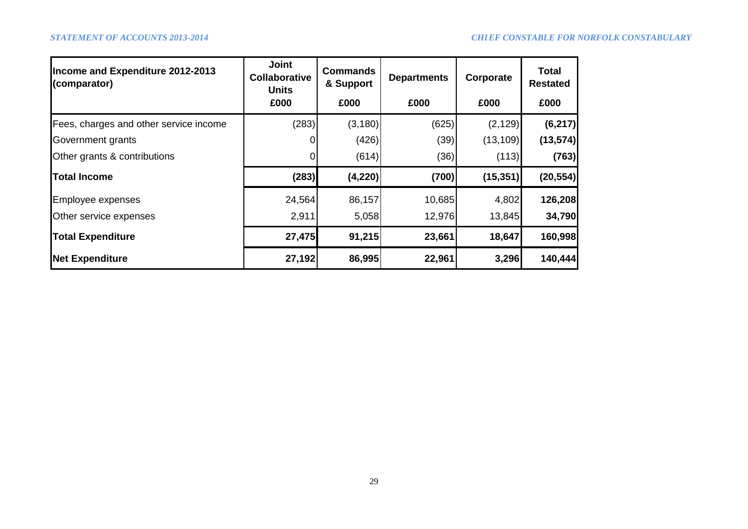| Income and Expenditure 2012-2013 (comparator) | Joint Collaborative Units £000 | Commands & Support £000 | Departments £000 | Corporate £000 | Total Restated £000 |
|---|---|---|---|---|---|
| Fees, charges and other service income | (283) | (3,180) | (625) | (2,129) | **(6,217)** |
| Government grants | 0 | (426) | (39) | (13,109) | **(13,574)** |
| Other grants & contributions | 0 | (614) | (36) | (113) | **(763)** |
| **Total Income** | **(283)** | **(4,220)** | **(700)** | **(15,351)** | **(20,554)** |
| Employee expenses | 24,564 | 86,157 | 10,685 | 4,802 | **126,208** |
| Other service expenses | 2,911 | 5,058 | 12,976 | 13,845 | **34,790** |
| **Total Expenditure** | **27,475** | **91,215** | **23,661** | **18,647** | **160,998** |
| **Net Expenditure** | **27,192** | **86,995** | **22,961** | **3,296** | **140,444** |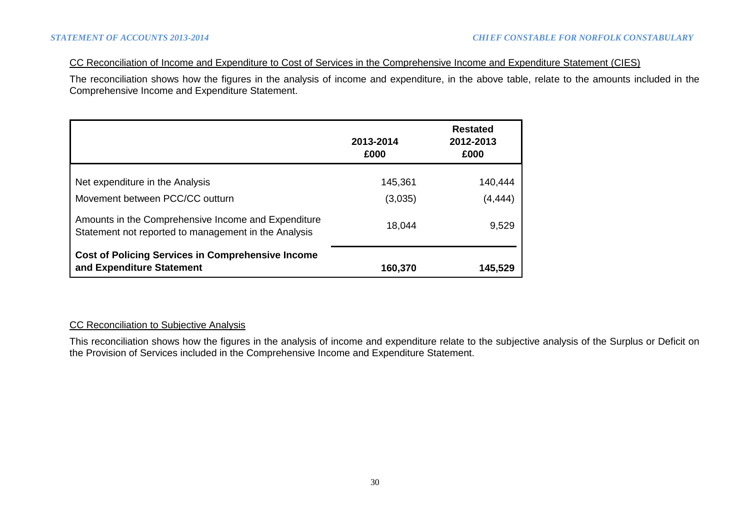CC Reconciliation of Income and Expenditure to Cost of Services in the Comprehensive Income and Expenditure Statement (CIES)

The reconciliation shows how the figures in the analysis of income and expenditure, in the above table, relate to the amounts included in the Comprehensive Income and Expenditure Statement.

| | 2013-2014<br>£000 | Restated<br>2012-2013<br>£000 |
|---|---|---|
| Net expenditure in the Analysis | 145,361 | 140,444 |
| Movement between PCC/CC outturn | (3,035) | (4,444) |
| Amounts in the Comprehensive Income and Expenditure Statement not reported to management in the Analysis | 18,044 | 9,529 |
| **Cost of Policing Services in Comprehensive Income and Expenditure Statement** | **160,370** | **145,529** |

CC Reconciliation to Subjective Analysis

This reconciliation shows how the figures in the analysis of income and expenditure relate to the subjective analysis of the Surplus or Deficit on the Provision of Services included in the Comprehensive Income and Expenditure Statement.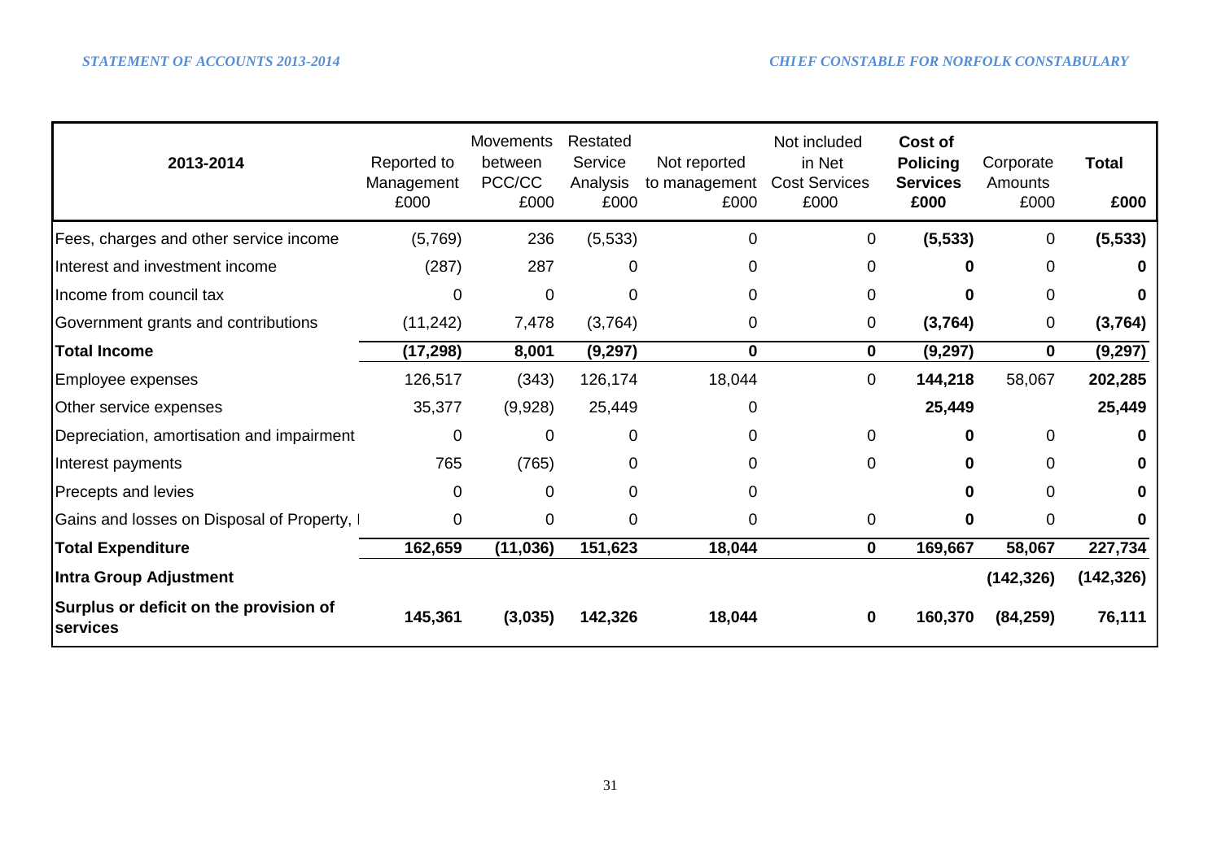| 2013-2014 | Reported to Management £000 | Movements between PCC/CC £000 | Restated Service Analysis £000 | Not reported to management £000 | Not included in Net Cost Services £000 | **Cost of Policing Services £000** | Corporate Amounts £000 | **Total £000** |
|---|---|---|---|---|---|---|---|---|
| Fees, charges and other service income | (5,769) | 236 | (5,533) | 0 | 0 | **(5,533)** | 0 | **(5,533)** |
| Interest and investment income | (287) | 287 | 0 | 0 | 0 | **0** | 0 | **0** |
| Income from council tax | 0 | 0 | 0 | 0 | 0 | **0** | 0 | **0** |
| Government grants and contributions | (11,242) | 7,478 | (3,764) | 0 | 0 | **(3,764)** | 0 | **(3,764)** |
| **Total Income** | **(17,298)** | **8,001** | **(9,297)** | **0** | **0** | **(9,297)** | **0** | **(9,297)** |
| Employee expenses | 126,517 | (343) | 126,174 | 18,044 | 0 | **144,218** | 58,067 | **202,285** |
| Other service expenses | 35,377 | (9,928) | 25,449 | 0 | | **25,449** | | **25,449** |
| Depreciation, amortisation and impairment | 0 | 0 | 0 | 0 | 0 | **0** | 0 | **0** |
| Interest payments | 765 | (765) | 0 | 0 | 0 | **0** | 0 | **0** |
| Precepts and levies | 0 | 0 | 0 | 0 | | **0** | 0 | **0** |
| Gains and losses on Disposal of Property, I | 0 | 0 | 0 | 0 | 0 | **0** | 0 | **0** |
| **Total Expenditure** | **162,659** | **(11,036)** | **151,623** | **18,044** | **0** | **169,667** | **58,067** | **227,734** |
| **Intra Group Adjustment** | | | | | | | **(142,326)** | **(142,326)** |
| **Surplus or deficit on the provision of services** | **145,361** | **(3,035)** | **142,326** | **18,044** | **0** | **160,370** | **(84,259)** | **76,111** |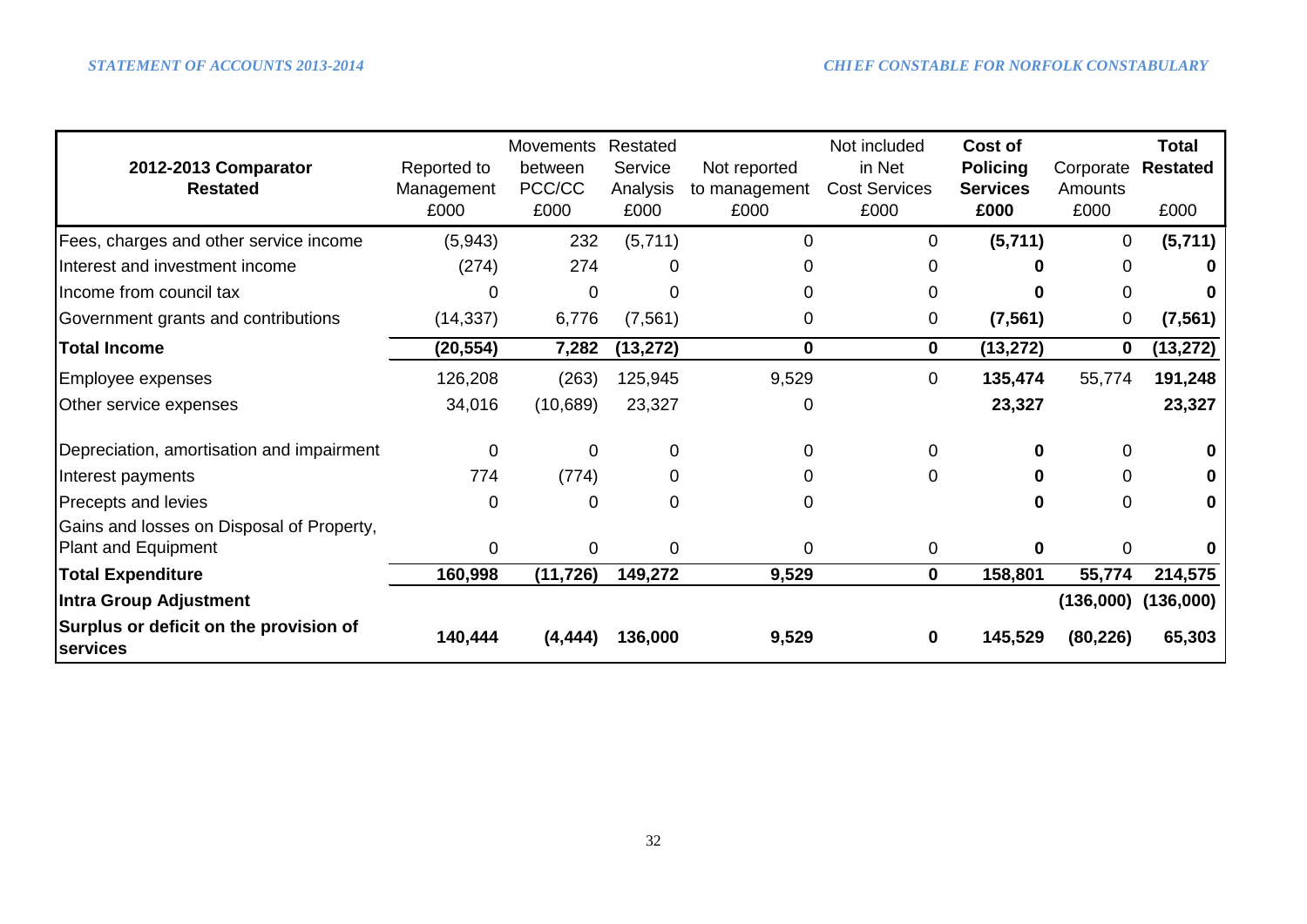| 2012-2013 Comparator Restated | Reported to Management £000 | Movements between PCC/CC £000 | Restated Service Analysis £000 | Not reported to management £000 | Not included in Net Cost Services £000 | **Cost of Policing Services £000** | Corporate Amounts £000 | **Total Restated £000** |
|---|---|---|---|---|---|---|---|---|
| Fees, charges and other service income | (5,943) | 232 | (5,711) | 0 | 0 | **(5,711)** | 0 | **(5,711)** |
| Interest and investment income | (274) | 274 | 0 | 0 | 0 | **0** | 0 | **0** |
| Income from council tax | 0 | 0 | 0 | 0 | 0 | **0** | 0 | **0** |
| Government grants and contributions | (14,337) | 6,776 | (7,561) | 0 | 0 | **(7,561)** | 0 | **(7,561)** |
| **Total Income** | **(20,554)** | **7,282** | **(13,272)** | **0** | **0** | **(13,272)** | **0** | **(13,272)** |
| Employee expenses | 126,208 | (263) | 125,945 | 9,529 | 0 | **135,474** | 55,774 | **191,248** |
| Other service expenses | 34,016 | (10,689) | 23,327 | 0 | | **23,327** | | **23,327** |
| Depreciation, amortisation and impairment | 0 | 0 | 0 | 0 | 0 | **0** | 0 | **0** |
| Interest payments | 774 | (774) | 0 | 0 | 0 | **0** | 0 | **0** |
| Precepts and levies | 0 | 0 | 0 | 0 | | **0** | 0 | **0** |
| Gains and losses on Disposal of Property, Plant and Equipment | 0 | 0 | 0 | 0 | 0 | **0** | 0 | **0** |
| **Total Expenditure** | **160,998** | **(11,726)** | **149,272** | **9,529** | **0** | **158,801** | **55,774** | **214,575** |
| **Intra Group Adjustment** | | | | | | | **(136,000)** | **(136,000)** |
| **Surplus or deficit on the provision of services** | **140,444** | **(4,444)** | **136,000** | **9,529** | **0** | **145,529** | **(80,226)** | **65,303** |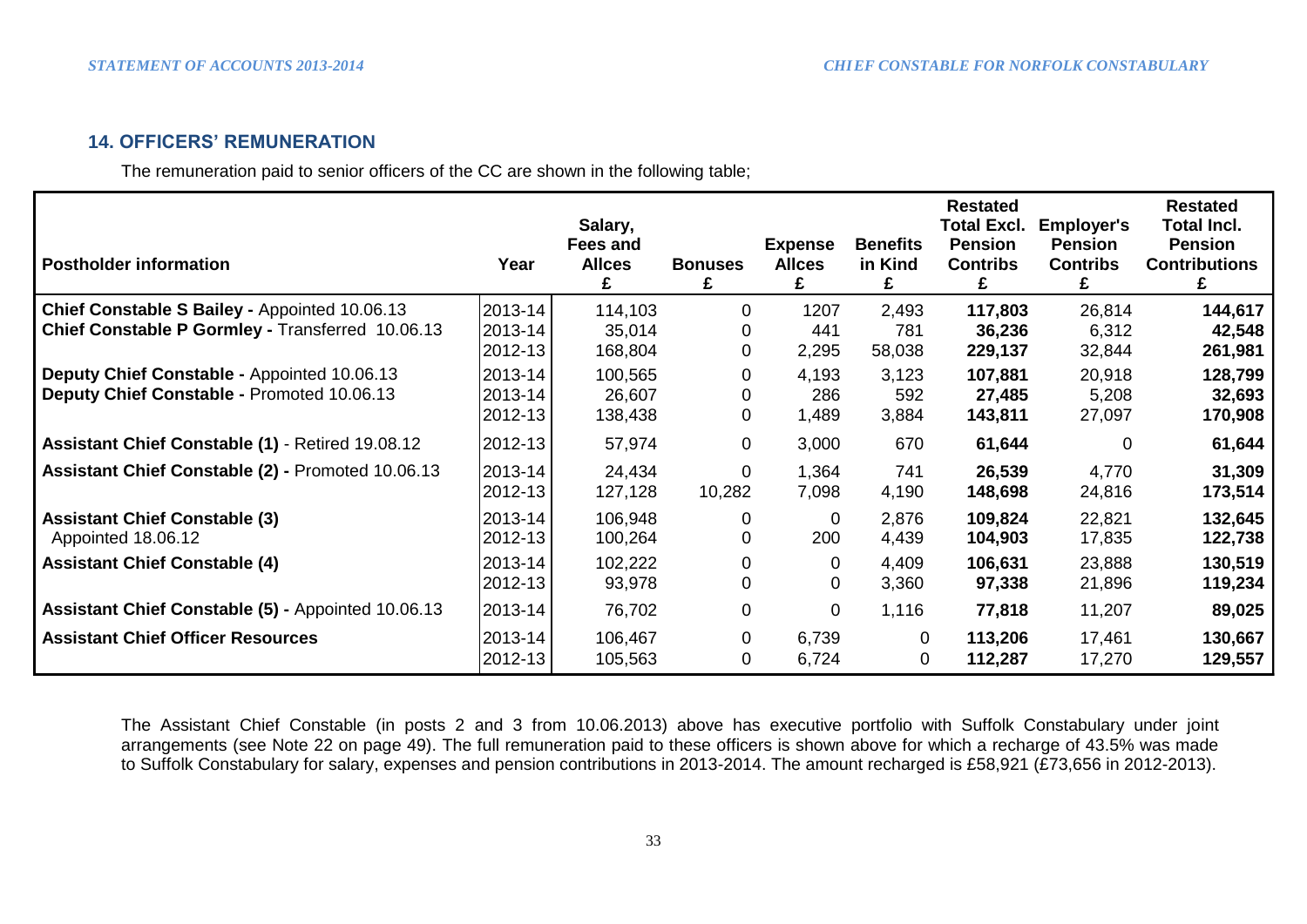## 14. OFFICERS' REMUNERATION

The remuneration paid to senior officers of the CC are shown in the following table;

| Postholder information | Year | Salary, Fees and Allces £ | Bonuses £ | Expense Allces £ | Benefits in Kind £ | Restated Total Excl. Pension Contribs £ | Employer's Pension Contribs £ | Restated Total Incl. Pension Contributions £ |
|---|---|---|---|---|---|---|---|---|
| **Chief Constable S Bailey -** Appointed 10.06.13 | 2013-14 | 114,103 | 0 | 1207 | 2,493 | **117,803** | 26,814 | **144,617** |
| **Chief Constable P Gormley -** Transferred 10.06.13 | 2013-14 | 35,014 | 0 | 441 | 781 | **36,236** | 6,312 | **42,548** |
| | 2012-13 | 168,804 | 0 | 2,295 | 58,038 | **229,137** | 32,844 | **261,981** |
| **Deputy Chief Constable -** Appointed 10.06.13 | 2013-14 | 100,565 | 0 | 4,193 | 3,123 | **107,881** | 20,918 | **128,799** |
| **Deputy Chief Constable -** Promoted 10.06.13 | 2013-14 | 26,607 | 0 | 286 | 592 | **27,485** | 5,208 | **32,693** |
| | 2012-13 | 138,438 | 0 | 1,489 | 3,884 | **143,811** | 27,097 | **170,908** |
| **Assistant Chief Constable (1)** - Retired 19.08.12 | 2012-13 | 57,974 | 0 | 3,000 | 670 | **61,644** | 0 | **61,644** |
| **Assistant Chief Constable (2) -** Promoted 10.06.13 | 2013-14 | 24,434 | 0 | 1,364 | 741 | **26,539** | 4,770 | **31,309** |
| | 2012-13 | 127,128 | 10,282 | 7,098 | 4,190 | **148,698** | 24,816 | **173,514** |
| **Assistant Chief Constable (3)** | 2013-14 | 106,948 | 0 | 0 | 2,876 | **109,824** | 22,821 | **132,645** |
| Appointed 18.06.12 | 2012-13 | 100,264 | 0 | 200 | 4,439 | **104,903** | 17,835 | **122,738** |
| **Assistant Chief Constable (4)** | 2013-14 | 102,222 | 0 | 0 | 4,409 | **106,631** | 23,888 | **130,519** |
| | 2012-13 | 93,978 | 0 | 0 | 3,360 | **97,338** | 21,896 | **119,234** |
| **Assistant Chief Constable (5) -** Appointed 10.06.13 | 2013-14 | 76,702 | 0 | 0 | 1,116 | **77,818** | 11,207 | **89,025** |
| **Assistant Chief Officer Resources** | 2013-14 | 106,467 | 0 | 6,739 | 0 | **113,206** | 17,461 | **130,667** |
| | 2012-13 | 105,563 | 0 | 6,724 | 0 | **112,287** | 17,270 | **129,557** |

The Assistant Chief Constable (in posts 2 and 3 from 10.06.2013) above has executive portfolio with Suffolk Constabulary under joint arrangements (see Note 22 on page 49). The full remuneration paid to these officers is shown above for which a recharge of 43.5% was made to Suffolk Constabulary for salary, expenses and pension contributions in 2013-2014. The amount recharged is £58,921 (£73,656 in 2012-2013).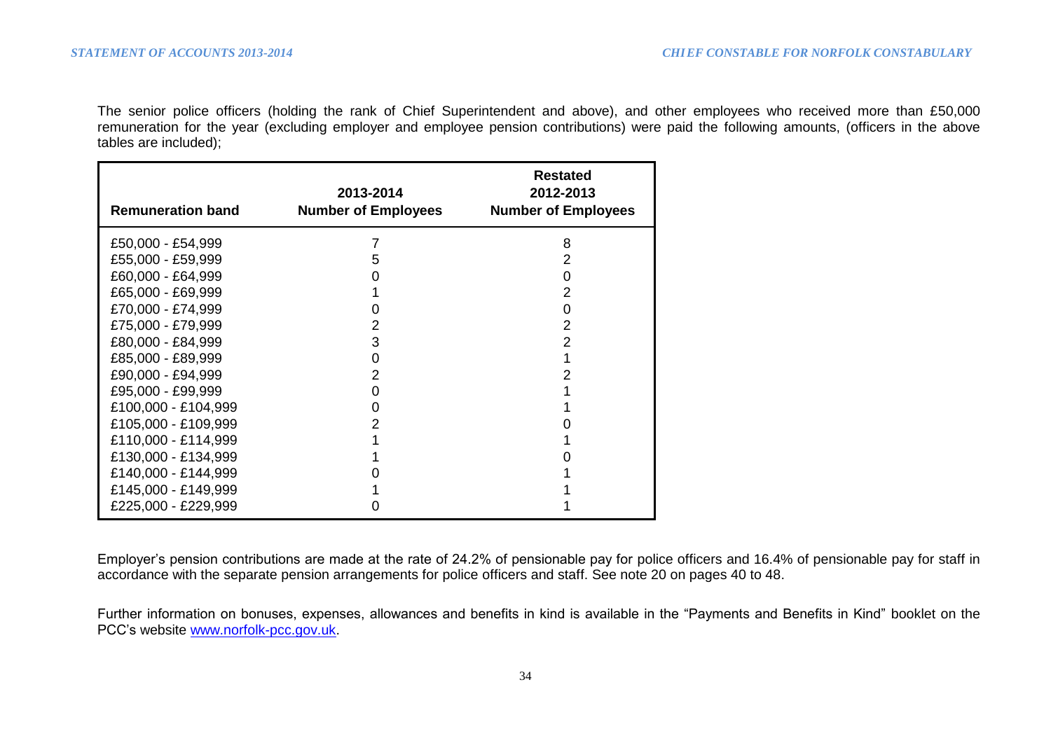The senior police officers (holding the rank of Chief Superintendent and above), and other employees who received more than £50,000 remuneration for the year (excluding employer and employee pension contributions) were paid the following amounts, (officers in the above tables are included);

| Remuneration band | 2013-2014 Number of Employees | Restated 2012-2013 Number of Employees |
|---|---|---|
| £50,000 - £54,999 | 7 | 8 |
| £55,000 - £59,999 | 5 | 2 |
| £60,000 - £64,999 | 0 | 0 |
| £65,000 - £69,999 | 1 | 2 |
| £70,000 - £74,999 | 0 | 0 |
| £75,000 - £79,999 | 2 | 2 |
| £80,000 - £84,999 | 3 | 2 |
| £85,000 - £89,999 | 0 | 1 |
| £90,000 - £94,999 | 2 | 2 |
| £95,000 - £99,999 | 0 | 1 |
| £100,000 - £104,999 | 0 | 1 |
| £105,000 - £109,999 | 2 | 0 |
| £110,000 - £114,999 | 1 | 1 |
| £130,000 - £134,999 | 1 | 0 |
| £140,000 - £144,999 | 0 | 1 |
| £145,000 - £149,999 | 1 | 1 |
| £225,000 - £229,999 | 0 | 1 |

Employer's pension contributions are made at the rate of 24.2% of pensionable pay for police officers and 16.4% of pensionable pay for staff in accordance with the separate pension arrangements for police officers and staff. See note 20 on pages 40 to 48.

Further information on bonuses, expenses, allowances and benefits in kind is available in the "Payments and Benefits in Kind" booklet on the PCC's website www.norfolk-pcc.gov.uk.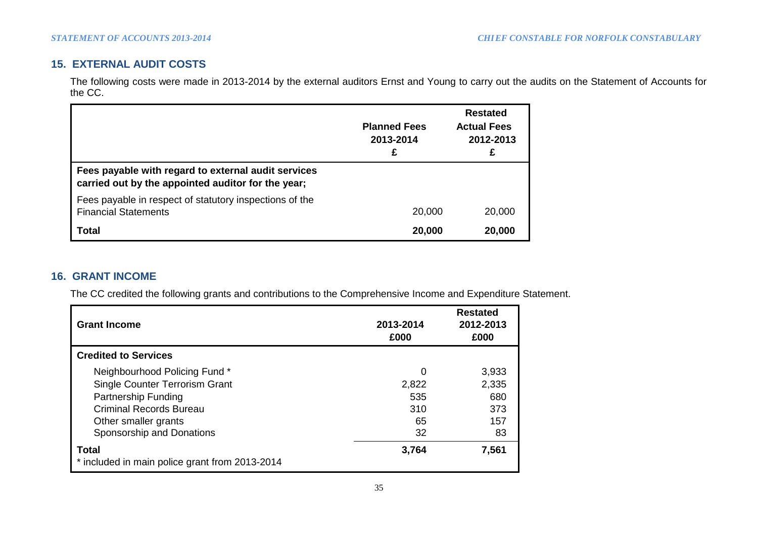## 15. EXTERNAL AUDIT COSTS

The following costs were made in 2013-2014 by the external auditors Ernst and Young to carry out the audits on the Statement of Accounts for the CC.

| | Planned Fees 2013-2014 £ | Restated Actual Fees 2012-2013 £ |
|---|---|---|
| **Fees payable with regard to external audit services carried out by the appointed auditor for the year;** | | |
| Fees payable in respect of statutory inspections of the Financial Statements | 20,000 | 20,000 |
| **Total** | **20,000** | **20,000** |

## 16. GRANT INCOME

The CC credited the following grants and contributions to the Comprehensive Income and Expenditure Statement.

| Grant Income | 2013-2014 £000 | Restated 2012-2013 £000 |
|---|---|---|
| **Credited to Services** | | |
| Neighbourhood Policing Fund * | 0 | 3,933 |
| Single Counter Terrorism Grant | 2,822 | 2,335 |
| Partnership Funding | 535 | 680 |
| Criminal Records Bureau | 310 | 373 |
| Other smaller grants | 65 | 157 |
| Sponsorship and Donations | 32 | 83 |
| **Total** | **3,764** | **7,561** |

* included in main police grant from 2013-2014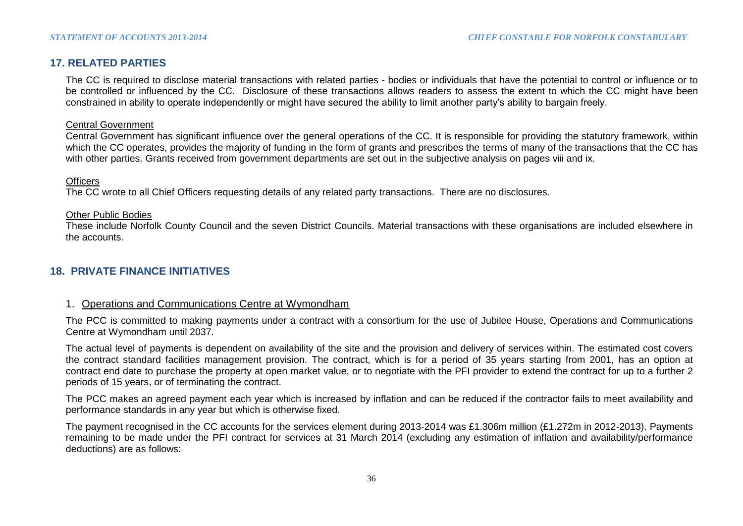## 17. RELATED PARTIES

The CC is required to disclose material transactions with related parties - bodies or individuals that have the potential to control or influence or to be controlled or influenced by the CC. Disclosure of these transactions allows readers to assess the extent to which the CC might have been constrained in ability to operate independently or might have secured the ability to limit another party's ability to bargain freely.

Central Government

Central Government has significant influence over the general operations of the CC. It is responsible for providing the statutory framework, within which the CC operates, provides the majority of funding in the form of grants and prescribes the terms of many of the transactions that the CC has with other parties. Grants received from government departments are set out in the subjective analysis on pages viii and ix.

Officers

The CC wrote to all Chief Officers requesting details of any related party transactions. There are no disclosures.

Other Public Bodies

These include Norfolk County Council and the seven District Councils. Material transactions with these organisations are included elsewhere in the accounts.

## 18. PRIVATE FINANCE INITIATIVES

### 1. Operations and Communications Centre at Wymondham

The PCC is committed to making payments under a contract with a consortium for the use of Jubilee House, Operations and Communications Centre at Wymondham until 2037.

The actual level of payments is dependent on availability of the site and the provision and delivery of services within. The estimated cost covers the contract standard facilities management provision. The contract, which is for a period of 35 years starting from 2001, has an option at contract end date to purchase the property at open market value, or to negotiate with the PFI provider to extend the contract for up to a further 2 periods of 15 years, or of terminating the contract.

The PCC makes an agreed payment each year which is increased by inflation and can be reduced if the contractor fails to meet availability and performance standards in any year but which is otherwise fixed.

The payment recognised in the CC accounts for the services element during 2013-2014 was £1.306m million (£1.272m in 2012-2013). Payments remaining to be made under the PFI contract for services at 31 March 2014 (excluding any estimation of inflation and availability/performance deductions) are as follows: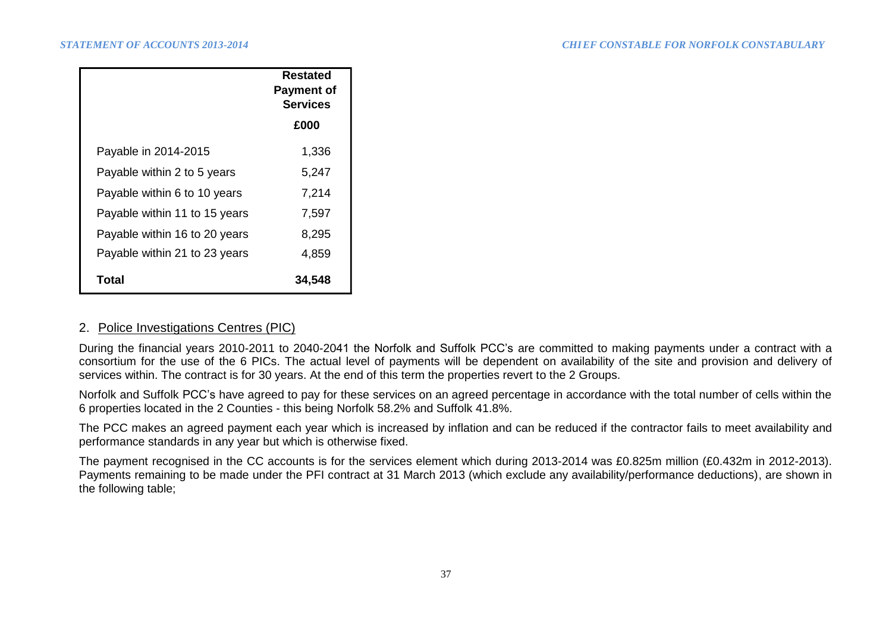| | Restated Payment of Services |
|---|---|
| | £000 |
| Payable in 2014-2015 | 1,336 |
| Payable within 2 to 5 years | 5,247 |
| Payable within 6 to 10 years | 7,214 |
| Payable within 11 to 15 years | 7,597 |
| Payable within 16 to 20 years | 8,295 |
| Payable within 21 to 23 years | 4,859 |
| **Total** | **34,548** |

2. Police Investigations Centres (PIC)

During the financial years 2010-2011 to 2040-2041 the Norfolk and Suffolk PCC's are committed to making payments under a contract with a consortium for the use of the 6 PICs. The actual level of payments will be dependent on availability of the site and provision and delivery of services within. The contract is for 30 years. At the end of this term the properties revert to the 2 Groups.

Norfolk and Suffolk PCC's have agreed to pay for these services on an agreed percentage in accordance with the total number of cells within the 6 properties located in the 2 Counties - this being Norfolk 58.2% and Suffolk 41.8%.

The PCC makes an agreed payment each year which is increased by inflation and can be reduced if the contractor fails to meet availability and performance standards in any year but which is otherwise fixed.

The payment recognised in the CC accounts is for the services element which during 2013-2014 was £0.825m million (£0.432m in 2012-2013). Payments remaining to be made under the PFI contract at 31 March 2013 (which exclude any availability/performance deductions), are shown in the following table;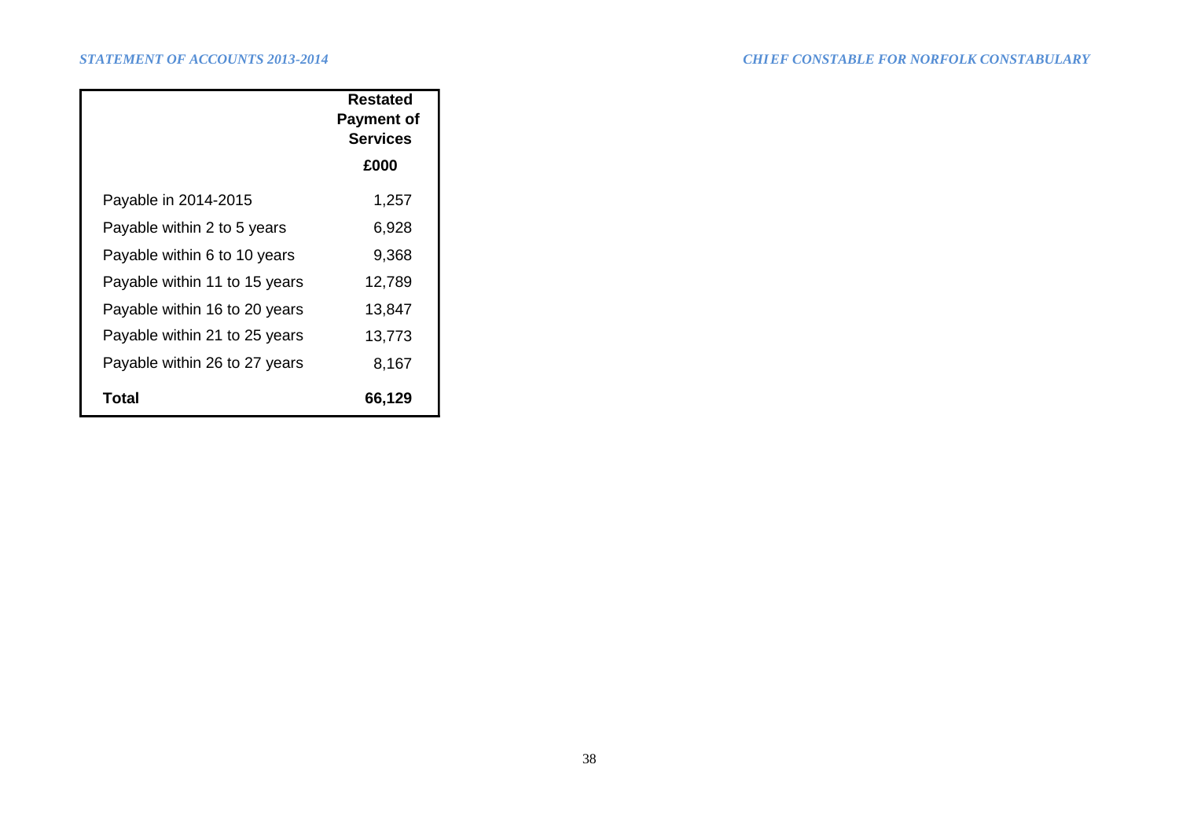| | Restated Payment of Services |
|---|---|
| | £000 |
| Payable in 2014-2015 | 1,257 |
| Payable within 2 to 5 years | 6,928 |
| Payable within 6 to 10 years | 9,368 |
| Payable within 11 to 15 years | 12,789 |
| Payable within 16 to 20 years | 13,847 |
| Payable within 21 to 25 years | 13,773 |
| Payable within 26 to 27 years | 8,167 |
| **Total** | **66,129** |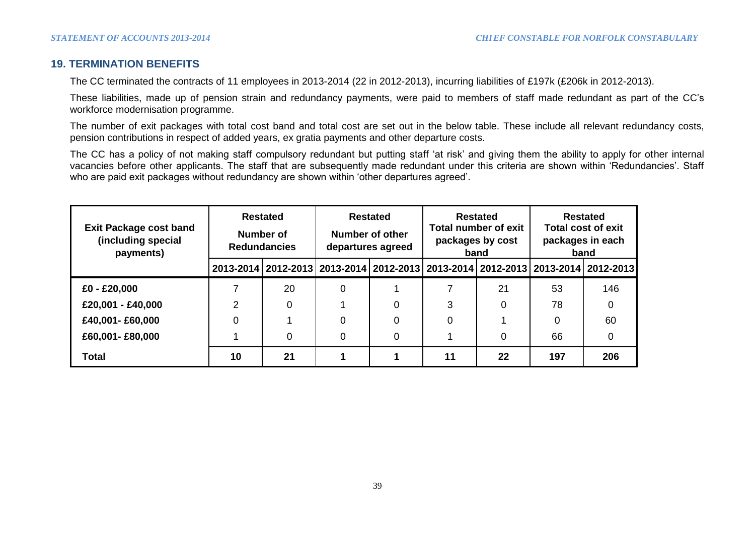## 19. TERMINATION BENEFITS

The CC terminated the contracts of 11 employees in 2013-2014 (22 in 2012-2013), incurring liabilities of £197k (£206k in 2012-2013).

These liabilities, made up of pension strain and redundancy payments, were paid to members of staff made redundant as part of the CC's workforce modernisation programme.

The number of exit packages with total cost band and total cost are set out in the below table. These include all relevant redundancy costs, pension contributions in respect of added years, ex gratia payments and other departure costs.

The CC has a policy of not making staff compulsory redundant but putting staff 'at risk' and giving them the ability to apply for other internal vacancies before other applicants. The staff that are subsequently made redundant under this criteria are shown within 'Redundancies'. Staff who are paid exit packages without redundancy are shown within 'other departures agreed'.

| Exit Package cost band (including special payments) | Restated Number of Redundancies | | Restated Number of other departures agreed | | Restated Total number of exit packages by cost band | | Restated Total cost of exit packages in each band | |
|---|---|---|---|---|---|---|---|---|
| | 2013-2014 | 2012-2013 | 2013-2014 | 2012-2013 | 2013-2014 | 2012-2013 | 2013-2014 | 2012-2013 |
| £0 - £20,000 | 7 | 20 | 0 | 1 | 7 | 21 | 53 | 146 |
| £20,001 - £40,000 | 2 | 0 | 1 | 0 | 3 | 0 | 78 | 0 |
| £40,001- £60,000 | 0 | 1 | 0 | 0 | 0 | 1 | 0 | 60 |
| £60,001- £80,000 | 1 | 0 | 0 | 0 | 1 | 0 | 66 | 0 |
| **Total** | **10** | **21** | **1** | **1** | **11** | **22** | **197** | **206** |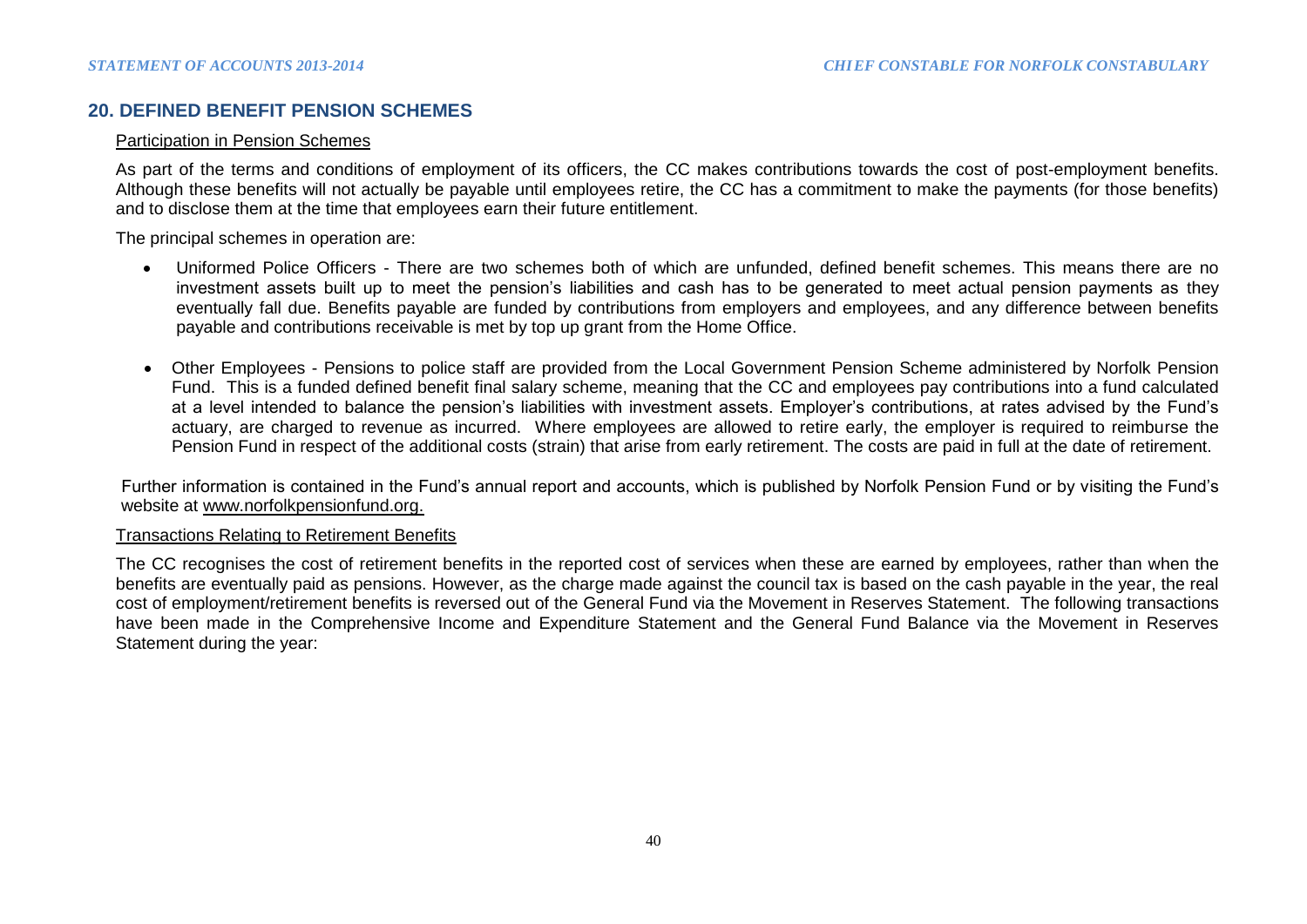## 20. DEFINED BENEFIT PENSION SCHEMES

Participation in Pension Schemes

As part of the terms and conditions of employment of its officers, the CC makes contributions towards the cost of post-employment benefits. Although these benefits will not actually be payable until employees retire, the CC has a commitment to make the payments (for those benefits) and to disclose them at the time that employees earn their future entitlement.

The principal schemes in operation are:

- Uniformed Police Officers - There are two schemes both of which are unfunded, defined benefit schemes. This means there are no investment assets built up to meet the pension's liabilities and cash has to be generated to meet actual pension payments as they eventually fall due. Benefits payable are funded by contributions from employers and employees, and any difference between benefits payable and contributions receivable is met by top up grant from the Home Office.

- Other Employees - Pensions to police staff are provided from the Local Government Pension Scheme administered by Norfolk Pension Fund. This is a funded defined benefit final salary scheme, meaning that the CC and employees pay contributions into a fund calculated at a level intended to balance the pension's liabilities with investment assets. Employer's contributions, at rates advised by the Fund's actuary, are charged to revenue as incurred. Where employees are allowed to retire early, the employer is required to reimburse the Pension Fund in respect of the additional costs (strain) that arise from early retirement. The costs are paid in full at the date of retirement.

Further information is contained in the Fund's annual report and accounts, which is published by Norfolk Pension Fund or by visiting the Fund's website at www.norfolkpensionfund.org.

Transactions Relating to Retirement Benefits

The CC recognises the cost of retirement benefits in the reported cost of services when these are earned by employees, rather than when the benefits are eventually paid as pensions. However, as the charge made against the council tax is based on the cash payable in the year, the real cost of employment/retirement benefits is reversed out of the General Fund via the Movement in Reserves Statement. The following transactions have been made in the Comprehensive Income and Expenditure Statement and the General Fund Balance via the Movement in Reserves Statement during the year: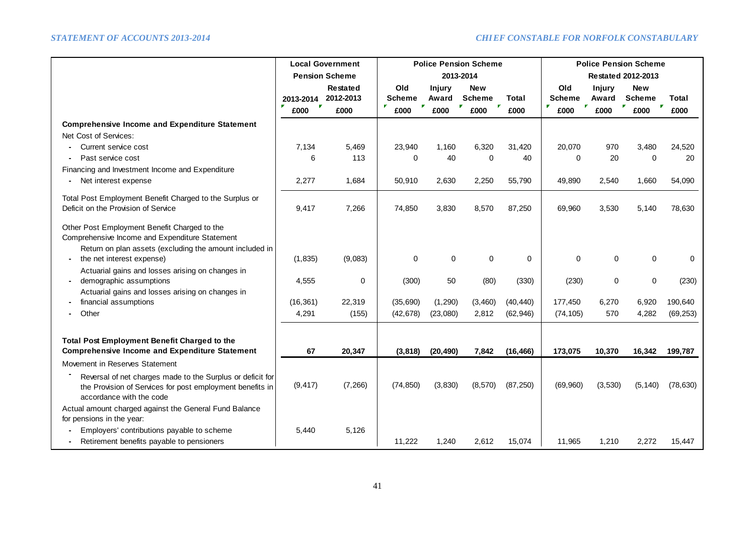| | Local Government Pension Scheme | | Police Pension Scheme 2013-2014 | | | | Police Pension Scheme Restated 2012-2013 | | | |
|---|---|---|---|---|---|---|---|---|---|---|
| | 2013-2014 | Restated 2012-2013 | Old Scheme | Injury Award | New Scheme | Total | Old Scheme | Injury Award | New Scheme | Total |
| | £000 | £000 | £000 | £000 | £000 | £000 | £000 | £000 | £000 | £000 |
| **Comprehensive Income and Expenditure Statement** | | | | | | | | | | |
| Net Cost of Services: | | | | | | | | | | |
| - Current service cost | 7,134 | 5,469 | 23,940 | 1,160 | 6,320 | 31,420 | 20,070 | 970 | 3,480 | 24,520 |
| - Past service cost | 6 | 113 | 0 | 40 | 0 | 40 | 0 | 20 | 0 | 20 |
| Financing and Investment Income and Expenditure | | | | | | | | | | |
| - Net interest expense | 2,277 | 1,684 | 50,910 | 2,630 | 2,250 | 55,790 | 49,890 | 2,540 | 1,660 | 54,090 |
| Total Post Employment Benefit Charged to the Surplus or Deficit on the Provision of Service | 9,417 | 7,266 | 74,850 | 3,830 | 8,570 | 87,250 | 69,960 | 3,530 | 5,140 | 78,630 |
| Other Post Employment Benefit Charged to the Comprehensive Income and Expenditure Statement | | | | | | | | | | |
| - Return on plan assets (excluding the amount included in the net interest expense) | (1,835) | (9,083) | 0 | 0 | 0 | 0 | 0 | 0 | 0 | 0 |
| - Actuarial gains and losses arising on changes in demographic assumptions | 4,555 | 0 | (300) | 50 | (80) | (330) | (230) | 0 | 0 | (230) |
| - Actuarial gains and losses arising on changes in financial assumptions | (16,361) | 22,319 | (35,690) | (1,290) | (3,460) | (40,440) | 177,450 | 6,270 | 6,920 | 190,640 |
| - Other | 4,291 | (155) | (42,678) | (23,080) | 2,812 | (62,946) | (74,105) | 570 | 4,282 | (69,253) |
| **Total Post Employment Benefit Charged to the Comprehensive Income and Expenditure Statement** | **67** | **20,347** | **(3,818)** | **(20,490)** | **7,842** | **(16,466)** | **173,075** | **10,370** | **16,342** | **199,787** |
| Movement in Reserves Statement | | | | | | | | | | |
| - Reversal of net charges made to the Surplus or deficit for the Provision of Services for post employment benefits in accordance with the code | (9,417) | (7,266) | (74,850) | (3,830) | (8,570) | (87,250) | (69,960) | (3,530) | (5,140) | (78,630) |
| Actual amount charged against the General Fund Balance for pensions in the year: | | | | | | | | | | |
| - Employers' contributions payable to scheme | 5,440 | 5,126 | | | | | | | | |
| - Retirement benefits payable to pensioners | | | 11,222 | 1,240 | 2,612 | 15,074 | 11,965 | 1,210 | 2,272 | 15,447 |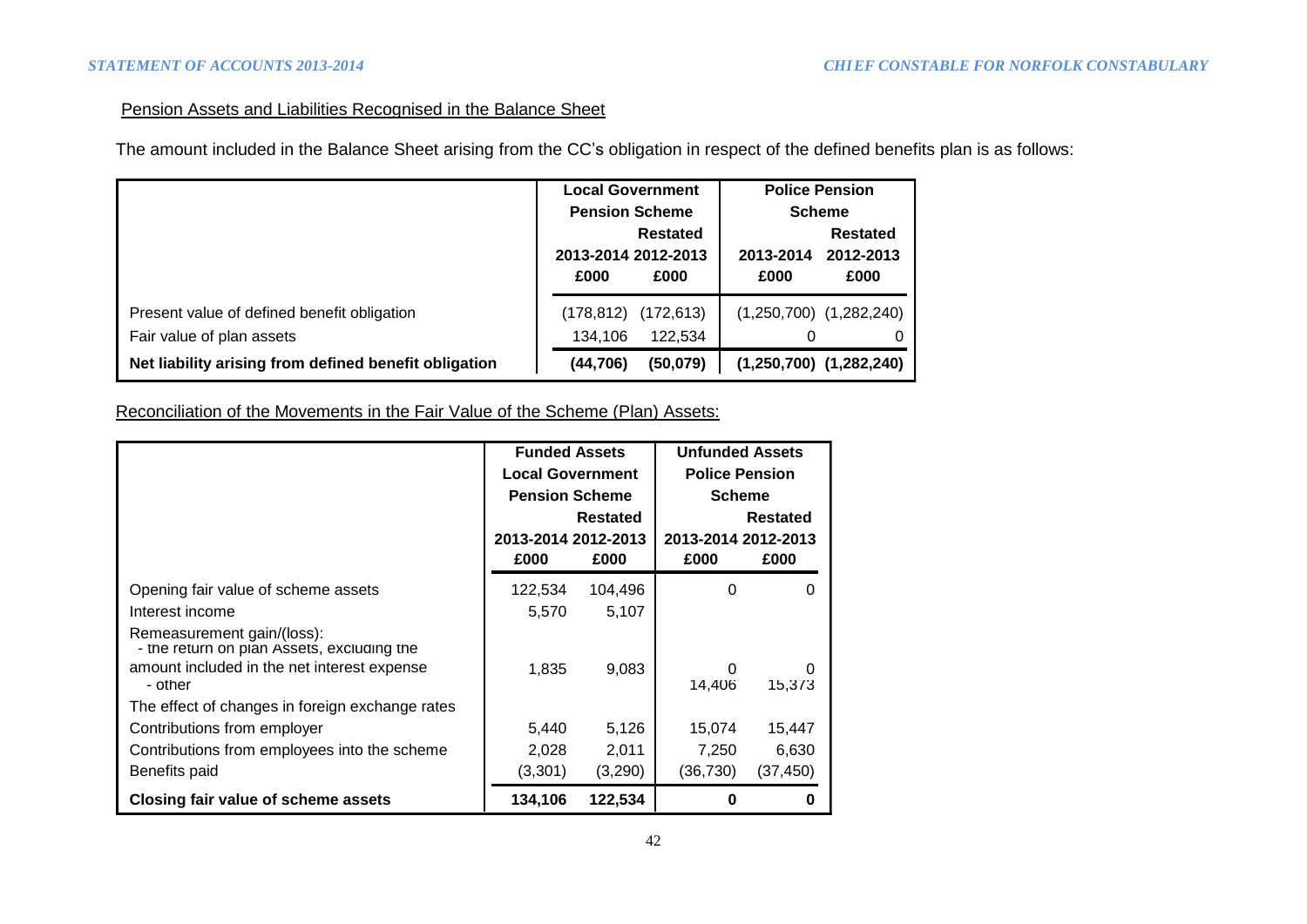Pension Assets and Liabilities Recognised in the Balance Sheet

The amount included in the Balance Sheet arising from the CC's obligation in respect of the defined benefits plan is as follows:

| | Local Government Pension Scheme | | Police Pension Scheme | |
|---|---|---|---|---|
| | | Restated | | Restated |
| | 2013-2014 | 2012-2013 | 2013-2014 | 2012-2013 |
| | £000 | £000 | £000 | £000 |
| Present value of defined benefit obligation | (178,812) | (172,613) | (1,250,700) | (1,282,240) |
| Fair value of plan assets | 134,106 | 122,534 | 0 | 0 |
| **Net liability arising from defined benefit obligation** | **(44,706)** | **(50,079)** | **(1,250,700)** | **(1,282,240)** |

Reconciliation of the Movements in the Fair Value of the Scheme (Plan) Assets:

| | Funded Assets Local Government Pension Scheme | | Unfunded Assets Police Pension Scheme | |
|---|---|---|---|---|
| | | Restated | | Restated |
| | 2013-2014 | 2012-2013 | 2013-2014 | 2012-2013 |
| | £000 | £000 | £000 | £000 |
| Opening fair value of scheme assets | 122,534 | 104,496 | 0 | 0 |
| Interest income | 5,570 | 5,107 | | |
| Remeasurement gain/(loss): | | | | |
| - the return on plan Assets, excluding the amount included in the net interest expense | 1,835 | 9,083 | 0 | 0 |
| - other | | | 14,406 | 15,373 |
| The effect of changes in foreign exchange rates | | | | |
| Contributions from employer | 5,440 | 5,126 | 15,074 | 15,447 |
| Contributions from employees into the scheme | 2,028 | 2,011 | 7,250 | 6,630 |
| Benefits paid | (3,301) | (3,290) | (36,730) | (37,450) |
| **Closing fair value of scheme assets** | **134,106** | **122,534** | **0** | **0** |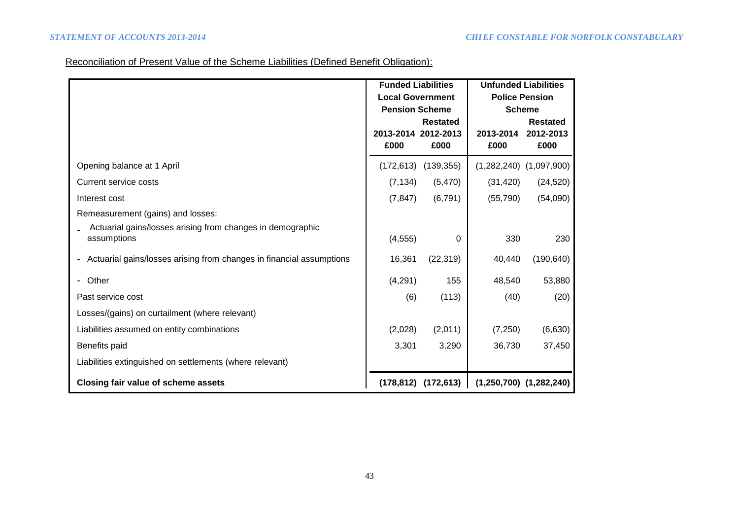Reconciliation of Present Value of the Scheme Liabilities (Defined Benefit Obligation):

| | Funded Liabilities Local Government Pension Scheme | | Unfunded Liabilities Police Pension Scheme | |
|---|---|---|---|---|
| | 2013-2014 £000 | Restated 2012-2013 £000 | 2013-2014 £000 | Restated 2012-2013 £000 |
| Opening balance at 1 April | (172,613) | (139,355) | (1,282,240) | (1,097,900) |
| Current service costs | (7,134) | (5,470) | (31,420) | (24,520) |
| Interest cost | (7,847) | (6,791) | (55,790) | (54,090) |
| Remeasurement (gains) and losses: | | | | |
| - Actuarial gains/losses arising from changes in demographic assumptions | (4,555) | 0 | 330 | 230 |
| - Actuarial gains/losses arising from changes in financial assumptions | 16,361 | (22,319) | 40,440 | (190,640) |
| - Other | (4,291) | 155 | 48,540 | 53,880 |
| Past service cost | (6) | (113) | (40) | (20) |
| Losses/(gains) on curtailment (where relevant) | | | | |
| Liabilities assumed on entity combinations | (2,028) | (2,011) | (7,250) | (6,630) |
| Benefits paid | 3,301 | 3,290 | 36,730 | 37,450 |
| Liabilities extinguished on settlements (where relevant) | | | | |
| **Closing fair value of scheme assets** | **(178,812)** | **(172,613)** | **(1,250,700)** | **(1,282,240)** |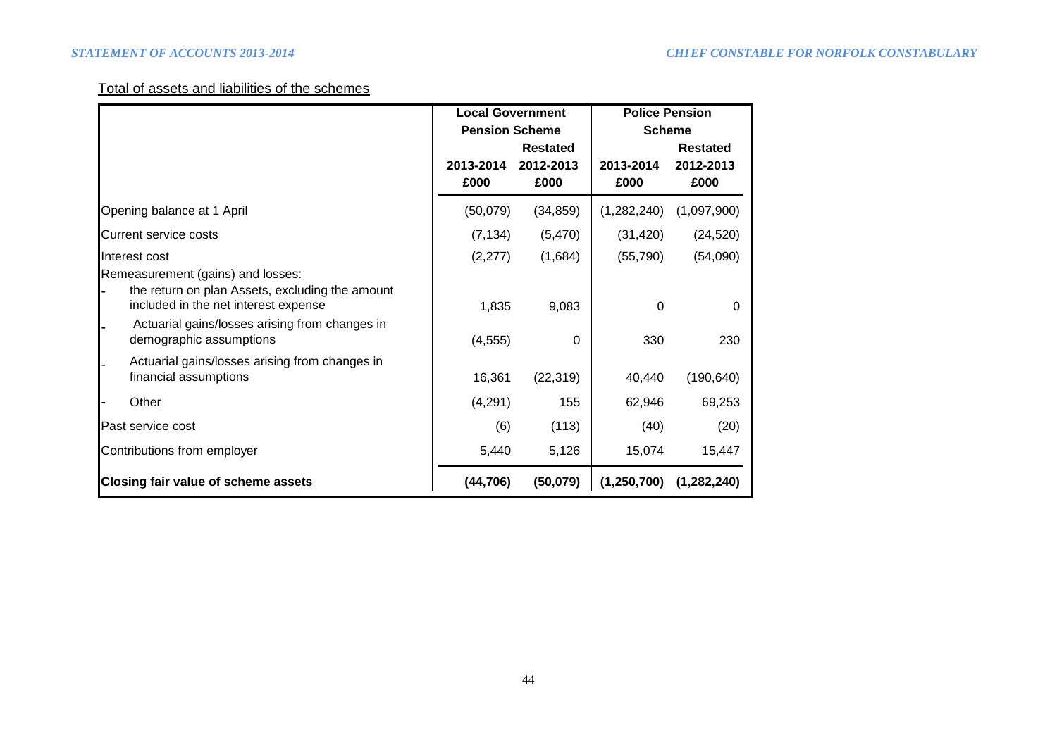Total of assets and liabilities of the schemes

| | Local Government Pension Scheme | | Police Pension Scheme | |
|---|---|---|---|---|
| | | Restated | | Restated |
| | 2013-2014 £000 | 2012-2013 £000 | 2013-2014 £000 | 2012-2013 £000 |
| Opening balance at 1 April | (50,079) | (34,859) | (1,282,240) | (1,097,900) |
| Current service costs | (7,134) | (5,470) | (31,420) | (24,520) |
| Interest cost | (2,277) | (1,684) | (55,790) | (54,090) |
| Remeasurement (gains) and losses: | | | | |
| - the return on plan Assets, excluding the amount included in the net interest expense | 1,835 | 9,083 | 0 | 0 |
| - Actuarial gains/losses arising from changes in demographic assumptions | (4,555) | 0 | 330 | 230 |
| - Actuarial gains/losses arising from changes in financial assumptions | 16,361 | (22,319) | 40,440 | (190,640) |
| - Other | (4,291) | 155 | 62,946 | 69,253 |
| Past service cost | (6) | (113) | (40) | (20) |
| Contributions from employer | 5,440 | 5,126 | 15,074 | 15,447 |
| **Closing fair value of scheme assets** | **(44,706)** | **(50,079)** | **(1,250,700)** | **(1,282,240)** |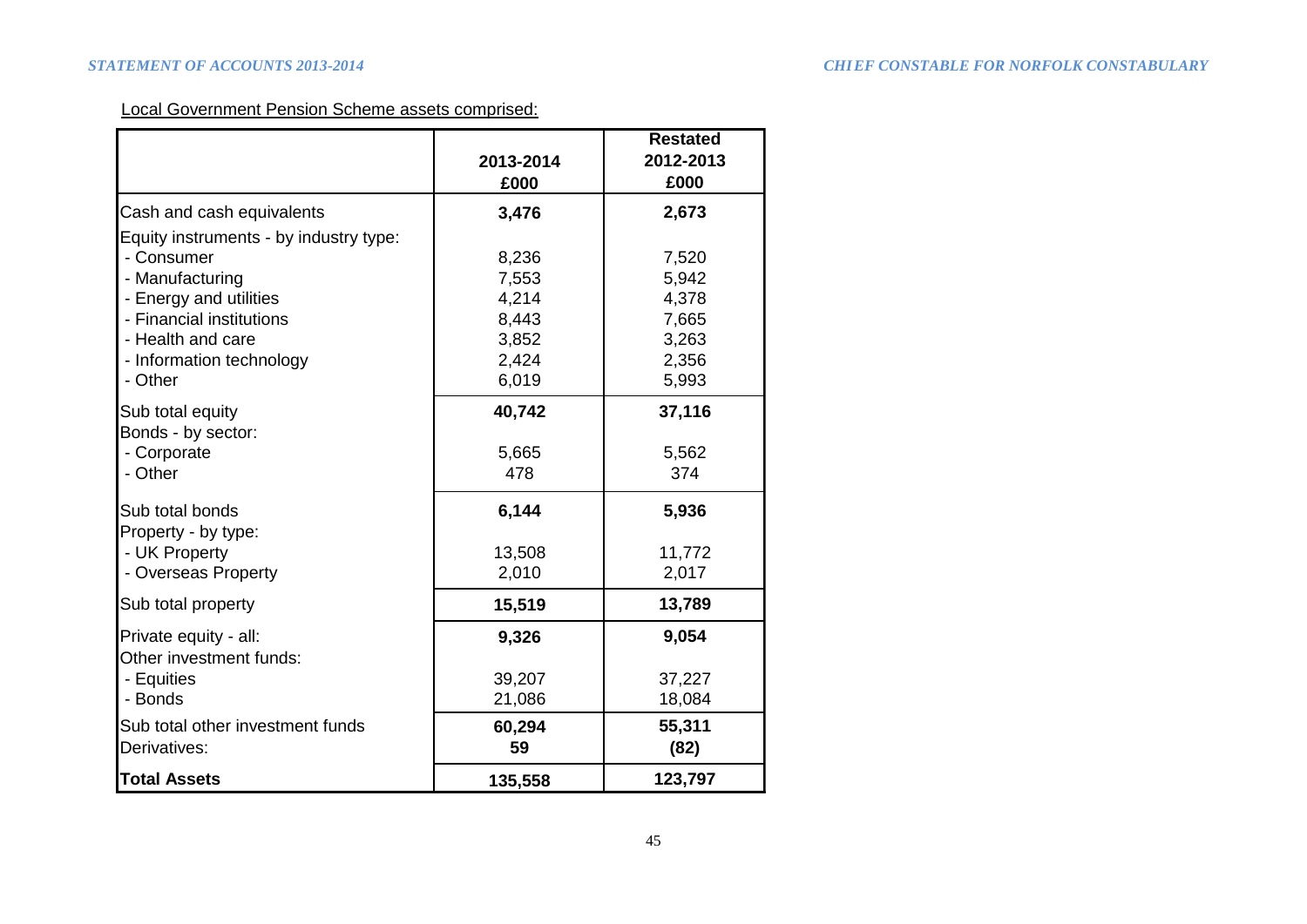Local Government Pension Scheme assets comprised:

| | 2013-2014 £000 | Restated 2012-2013 £000 |
|---|---|---|
| Cash and cash equivalents | **3,476** | **2,673** |
| Equity instruments - by industry type: | | |
| - Consumer | 8,236 | 7,520 |
| - Manufacturing | 7,553 | 5,942 |
| - Energy and utilities | 4,214 | 4,378 |
| - Financial institutions | 8,443 | 7,665 |
| - Health and care | 3,852 | 3,263 |
| - Information technology | 2,424 | 2,356 |
| - Other | 6,019 | 5,993 |
| Sub total equity | **40,742** | **37,116** |
| Bonds - by sector: | | |
| - Corporate | 5,665 | 5,562 |
| - Other | 478 | 374 |
| Sub total bonds | **6,144** | **5,936** |
| Property - by type: | | |
| - UK Property | 13,508 | 11,772 |
| - Overseas Property | 2,010 | 2,017 |
| Sub total property | **15,519** | **13,789** |
| Private equity - all: | **9,326** | **9,054** |
| Other investment funds: | | |
| - Equities | 39,207 | 37,227 |
| - Bonds | 21,086 | 18,084 |
| Sub total other investment funds | **60,294** | **55,311** |
| Derivatives: | **59** | **(82)** |
| **Total Assets** | **135,558** | **123,797** |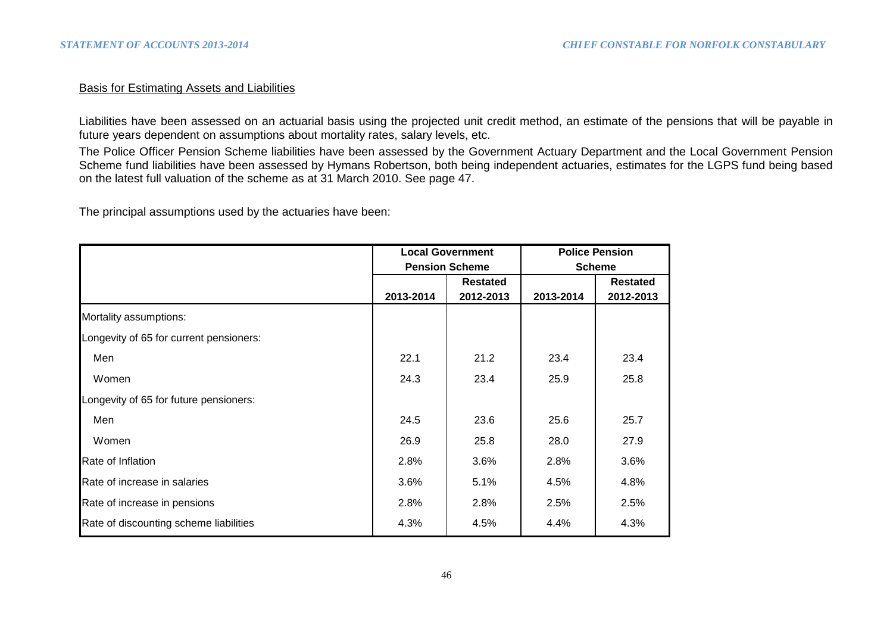Basis for Estimating Assets and Liabilities

Liabilities have been assessed on an actuarial basis using the projected unit credit method, an estimate of the pensions that will be payable in future years dependent on assumptions about mortality rates, salary levels, etc.

The Police Officer Pension Scheme liabilities have been assessed by the Government Actuary Department and the Local Government Pension Scheme fund liabilities have been assessed by Hymans Robertson, both being independent actuaries, estimates for the LGPS fund being based on the latest full valuation of the scheme as at 31 March 2010. See page 47.

The principal assumptions used by the actuaries have been:

| | Local Government Pension Scheme | | Police Pension Scheme | |
|---|---|---|---|---|
| | 2013-2014 | Restated 2012-2013 | 2013-2014 | Restated 2012-2013 |
| Mortality assumptions: | | | | |
| Longevity of 65 for current pensioners: | | | | |
| Men | 22.1 | 21.2 | 23.4 | 23.4 |
| Women | 24.3 | 23.4 | 25.9 | 25.8 |
| Longevity of 65 for future pensioners: | | | | |
| Men | 24.5 | 23.6 | 25.6 | 25.7 |
| Women | 26.9 | 25.8 | 28.0 | 27.9 |
| Rate of Inflation | 2.8% | 3.6% | 2.8% | 3.6% |
| Rate of increase in salaries | 3.6% | 5.1% | 4.5% | 4.8% |
| Rate of increase in pensions | 2.8% | 2.8% | 2.5% | 2.5% |
| Rate of discounting scheme liabilities | 4.3% | 4.5% | 4.4% | 4.3% |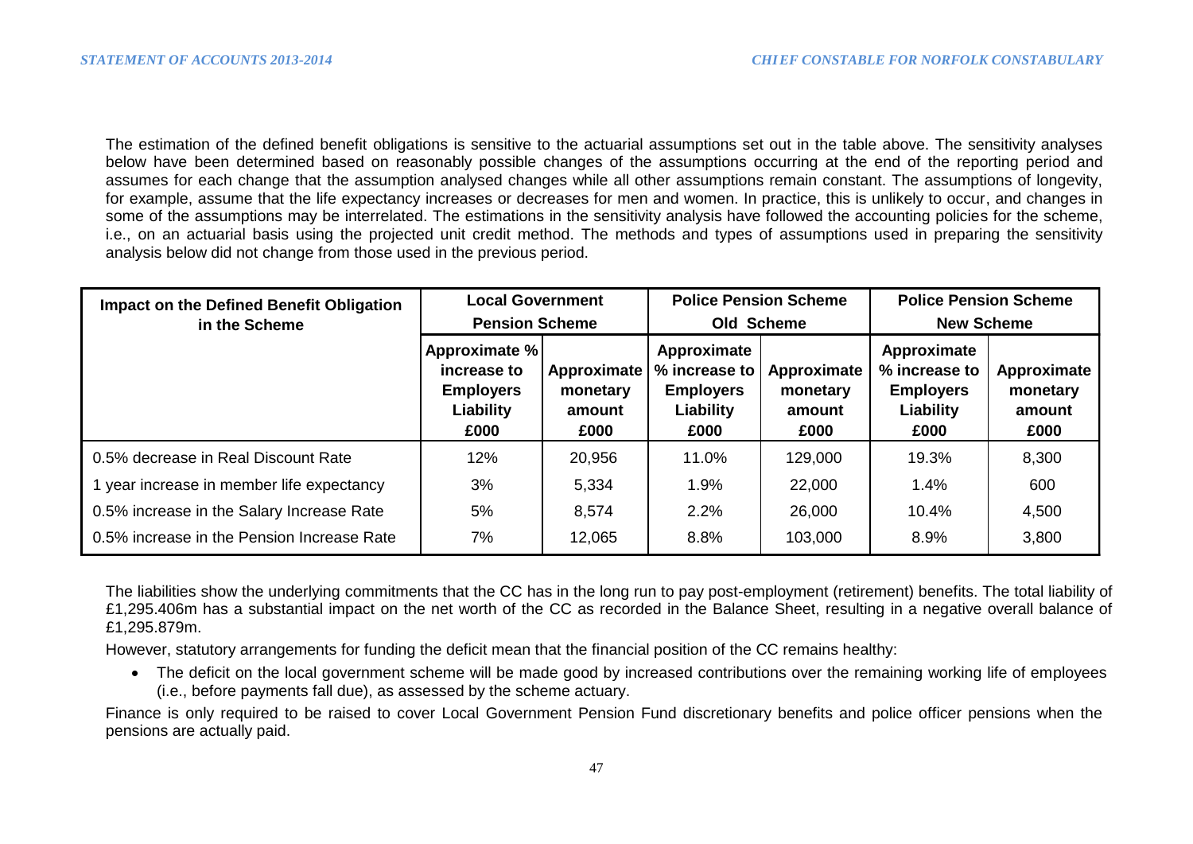The estimation of the defined benefit obligations is sensitive to the actuarial assumptions set out in the table above. The sensitivity analyses below have been determined based on reasonably possible changes of the assumptions occurring at the end of the reporting period and assumes for each change that the assumption analysed changes while all other assumptions remain constant. The assumptions of longevity, for example, assume that the life expectancy increases or decreases for men and women. In practice, this is unlikely to occur, and changes in some of the assumptions may be interrelated. The estimations in the sensitivity analysis have followed the accounting policies for the scheme, i.e., on an actuarial basis using the projected unit credit method. The methods and types of assumptions used in preparing the sensitivity analysis below did not change from those used in the previous period.

| Impact on the Defined Benefit Obligation in the Scheme | Local Government Pension Scheme | | Police Pension Scheme Old Scheme | | Police Pension Scheme New Scheme | |
|---|---|---|---|---|---|---|
| | Approximate % increase to Employers Liability £000 | Approximate monetary amount £000 | Approximate % increase to Employers Liability £000 | Approximate monetary amount £000 | Approximate % increase to Employers Liability £000 | Approximate monetary amount £000 |
| 0.5% decrease in Real Discount Rate | 12% | 20,956 | 11.0% | 129,000 | 19.3% | 8,300 |
| 1 year increase in member life expectancy | 3% | 5,334 | 1.9% | 22,000 | 1.4% | 600 |
| 0.5% increase in the Salary Increase Rate | 5% | 8,574 | 2.2% | 26,000 | 10.4% | 4,500 |
| 0.5% increase in the Pension Increase Rate | 7% | 12,065 | 8.8% | 103,000 | 8.9% | 3,800 |

The liabilities show the underlying commitments that the CC has in the long run to pay post-employment (retirement) benefits. The total liability of £1,295.406m has a substantial impact on the net worth of the CC as recorded in the Balance Sheet, resulting in a negative overall balance of £1,295.879m.

However, statutory arrangements for funding the deficit mean that the financial position of the CC remains healthy:

- The deficit on the local government scheme will be made good by increased contributions over the remaining working life of employees (i.e., before payments fall due), as assessed by the scheme actuary.

Finance is only required to be raised to cover Local Government Pension Fund discretionary benefits and police officer pensions when the pensions are actually paid.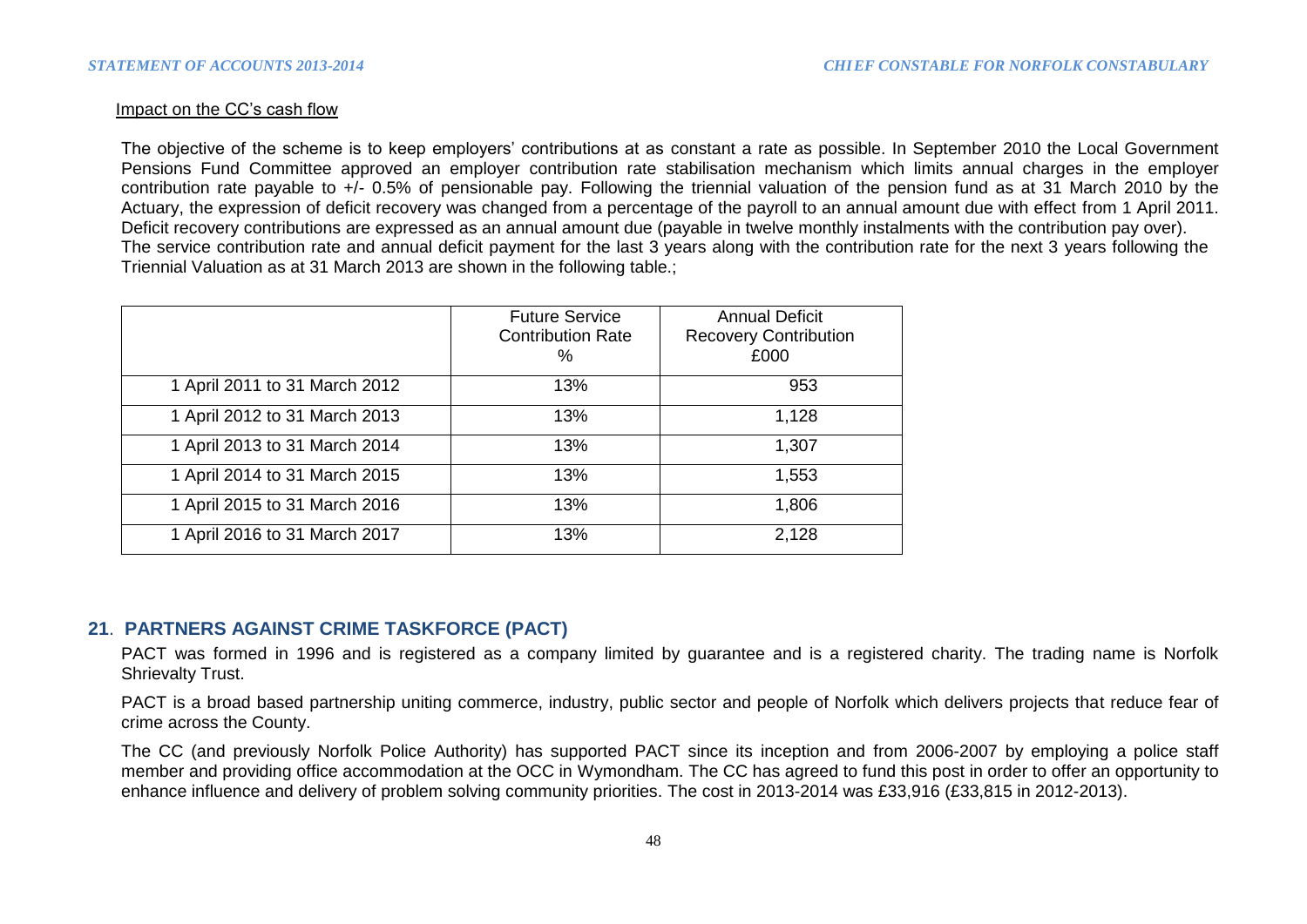Impact on the CC's cash flow

The objective of the scheme is to keep employers' contributions at as constant a rate as possible. In September 2010 the Local Government Pensions Fund Committee approved an employer contribution rate stabilisation mechanism which limits annual charges in the employer contribution rate payable to +/- 0.5% of pensionable pay. Following the triennial valuation of the pension fund as at 31 March 2010 by the Actuary, the expression of deficit recovery was changed from a percentage of the payroll to an annual amount due with effect from 1 April 2011. Deficit recovery contributions are expressed as an annual amount due (payable in twelve monthly instalments with the contribution pay over).
The service contribution rate and annual deficit payment for the last 3 years along with the contribution rate for the next 3 years following the Triennial Valuation as at 31 March 2013 are shown in the following table.;

| | Future Service Contribution Rate % | Annual Deficit Recovery Contribution £000 |
|---|---|---|
| 1 April 2011 to 31 March 2012 | 13% | 953 |
| 1 April 2012 to 31 March 2013 | 13% | 1,128 |
| 1 April 2013 to 31 March 2014 | 13% | 1,307 |
| 1 April 2014 to 31 March 2015 | 13% | 1,553 |
| 1 April 2015 to 31 March 2016 | 13% | 1,806 |
| 1 April 2016 to 31 March 2017 | 13% | 2,128 |

## 21. PARTNERS AGAINST CRIME TASKFORCE (PACT)

PACT was formed in 1996 and is registered as a company limited by guarantee and is a registered charity. The trading name is Norfolk Shrievalty Trust.

PACT is a broad based partnership uniting commerce, industry, public sector and people of Norfolk which delivers projects that reduce fear of crime across the County.

The CC (and previously Norfolk Police Authority) has supported PACT since its inception and from 2006-2007 by employing a police staff member and providing office accommodation at the OCC in Wymondham. The CC has agreed to fund this post in order to offer an opportunity to enhance influence and delivery of problem solving community priorities. The cost in 2013-2014 was £33,916 (£33,815 in 2012-2013).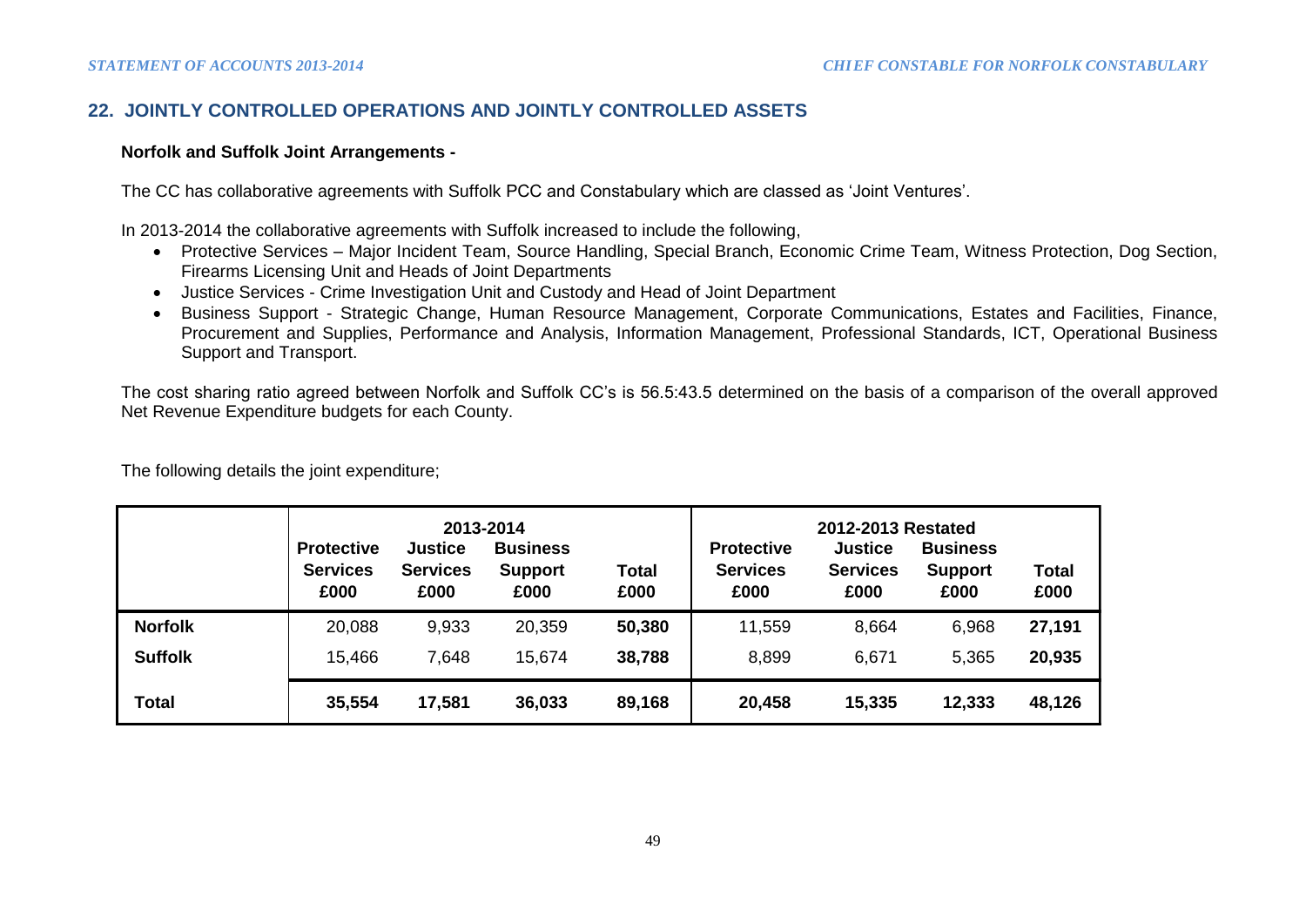## 22. JOINTLY CONTROLLED OPERATIONS AND JOINTLY CONTROLLED ASSETS

**Norfolk and Suffolk Joint Arrangements -**

The CC has collaborative agreements with Suffolk PCC and Constabulary which are classed as 'Joint Ventures'.

In 2013-2014 the collaborative agreements with Suffolk increased to include the following,

- Protective Services – Major Incident Team, Source Handling, Special Branch, Economic Crime Team, Witness Protection, Dog Section, Firearms Licensing Unit and Heads of Joint Departments
- Justice Services - Crime Investigation Unit and Custody and Head of Joint Department
- Business Support - Strategic Change, Human Resource Management, Corporate Communications, Estates and Facilities, Finance, Procurement and Supplies, Performance and Analysis, Information Management, Professional Standards, ICT, Operational Business Support and Transport.

The cost sharing ratio agreed between Norfolk and Suffolk CC's is 56.5:43.5 determined on the basis of a comparison of the overall approved Net Revenue Expenditure budgets for each County.

The following details the joint expenditure;

| | 2013-2014 | | | | 2012-2013 Restated | | | |
|---|---|---|---|---|---|---|---|---|
| | Protective Services £000 | Justice Services £000 | Business Support £000 | Total £000 | Protective Services £000 | Justice Services £000 | Business Support £000 | Total £000 |
| **Norfolk** | 20,088 | 9,933 | 20,359 | **50,380** | 11,559 | 8,664 | 6,968 | **27,191** |
| **Suffolk** | 15,466 | 7,648 | 15,674 | **38,788** | 8,899 | 6,671 | 5,365 | **20,935** |
| **Total** | **35,554** | **17,581** | **36,033** | **89,168** | **20,458** | **15,335** | **12,333** | **48,126** |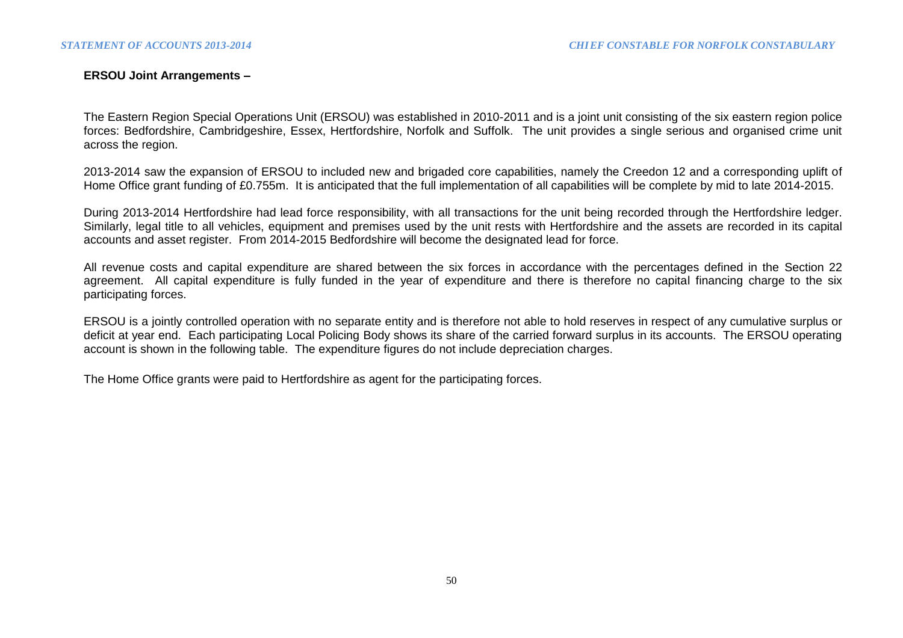**ERSOU Joint Arrangements –**

The Eastern Region Special Operations Unit (ERSOU) was established in 2010-2011 and is a joint unit consisting of the six eastern region police forces: Bedfordshire, Cambridgeshire, Essex, Hertfordshire, Norfolk and Suffolk. The unit provides a single serious and organised crime unit across the region.

2013-2014 saw the expansion of ERSOU to included new and brigaded core capabilities, namely the Creedon 12 and a corresponding uplift of Home Office grant funding of £0.755m. It is anticipated that the full implementation of all capabilities will be complete by mid to late 2014-2015.

During 2013-2014 Hertfordshire had lead force responsibility, with all transactions for the unit being recorded through the Hertfordshire ledger. Similarly, legal title to all vehicles, equipment and premises used by the unit rests with Hertfordshire and the assets are recorded in its capital accounts and asset register. From 2014-2015 Bedfordshire will become the designated lead for force.

All revenue costs and capital expenditure are shared between the six forces in accordance with the percentages defined in the Section 22 agreement. All capital expenditure is fully funded in the year of expenditure and there is therefore no capital financing charge to the six participating forces.

ERSOU is a jointly controlled operation with no separate entity and is therefore not able to hold reserves in respect of any cumulative surplus or deficit at year end. Each participating Local Policing Body shows its share of the carried forward surplus in its accounts. The ERSOU operating account is shown in the following table. The expenditure figures do not include depreciation charges.

The Home Office grants were paid to Hertfordshire as agent for the participating forces.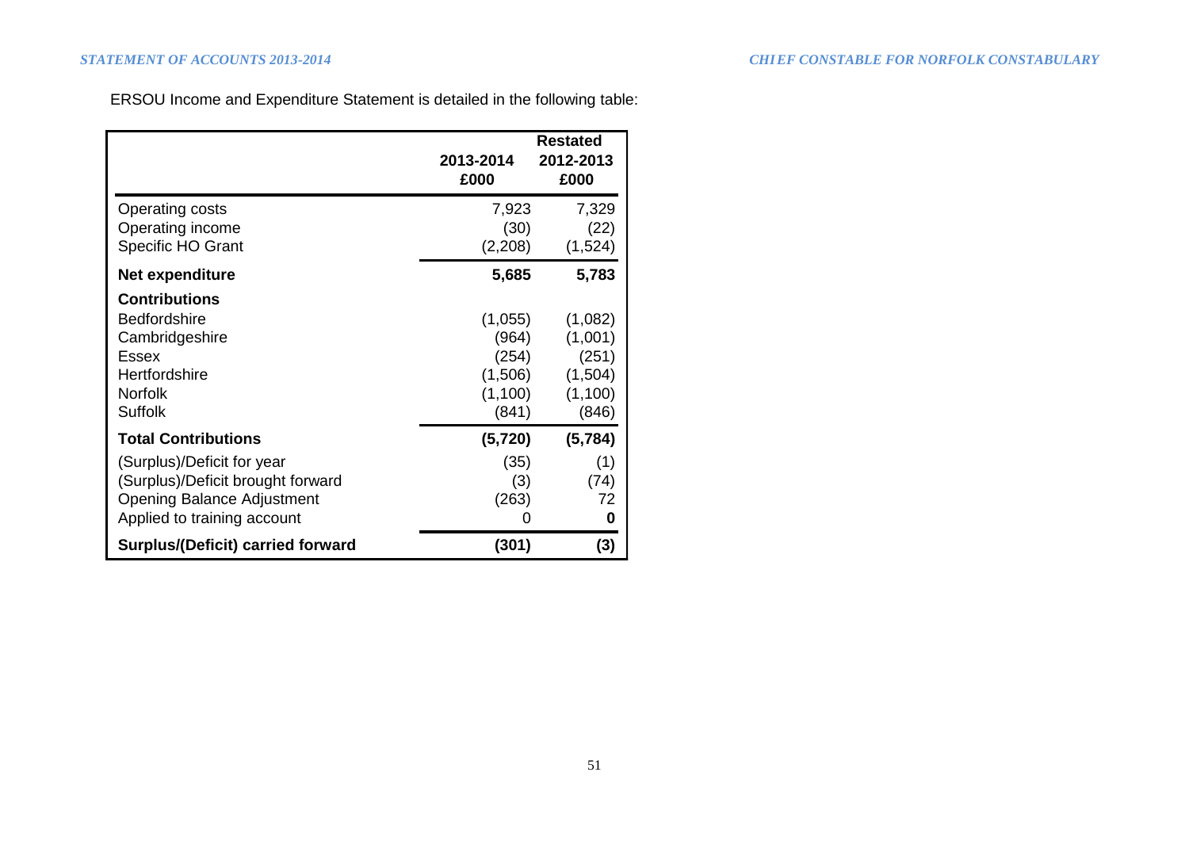ERSOU Income and Expenditure Statement is detailed in the following table:

| | 2013-2014 £000 | Restated 2012-2013 £000 |
|---|---|---|
| Operating costs | 7,923 | 7,329 |
| Operating income | (30) | (22) |
| Specific HO Grant | (2,208) | (1,524) |
| **Net expenditure** | **5,685** | **5,783** |
| **Contributions** | | |
| Bedfordshire | (1,055) | (1,082) |
| Cambridgeshire | (964) | (1,001) |
| Essex | (254) | (251) |
| Hertfordshire | (1,506) | (1,504) |
| Norfolk | (1,100) | (1,100) |
| Suffolk | (841) | (846) |
| **Total Contributions** | **(5,720)** | **(5,784)** |
| (Surplus)/Deficit for year | (35) | (1) |
| (Surplus)/Deficit brought forward | (3) | (74) |
| Opening Balance Adjustment | (263) | 72 |
| Applied to training account | 0 | **0** |
| **Surplus/(Deficit) carried forward** | **(301)** | **(3)** |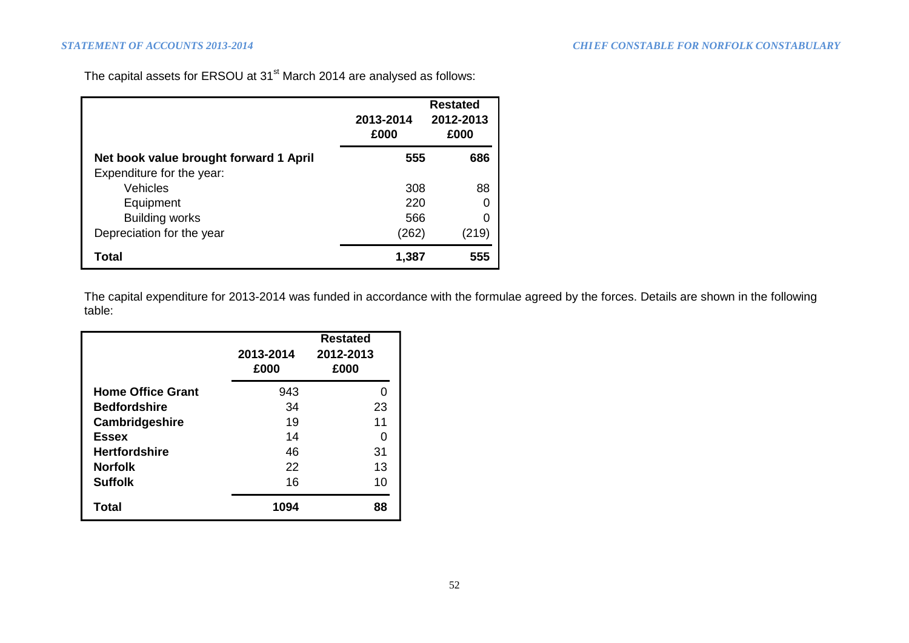The capital assets for ERSOU at 31st March 2014 are analysed as follows:

| | 2013-2014 £000 | Restated 2012-2013 £000 |
|---|---|---|
| **Net book value brought forward 1 April** | **555** | **686** |
| Expenditure for the year: | | |
| Vehicles | 308 | 88 |
| Equipment | 220 | 0 |
| Building works | 566 | 0 |
| Depreciation for the year | (262) | (219) |
| **Total** | **1,387** | **555** |

The capital expenditure for 2013-2014 was funded in accordance with the formulae agreed by the forces. Details are shown in the following table:

| | 2013-2014 £000 | Restated 2012-2013 £000 |
|---|---|---|
| **Home Office Grant** | 943 | 0 |
| **Bedfordshire** | 34 | 23 |
| **Cambridgeshire** | 19 | 11 |
| **Essex** | 14 | 0 |
| **Hertfordshire** | 46 | 31 |
| **Norfolk** | 22 | 13 |
| **Suffolk** | 16 | 10 |
| **Total** | **1094** | **88** |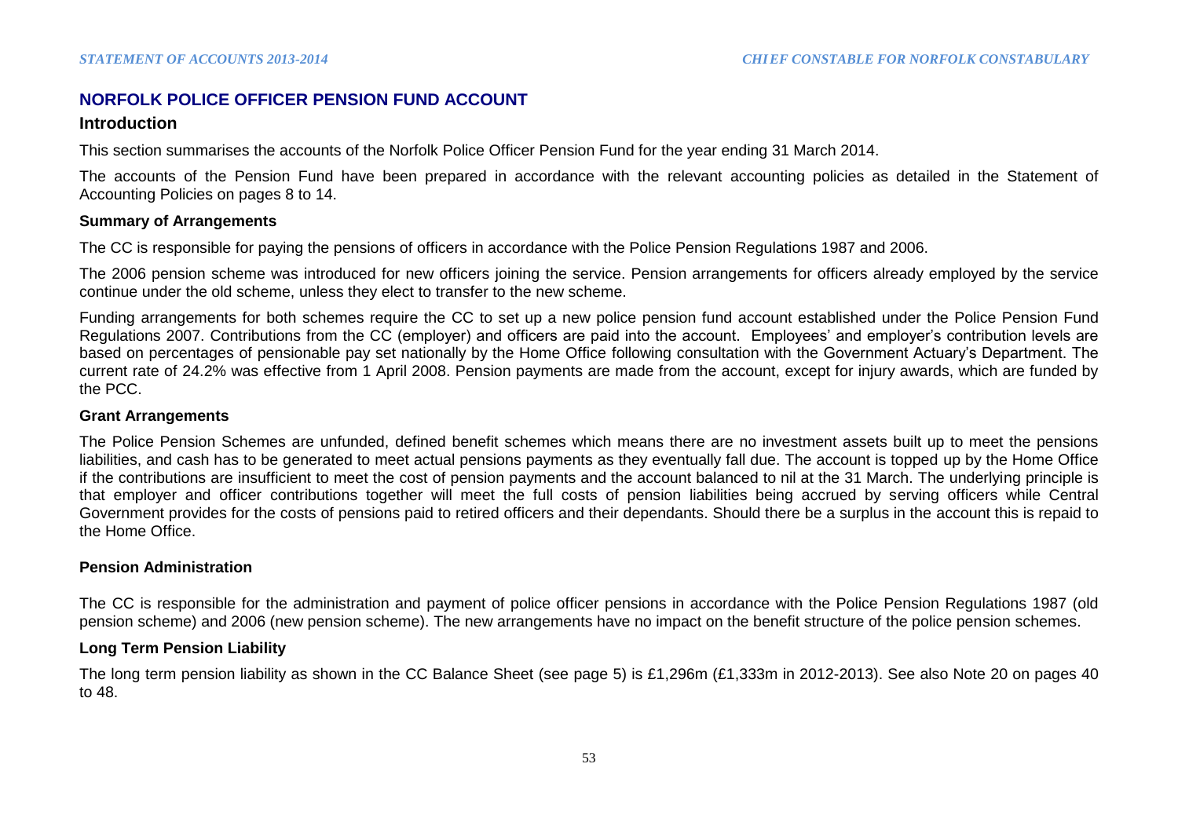## NORFOLK POLICE OFFICER PENSION FUND ACCOUNT

### Introduction

This section summarises the accounts of the Norfolk Police Officer Pension Fund for the year ending 31 March 2014.

The accounts of the Pension Fund have been prepared in accordance with the relevant accounting policies as detailed in the Statement of Accounting Policies on pages 8 to 14.

#### Summary of Arrangements

The CC is responsible for paying the pensions of officers in accordance with the Police Pension Regulations 1987 and 2006.

The 2006 pension scheme was introduced for new officers joining the service. Pension arrangements for officers already employed by the service continue under the old scheme, unless they elect to transfer to the new scheme.

Funding arrangements for both schemes require the CC to set up a new police pension fund account established under the Police Pension Fund Regulations 2007. Contributions from the CC (employer) and officers are paid into the account. Employees' and employer's contribution levels are based on percentages of pensionable pay set nationally by the Home Office following consultation with the Government Actuary's Department. The current rate of 24.2% was effective from 1 April 2008. Pension payments are made from the account, except for injury awards, which are funded by the PCC.

#### Grant Arrangements

The Police Pension Schemes are unfunded, defined benefit schemes which means there are no investment assets built up to meet the pensions liabilities, and cash has to be generated to meet actual pensions payments as they eventually fall due. The account is topped up by the Home Office if the contributions are insufficient to meet the cost of pension payments and the account balanced to nil at the 31 March. The underlying principle is that employer and officer contributions together will meet the full costs of pension liabilities being accrued by serving officers while Central Government provides for the costs of pensions paid to retired officers and their dependants. Should there be a surplus in the account this is repaid to the Home Office.

#### Pension Administration

The CC is responsible for the administration and payment of police officer pensions in accordance with the Police Pension Regulations 1987 (old pension scheme) and 2006 (new pension scheme). The new arrangements have no impact on the benefit structure of the police pension schemes.

#### Long Term Pension Liability

The long term pension liability as shown in the CC Balance Sheet (see page 5) is £1,296m (£1,333m in 2012-2013). See also Note 20 on pages 40 to 48.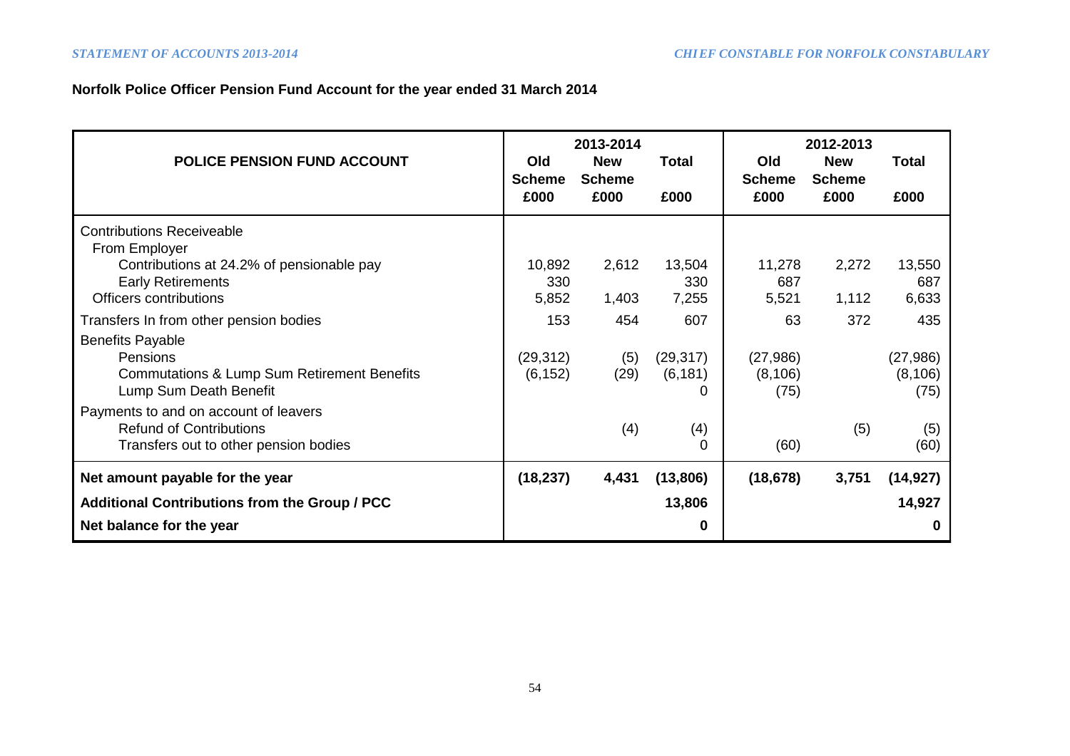## Norfolk Police Officer Pension Fund Account for the year ended 31 March 2014

| POLICE PENSION FUND ACCOUNT | 2013-2014 | | | 2012-2013 | | |
|---|---|---|---|---|---|---|
| | Old Scheme £000 | New Scheme £000 | Total £000 | Old Scheme £000 | New Scheme £000 | Total £000 |
| Contributions Receiveable | | | | | | |
| From Employer | | | | | | |
| Contributions at 24.2% of pensionable pay | 10,892 | 2,612 | 13,504 | 11,278 | 2,272 | 13,550 |
| Early Retirements | 330 | | 330 | 687 | | 687 |
| Officers contributions | 5,852 | 1,403 | 7,255 | 5,521 | 1,112 | 6,633 |
| Transfers In from other pension bodies | 153 | 454 | 607 | 63 | 372 | 435 |
| Benefits Payable | | | | | | |
| Pensions | (29,312) | (5) | (29,317) | (27,986) | | (27,986) |
| Commutations & Lump Sum Retirement Benefits | (6,152) | (29) | (6,181) | (8,106) | | (8,106) |
| Lump Sum Death Benefit | | | 0 | (75) | | (75) |
| Payments to and on account of leavers | | | | | | |
| Refund of Contributions | | (4) | (4) | | (5) | (5) |
| Transfers out to other pension bodies | | | 0 | (60) | | (60) |
| **Net amount payable for the year** | **(18,237)** | **4,431** | **(13,806)** | **(18,678)** | **3,751** | **(14,927)** |
| **Additional Contributions from the Group / PCC** | | | **13,806** | | | **14,927** |
| **Net balance for the year** | | | **0** | | | **0** |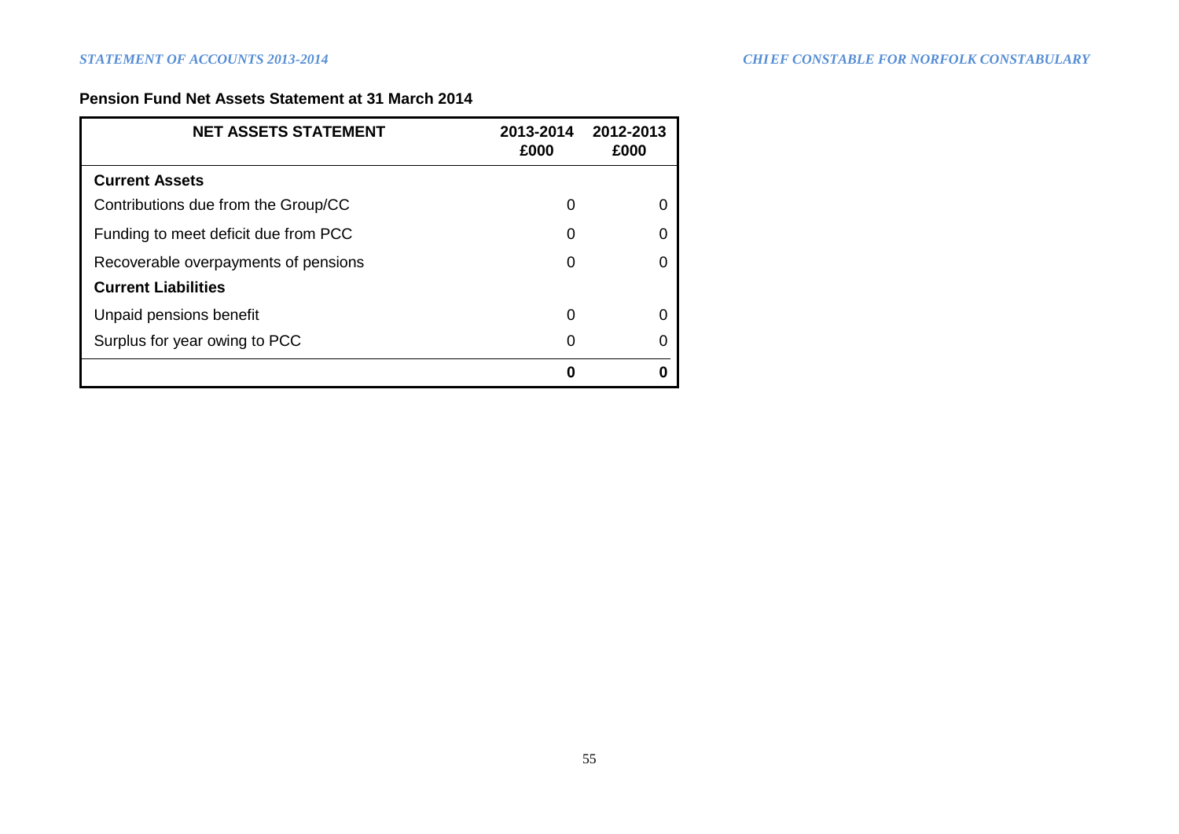**Pension Fund Net Assets Statement at 31 March 2014**

| NET ASSETS STATEMENT | 2013-2014 £000 | 2012-2013 £000 |
|---|---|---|
| **Current Assets** | | |
| Contributions due from the Group/CC | 0 | 0 |
| Funding to meet deficit due from PCC | 0 | 0 |
| Recoverable overpayments of pensions | 0 | 0 |
| **Current Liabilities** | | |
| Unpaid pensions benefit | 0 | 0 |
| Surplus for year owing to PCC | 0 | 0 |
| | **0** | **0** |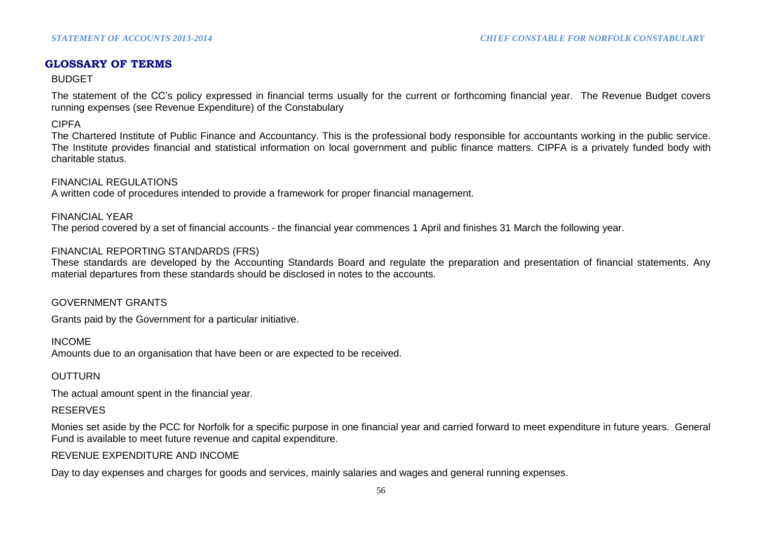## GLOSSARY OF TERMS

BUDGET

The statement of the CC's policy expressed in financial terms usually for the current or forthcoming financial year. The Revenue Budget covers running expenses (see Revenue Expenditure) of the Constabulary

CIPFA

The Chartered Institute of Public Finance and Accountancy. This is the professional body responsible for accountants working in the public service. The Institute provides financial and statistical information on local government and public finance matters. CIPFA is a privately funded body with charitable status.

FINANCIAL REGULATIONS

A written code of procedures intended to provide a framework for proper financial management.

FINANCIAL YEAR

The period covered by a set of financial accounts - the financial year commences 1 April and finishes 31 March the following year.

FINANCIAL REPORTING STANDARDS (FRS)

These standards are developed by the Accounting Standards Board and regulate the preparation and presentation of financial statements. Any material departures from these standards should be disclosed in notes to the accounts.

GOVERNMENT GRANTS

Grants paid by the Government for a particular initiative.

INCOME

Amounts due to an organisation that have been or are expected to be received.

OUTTURN

The actual amount spent in the financial year.

RESERVES

Monies set aside by the PCC for Norfolk for a specific purpose in one financial year and carried forward to meet expenditure in future years. General Fund is available to meet future revenue and capital expenditure.

REVENUE EXPENDITURE AND INCOME

Day to day expenses and charges for goods and services, mainly salaries and wages and general running expenses.